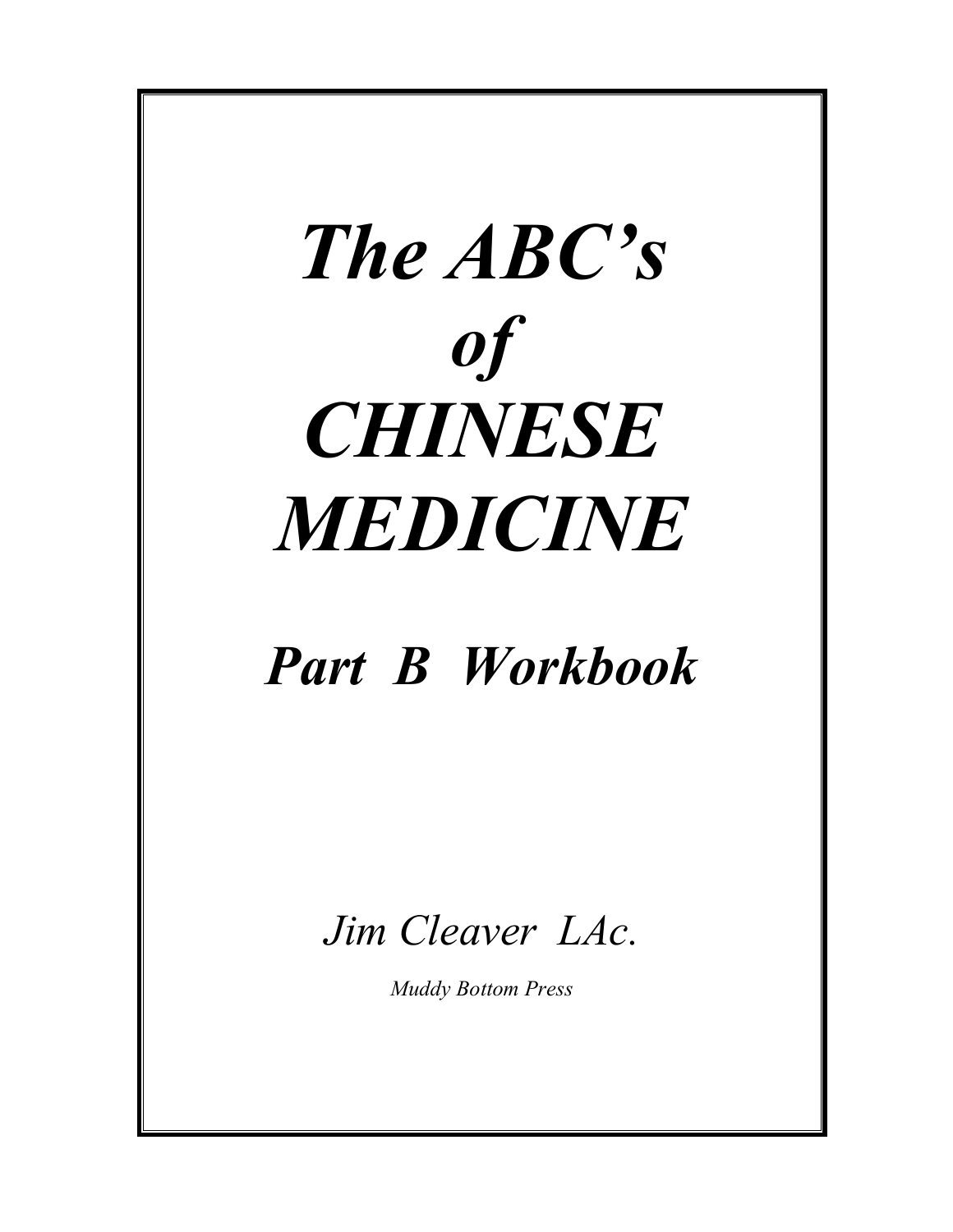# *The ABC's of CHINESE MEDICINE*

## *Part B Workbook*

*Jim Cleaver LAc.*

*Muddy Bottom Press*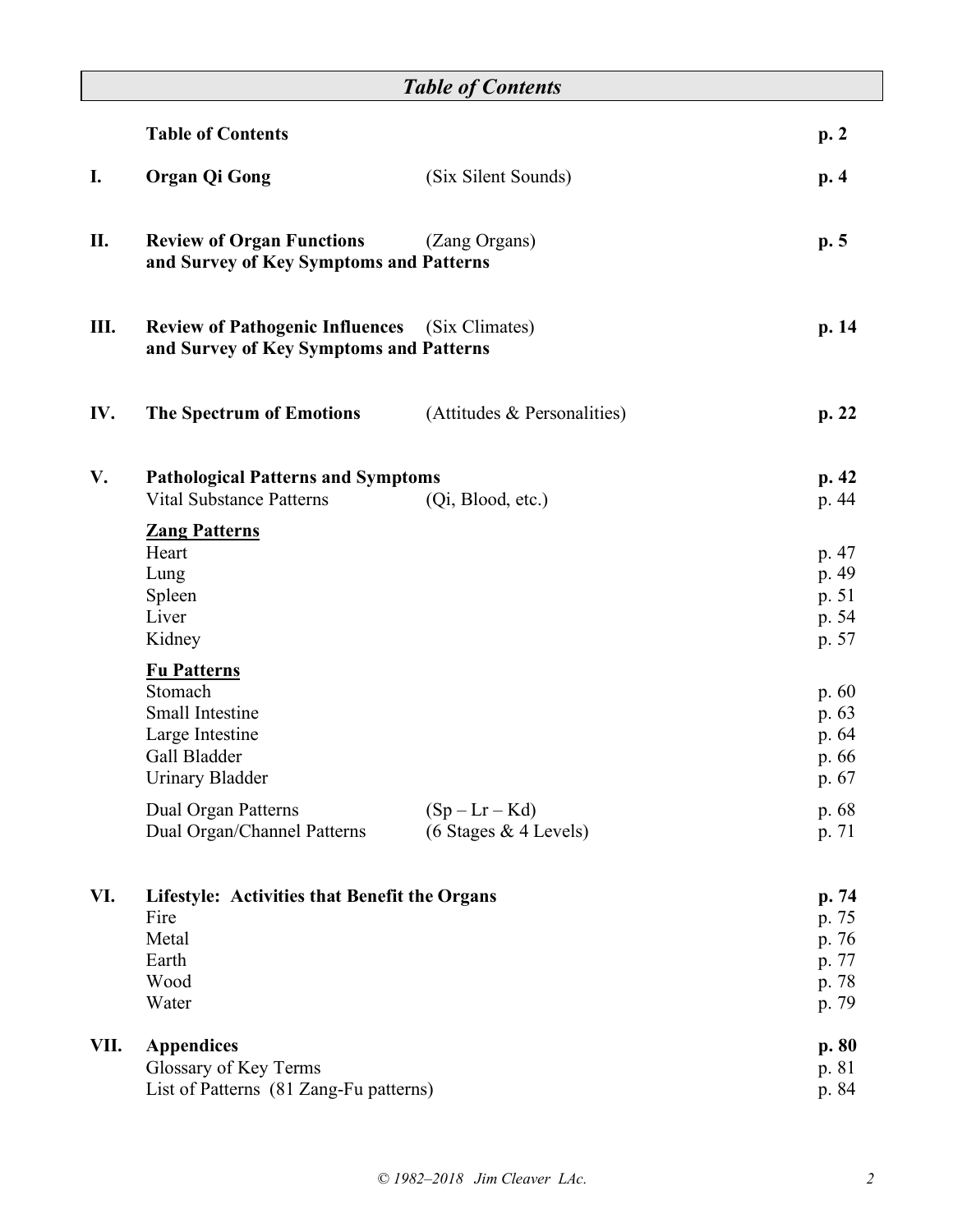# *Table of Contents*

| | | | |
|---|---|---|---|
| | **Table of Contents** | | **p. 2** |
| **I.** | **Organ Qi Gong** | (Six Silent Sounds) | **p. 4** |
| **II.** | **Review of Organ Functions and Survey of Key Symptoms and Patterns** | (Zang Organs) | **p. 5** |
| **III.** | **Review of Pathogenic Influences and Survey of Key Symptoms and Patterns** | (Six Climates) | **p. 14** |
| **IV.** | **The Spectrum of Emotions** | (Attitudes & Personalities) | **p. 22** |
| **V.** | **Pathological Patterns and Symptoms** | | **p. 42** |
| | Vital Substance Patterns | (Qi, Blood, etc.) | p. 44 |
| | **Zang Patterns** | | |
| | Heart | | p. 47 |
| | Lung | | p. 49 |
| | Spleen | | p. 51 |
| | Liver | | p. 54 |
| | Kidney | | p. 57 |
| | **Fu Patterns** | | |
| | Stomach | | p. 60 |
| | Small Intestine | | p. 63 |
| | Large Intestine | | p. 64 |
| | Gall Bladder | | p. 66 |
| | Urinary Bladder | | p. 67 |
| | Dual Organ Patterns | (Sp – Lr – Kd) | p. 68 |
| | Dual Organ/Channel Patterns | (6 Stages & 4 Levels) | p. 71 |
| **VI.** | **Lifestyle: Activities that Benefit the Organs** | | **p. 74** |
| | Fire | | p. 75 |
| | Metal | | p. 76 |
| | Earth | | p. 77 |
| | Wood | | p. 78 |
| | Water | | p. 79 |
| **VII.** | **Appendices** | | **p. 80** |
| | Glossary of Key Terms | | p. 81 |
| | List of Patterns (81 Zang-Fu patterns) | | p. 84 |

*© 1982–2018 Jim Cleaver LAc.*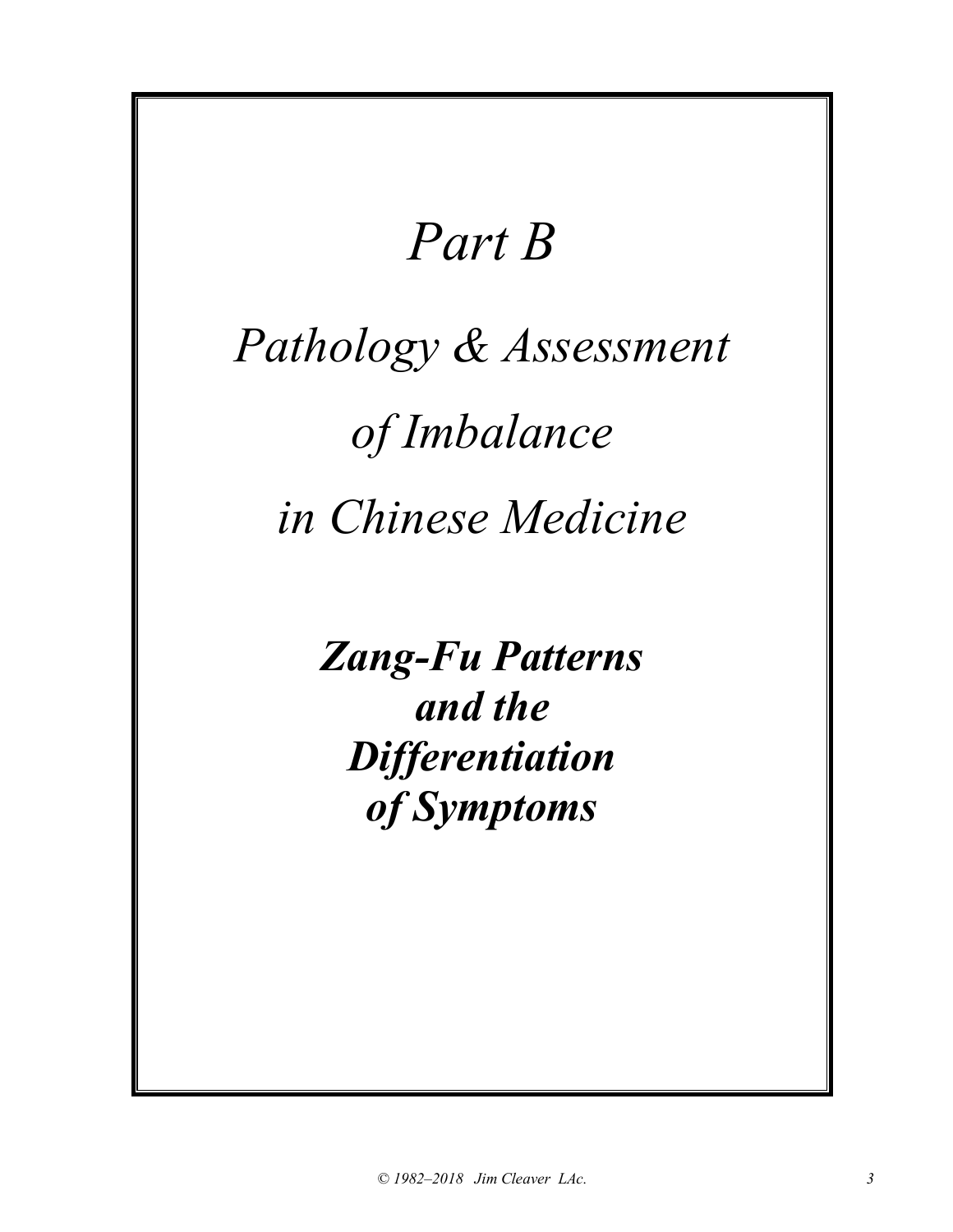# *Part B*

# *Pathology & Assessment of Imbalance in Chinese Medicine*

## ***Zang-Fu Patterns and the Differentiation of Symptoms***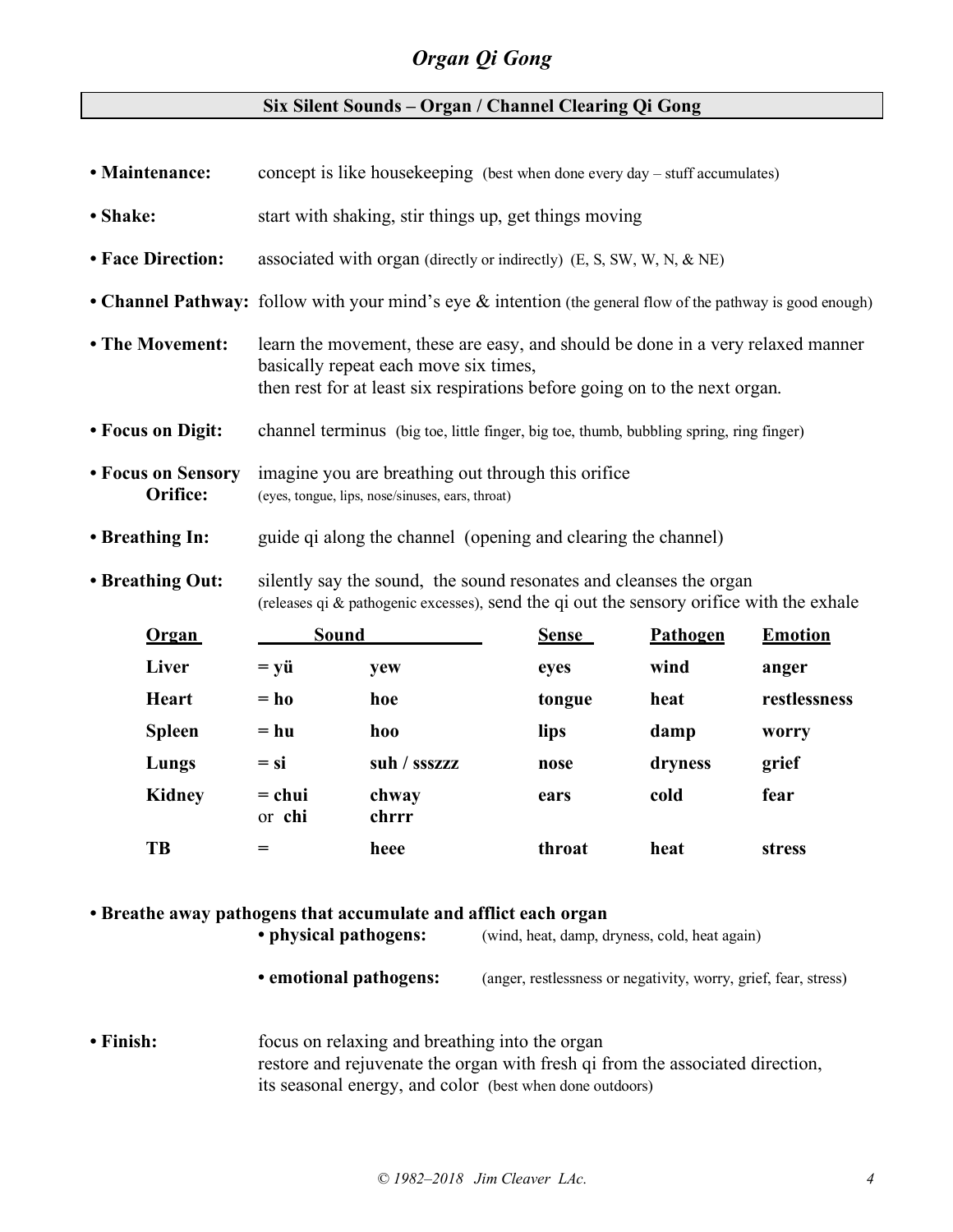## Organ Qi Gong

### Six Silent Sounds – Organ / Channel Clearing Qi Gong

- **Maintenance:** concept is like housekeeping (best when done every day – stuff accumulates)
- **Shake:** start with shaking, stir things up, get things moving
- **Face Direction:** associated with organ (directly or indirectly) (E, S, SW, W, N, & NE)
- **Channel Pathway:** follow with your mind's eye & intention (the general flow of the pathway is good enough)
- **The Movement:** learn the movement, these are easy, and should be done in a very relaxed manner basically repeat each move six times, then rest for at least six respirations before going on to the next organ.
- **Focus on Digit:** channel terminus (big toe, little finger, big toe, thumb, bubbling spring, ring finger)
- **Focus on Sensory Orifice:** imagine you are breathing out through this orifice (eyes, tongue, lips, nose/sinuses, ears, throat)
- **Breathing In:** guide qi along the channel (opening and clearing the channel)
- **Breathing Out:** silently say the sound, the sound resonates and cleanses the organ (releases qi & pathogenic excesses), send the qi out the sensory orifice with the exhale

| Organ | Sound | | Sense | Pathogen | Emotion |
|---|---|---|---|---|---|
| **Liver** | **= yü** | **yew** | **eyes** | **wind** | **anger** |
| **Heart** | **= ho** | **hoe** | **tongue** | **heat** | **restlessness** |
| **Spleen** | **= hu** | **hoo** | **lips** | **damp** | **worry** |
| **Lungs** | **= si** | **suh / ssszzz** | **nose** | **dryness** | **grief** |
| **Kidney** | **= chui** or **chi** | **chway** **chrrr** | **ears** | **cold** | **fear** |
| **TB** | **=** | **heee** | **throat** | **heat** | **stress** |

- **Breathe away pathogens that accumulate and afflict each organ**
  - **physical pathogens:** (wind, heat, damp, dryness, cold, heat again)
  - **emotional pathogens:** (anger, restlessness or negativity, worry, grief, fear, stress)

- **Finish:** focus on relaxing and breathing into the organ restore and rejuvenate the organ with fresh qi from the associated direction, its seasonal energy, and color (best when done outdoors)

*© 1982–2018 Jim Cleaver LAc.*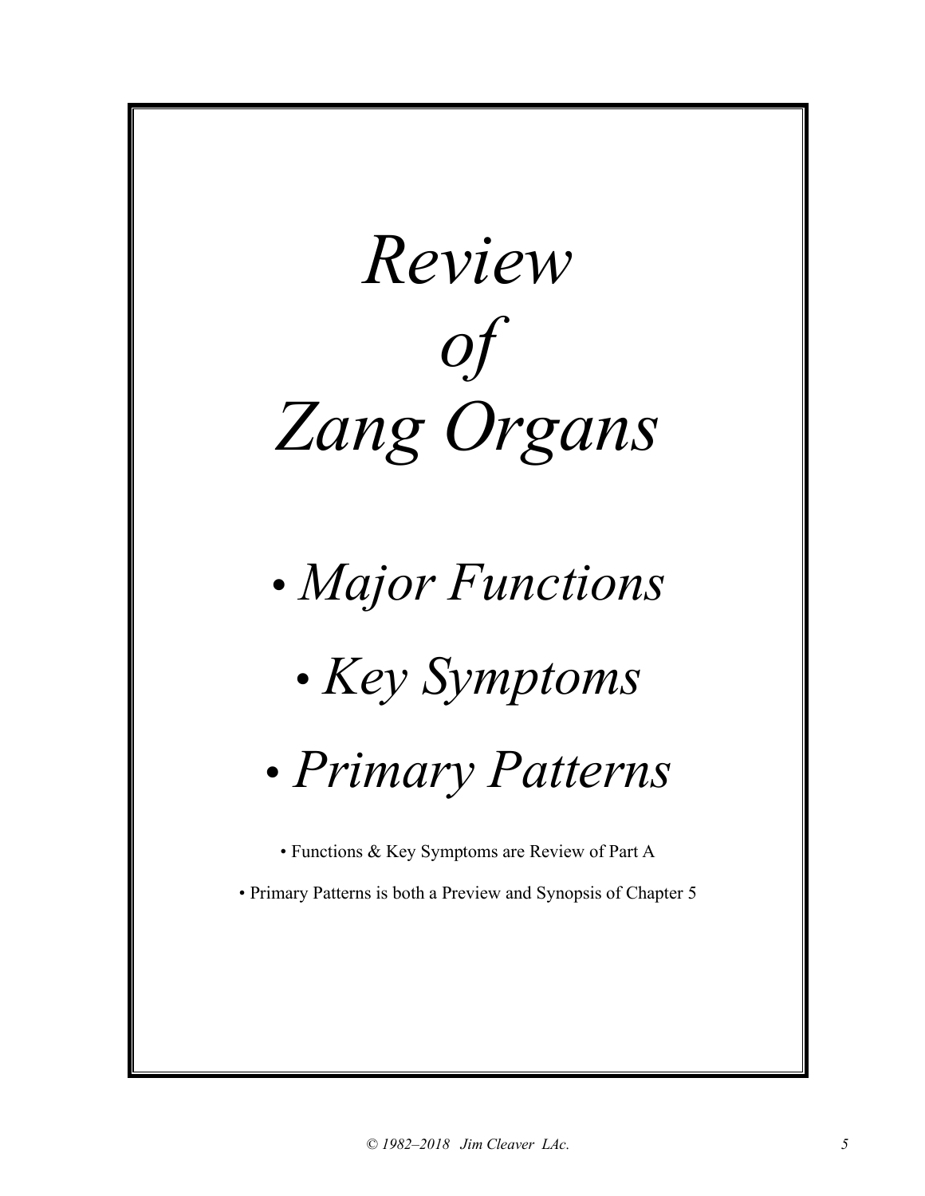# *Review of Zang Organs*

## • *Major Functions*

## • *Key Symptoms*

## • *Primary Patterns*

• Functions & Key Symptoms are Review of Part A

• Primary Patterns is both a Preview and Synopsis of Chapter 5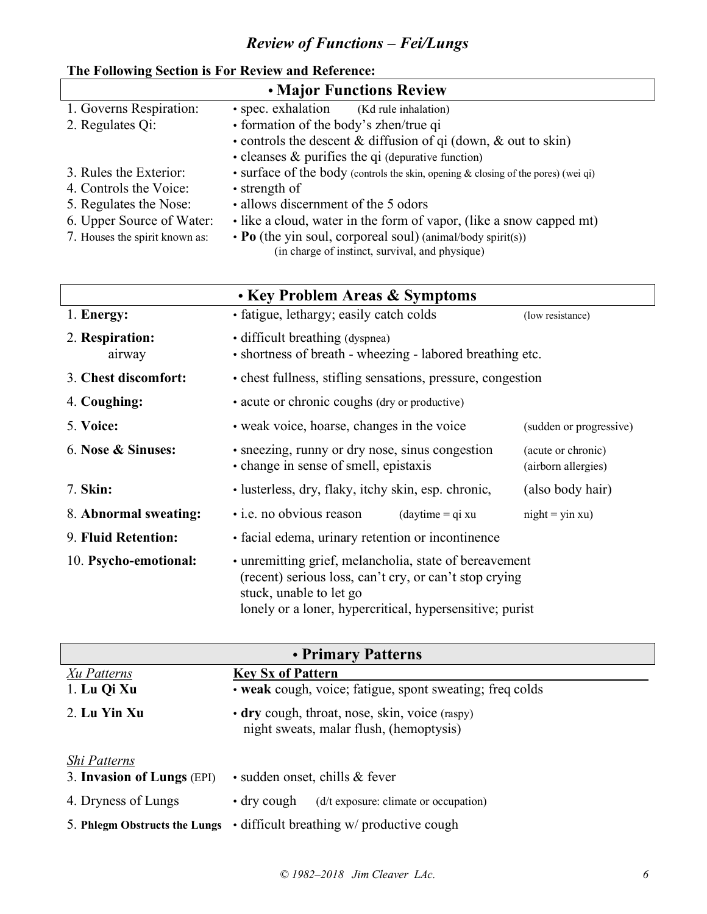# *Review of Functions – Fei/Lungs*

**The Following Section is For Review and Reference:**

## • Major Functions Review

| | |
|---|---|
| 1. Governs Respiration: | • spec. exhalation (Kd rule inhalation) |
| 2. Regulates Qi: | • formation of the body's zhen/true qi |
| | • controls the descent & diffusion of qi (down, & out to skin) |
| | • cleanses & purifies the qi (depurative function) |
| 3. Rules the Exterior: | • surface of the body (controls the skin, opening & closing of the pores) (wei qi) |
| 4. Controls the Voice: | • strength of |
| 5. Regulates the Nose: | • allows discernment of the 5 odors |
| 6. Upper Source of Water: | • like a cloud, water in the form of vapor, (like a snow capped mt) |
| 7. Houses the spirit known as: | • **Po** (the yin soul, corporeal soul) (animal/body spirit(s)) (in charge of instinct, survival, and physique) |

## • Key Problem Areas & Symptoms

| | | |
|---|---|---|
| 1. **Energy:** | • fatigue, lethargy; easily catch colds | (low resistance) |
| 2. **Respiration:** airway | • difficult breathing (dyspnea) • shortness of breath - wheezing - labored breathing etc. | |
| 3. **Chest discomfort:** | • chest fullness, stifling sensations, pressure, congestion | |
| 4. **Coughing:** | • acute or chronic coughs (dry or productive) | |
| 5. **Voice:** | • weak voice, hoarse, changes in the voice | (sudden or progressive) |
| 6. **Nose & Sinuses:** | • sneezing, runny or dry nose, sinus congestion • change in sense of smell, epistaxis | (acute or chronic) (airborn allergies) |
| 7. **Skin:** | • lusterless, dry, flaky, itchy skin, esp. chronic, | (also body hair) |
| 8. **Abnormal sweating:** | • i.e. no obvious reason (daytime = qi xu | night = yin xu) |
| 9. **Fluid Retention:** | • facial edema, urinary retention or incontinence | |
| 10. **Psycho-emotional:** | • unremitting grief, melancholia, state of bereavement (recent) serious loss, can't cry, or can't stop crying stuck, unable to let go lonely or a loner, hypercritical, hypersensitive; purist | |

## • Primary Patterns

| *Xu Patterns* | **Key Sx of Pattern** |
|---|---|
| 1. **Lu Qi Xu** | • **weak** cough, voice; fatigue, spont sweating; freq colds |
| 2. **Lu Yin Xu** | • **dry** cough, throat, nose, skin, voice (raspy) night sweats, malar flush, (hemoptysis) |
| *Shi Patterns* | |
| 3. **Invasion of Lungs** (EPI) | • sudden onset, chills & fever |
| 4. Dryness of Lungs | • dry cough (d/t exposure: climate or occupation) |
| 5. **Phlegm Obstructs the Lungs** | • difficult breathing w/ productive cough |

*© 1982–2018 Jim Cleaver LAc.*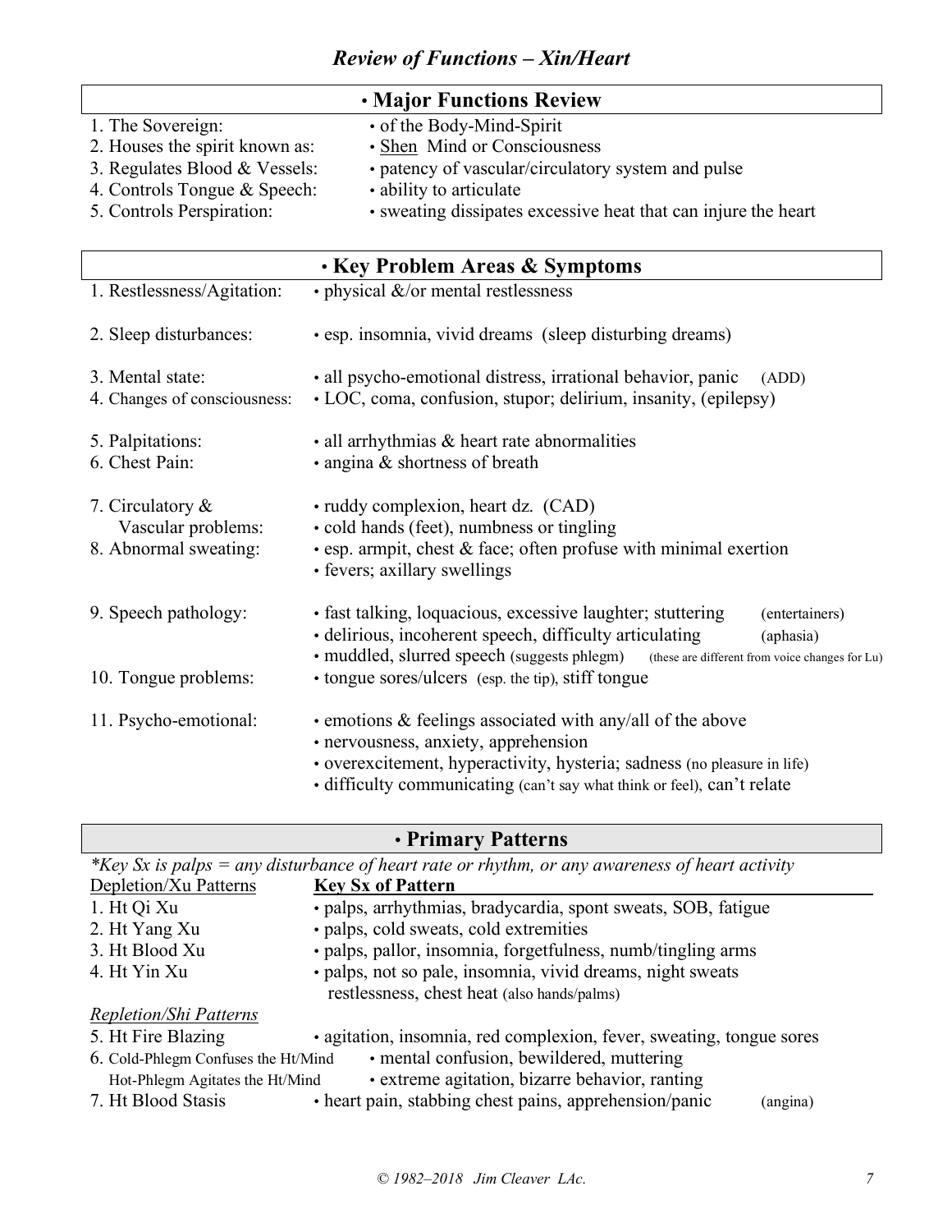# *Review of Functions – Xin/Heart*

## • Major Functions Review

| | |
|---|---|
| 1. The Sovereign: | • of the Body-Mind-Spirit |
| 2. Houses the spirit known as: | • Shen Mind or Consciousness |
| 3. Regulates Blood & Vessels: | • patency of vascular/circulatory system and pulse |
| 4. Controls Tongue & Speech: | • ability to articulate |
| 5. Controls Perspiration: | • sweating dissipates excessive heat that can injure the heart |

## • Key Problem Areas & Symptoms

| | | |
|---|---|---|
| 1. Restlessness/Agitation: | • physical &/or mental restlessness | |
| 2. Sleep disturbances: | • esp. insomnia, vivid dreams (sleep disturbing dreams) | |
| 3. Mental state: | • all psycho-emotional distress, irrational behavior, panic | (ADD) |
| 4. Changes of consciousness: | • LOC, coma, confusion, stupor; delirium, insanity, (epilepsy) | |
| 5. Palpitations: | • all arrhythmias & heart rate abnormalities | |
| 6. Chest Pain: | • angina & shortness of breath | |
| 7. Circulatory & Vascular problems: | • ruddy complexion, heart dz. (CAD)<br>• cold hands (feet), numbness or tingling | |
| 8. Abnormal sweating: | • esp. armpit, chest & face; often profuse with minimal exertion<br>• fevers; axillary swellings | |
| 9. Speech pathology: | • fast talking, loquacious, excessive laughter; stuttering | (entertainers) |
| | • delirious, incoherent speech, difficulty articulating | (aphasia) |
| | • muddled, slurred speech (suggests phlegm) | (these are different from voice changes for Lu) |
| 10. Tongue problems: | • tongue sores/ulcers (esp. the tip), stiff tongue | |
| 11. Psycho-emotional: | • emotions & feelings associated with any/all of the above<br>• nervousness, anxiety, apprehension<br>• overexcitement, hyperactivity, hysteria; sadness (no pleasure in life)<br>• difficulty communicating (can't say what think or feel), can't relate | |

## • Primary Patterns

*\*Key Sx is palps = any disturbance of heart rate or rhythm, or any awareness of heart activity*

| Depletion/Xu Patterns | **Key Sx of Pattern** |
|---|---|
| 1. Ht Qi Xu | • palps, arrhythmias, bradycardia, spont sweats, SOB, fatigue |
| 2. Ht Yang Xu | • palps, cold sweats, cold extremities |
| 3. Ht Blood Xu | • palps, pallor, insomnia, forgetfulness, numb/tingling arms |
| 4. Ht Yin Xu | • palps, not so pale, insomnia, vivid dreams, night sweats restlessness, chest heat (also hands/palms) |
| *Repletion/Shi Patterns* | |
| 5. Ht Fire Blazing | • agitation, insomnia, red complexion, fever, sweating, tongue sores |
| 6. Cold-Phlegm Confuses the Ht/Mind | • mental confusion, bewildered, muttering |
| Hot-Phlegm Agitates the Ht/Mind | • extreme agitation, bizarre behavior, ranting |
| 7. Ht Blood Stasis | • heart pain, stabbing chest pains, apprehension/panic (angina) |

© 1982–2018 Jim Cleaver LAc.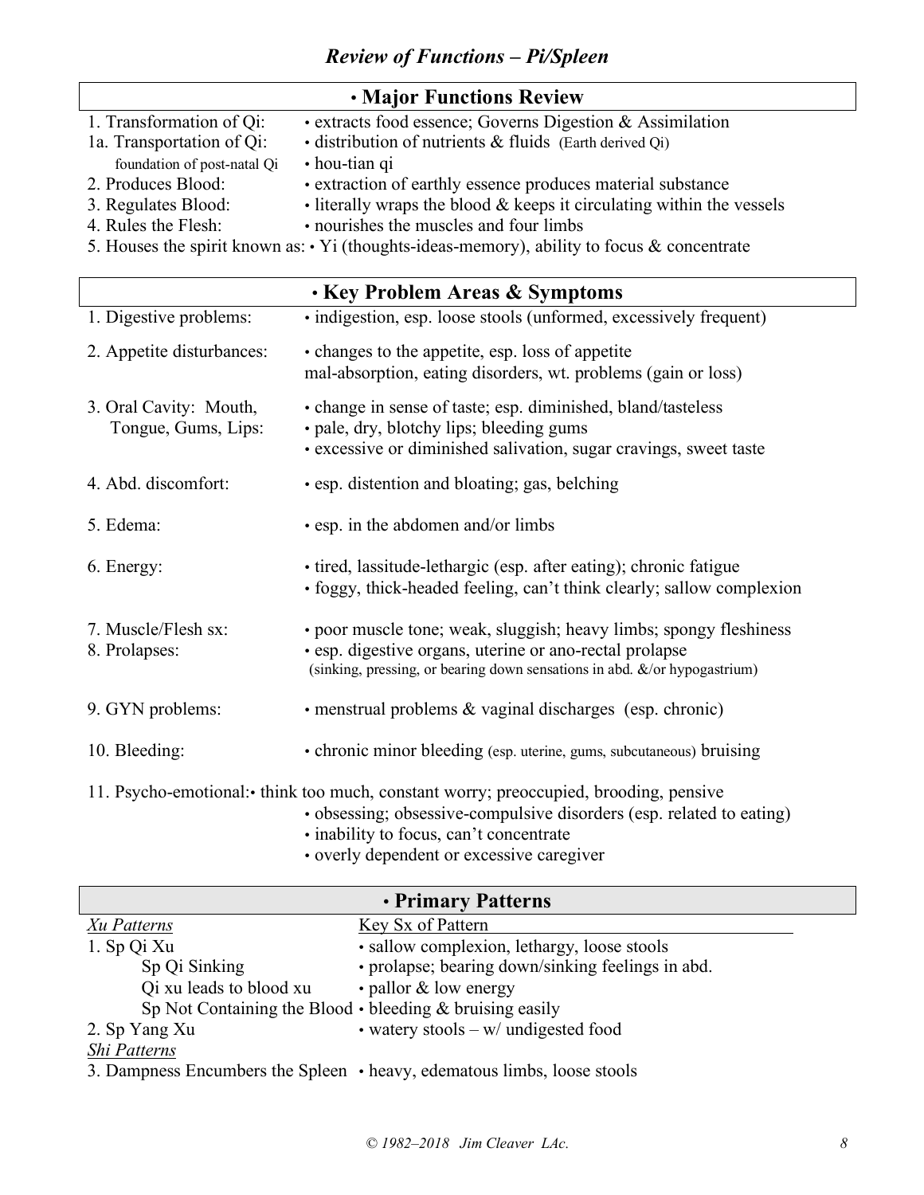# *Review of Functions – Pi/Spleen*

## • Major Functions Review

| | |
|---|---|
| 1. Transformation of Qi: | • extracts food essence; Governs Digestion & Assimilation |
| 1a. Transportation of Qi: | • distribution of nutrients & fluids (Earth derived Qi) |
| foundation of post-natal Qi | • hou-tian qi |
| 2. Produces Blood: | • extraction of earthly essence produces material substance |
| 3. Regulates Blood: | • literally wraps the blood & keeps it circulating within the vessels |
| 4. Rules the Flesh: | • nourishes the muscles and four limbs |

5. Houses the spirit known as: • Yi (thoughts-ideas-memory), ability to focus & concentrate

## • Key Problem Areas & Symptoms

| | |
|---|---|
| 1. Digestive problems: | • indigestion, esp. loose stools (unformed, excessively frequent) |
| 2. Appetite disturbances: | • changes to the appetite, esp. loss of appetite<br>mal-absorption, eating disorders, wt. problems (gain or loss) |
| 3. Oral Cavity: Mouth, Tongue, Gums, Lips: | • change in sense of taste; esp. diminished, bland/tasteless<br>• pale, dry, blotchy lips; bleeding gums<br>• excessive or diminished salivation, sugar cravings, sweet taste |
| 4. Abd. discomfort: | • esp. distention and bloating; gas, belching |
| 5. Edema: | • esp. in the abdomen and/or limbs |
| 6. Energy: | • tired, lassitude-lethargic (esp. after eating); chronic fatigue<br>• foggy, thick-headed feeling, can't think clearly; sallow complexion |
| 7. Muscle/Flesh sx: | • poor muscle tone; weak, sluggish; heavy limbs; spongy fleshiness |
| 8. Prolapses: | • esp. digestive organs, uterine or ano-rectal prolapse<br>(sinking, pressing, or bearing down sensations in abd. &/or hypogastrium) |
| 9. GYN problems: | • menstrual problems & vaginal discharges (esp. chronic) |
| 10. Bleeding: | • chronic minor bleeding (esp. uterine, gums, subcutaneous) bruising |

11. Psycho-emotional: • think too much, constant worry; preoccupied, brooding, pensive
- obsessing; obsessive-compulsive disorders (esp. related to eating)
- inability to focus, can't concentrate
- overly dependent or excessive caregiver

## • Primary Patterns

| *Xu Patterns* | Key Sx of Pattern |
|---|---|
| 1. Sp Qi Xu | • sallow complexion, lethargy, loose stools |
| Sp Qi Sinking | • prolapse; bearing down/sinking feelings in abd. |
| Qi xu leads to blood xu | • pallor & low energy |
| Sp Not Containing the Blood | • bleeding & bruising easily |
| 2. Sp Yang Xu | • watery stools – w/ undigested food |
| *Shi Patterns* | |
| 3. Dampness Encumbers the Spleen | • heavy, edematous limbs, loose stools |

© 1982–2018 Jim Cleaver LAc.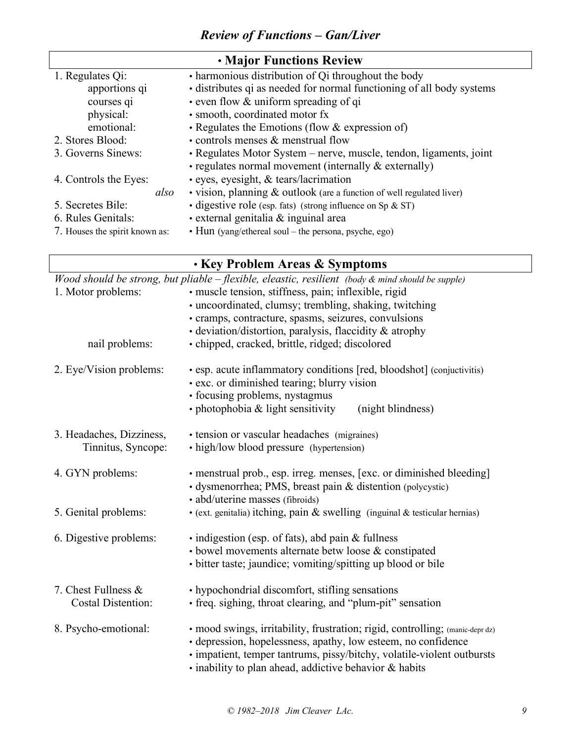# *Review of Functions – Gan/Liver*

## • Major Functions Review

| | |
|---|---|
| 1. Regulates Qi: | • harmonious distribution of Qi throughout the body |
| apportions qi | • distributes qi as needed for normal functioning of all body systems |
| courses qi | • even flow & uniform spreading of qi |
| physical: | • smooth, coordinated motor fx |
| emotional: | • Regulates the Emotions (flow & expression of) |
| 2. Stores Blood: | • controls menses & menstrual flow |
| 3. Governs Sinews: | • Regulates Motor System – nerve, muscle, tendon, ligaments, joint |
| | • regulates normal movement (internally & externally) |
| 4. Controls the Eyes: | • eyes, eyesight, & tears/lacrimation |
| *also* | • vision, planning & outlook (are a function of well regulated liver) |
| 5. Secretes Bile: | • digestive role (esp. fats) (strong influence on Sp & ST) |
| 6. Rules Genitals: | • external genitalia & inguinal area |
| 7. Houses the spirit known as: | • Hun (yang/ethereal soul – the persona, psyche, ego) |

## • Key Problem Areas & Symptoms

*Wood should be strong, but pliable – flexible, eleastic, resilient (body & mind should be supple)*

| | |
|---|---|
| 1. Motor problems: | • muscle tension, stiffness, pain; inflexible, rigid |
| | • uncoordinated, clumsy; trembling, shaking, twitching |
| | • cramps, contracture, spasms, seizures, convulsions |
| | • deviation/distortion, paralysis, flaccidity & atrophy |
| nail problems: | • chipped, cracked, brittle, ridged; discolored |
| 2. Eye/Vision problems: | • esp. acute inflammatory conditions [red, bloodshot] (conjuctivitis) |
| | • exc. or diminished tearing; blurry vision |
| | • focusing problems, nystagmus |
| | • photophobia & light sensitivity (night blindness) |
| 3. Headaches, Dizziness, Tinnitus, Syncope: | • tension or vascular headaches (migraines) |
| | • high/low blood pressure (hypertension) |
| 4. GYN problems: | • menstrual prob., esp. irreg. menses, [exc. or diminished bleeding] |
| | • dysmenorrhea; PMS, breast pain & distention (polycystic) |
| | • abd/uterine masses (fibroids) |
| 5. Genital problems: | • (ext. genitalia) itching, pain & swelling (inguinal & testicular hernias) |
| 6. Digestive problems: | • indigestion (esp. of fats), abd pain & fullness |
| | • bowel movements alternate betw loose & constipated |
| | • bitter taste; jaundice; vomiting/spitting up blood or bile |
| 7. Chest Fullness & Costal Distention: | • hypochondrial discomfort, stifling sensations |
| | • freq. sighing, throat clearing, and "plum-pit" sensation |
| 8. Psycho-emotional: | • mood swings, irritability, frustration; rigid, controlling; (manic-depr dz) |
| | • depression, hopelessness, apathy, low esteem, no confidence |
| | • impatient, temper tantrums, pissy/bitchy, volatile-violent outbursts |
| | • inability to plan ahead, addictive behavior & habits |

*© 1982–2018 Jim Cleaver LAc.*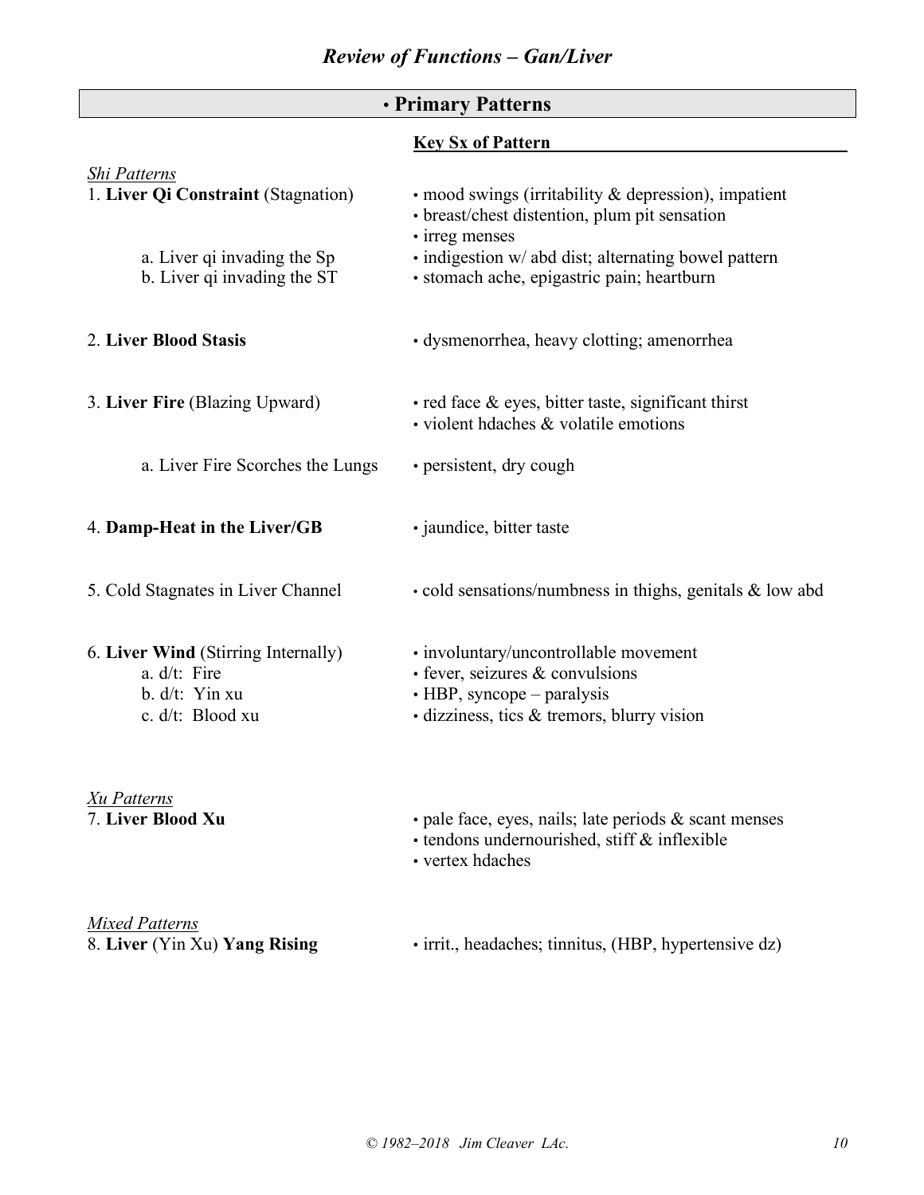## Review of Functions – Gan/Liver

### • Primary Patterns

| | **Key Sx of Pattern** |
|---|---|
| *Shi Patterns* | |
| 1. **Liver Qi Constraint** (Stagnation) | • mood swings (irritability & depression), impatient<br>• breast/chest distention, plum pit sensation<br>• irreg menses |
| a. Liver qi invading the Sp | • indigestion w/ abd dist; alternating bowel pattern |
| b. Liver qi invading the ST | • stomach ache, epigastric pain; heartburn |
| 2. **Liver Blood Stasis** | • dysmenorrhea, heavy clotting; amenorrhea |
| 3. **Liver Fire** (Blazing Upward) | • red face & eyes, bitter taste, significant thirst<br>• violent hdaches & volatile emotions |
| a. Liver Fire Scorches the Lungs | • persistent, dry cough |
| 4. **Damp-Heat in the Liver/GB** | • jaundice, bitter taste |
| 5. Cold Stagnates in Liver Channel | • cold sensations/numbness in thighs, genitals & low abd |
| 6. **Liver Wind** (Stirring Internally) | • involuntary/uncontrollable movement |
| a. d/t: Fire | • fever, seizures & convulsions |
| b. d/t: Yin xu | • HBP, syncope – paralysis |
| c. d/t: Blood xu | • dizziness, tics & tremors, blurry vision |
| *Xu Patterns* | |
| 7. **Liver Blood Xu** | • pale face, eyes, nails; late periods & scant menses<br>• tendons undernourished, stiff & inflexible<br>• vertex hdaches |
| *Mixed Patterns* | |
| 8. **Liver** (Yin Xu) **Yang Rising** | • irrit., headaches; tinnitus, (HBP, hypertensive dz) |

© 1982–2018 Jim Cleaver LAc.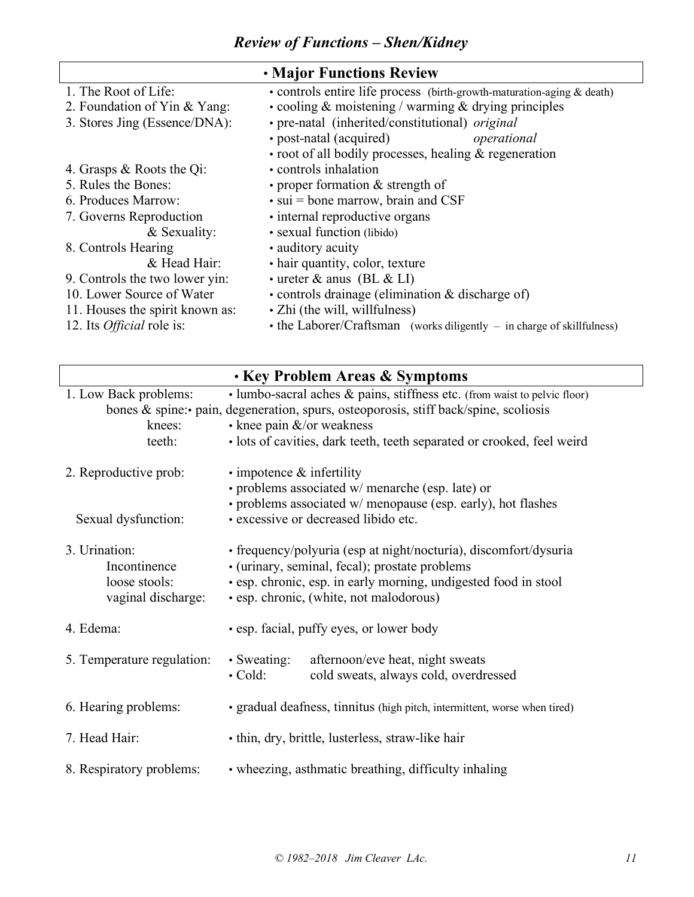## *Review of Functions – Shen/Kidney*

| • **Major Functions Review** | |
|---|---|
| 1. The Root of Life: | • controls entire life process (birth-growth-maturation-aging & death) |
| 2. Foundation of Yin & Yang: | • cooling & moistening / warming & drying principles |
| 3. Stores Jing (Essence/DNA): | • pre-natal (inherited/constitutional) *original* |
| | • post-natal (acquired) *operational* |
| | • root of all bodily processes, healing & regeneration |
| 4. Grasps & Roots the Qi: | • controls inhalation |
| 5. Rules the Bones: | • proper formation & strength of |
| 6. Produces Marrow: | • sui = bone marrow, brain and CSF |
| 7. Governs Reproduction | • internal reproductive organs |
| & Sexuality: | • sexual function (libido) |
| 8. Controls Hearing | • auditory acuity |
| & Head Hair: | • hair quantity, color, texture |
| 9. Controls the two lower yin: | • ureter & anus (BL & LI) |
| 10. Lower Source of Water | • controls drainage (elimination & discharge of) |
| 11. Houses the spirit known as: | • Zhi (the will, willfulness) |
| 12. Its *Official* role is: | • the Laborer/Craftsman (works diligently – in charge of skillfulness) |

| • **Key Problem Areas & Symptoms** | |
|---|---|
| 1. Low Back problems: | • lumbo-sacral aches & pains, stiffness etc. (from waist to pelvic floor) |
| bones & spine: | • pain, degeneration, spurs, osteoporosis, stiff back/spine, scoliosis |
| knees: | • knee pain &/or weakness |
| teeth: | • lots of cavities, dark teeth, teeth separated or crooked, feel weird |
| 2. Reproductive prob: | • impotence & infertility |
| | • problems associated w/ menarche (esp. late) or |
| | • problems associated w/ menopause (esp. early), hot flashes |
| Sexual dysfunction: | • excessive or decreased libido etc. |
| 3. Urination: | • frequency/polyuria (esp at night/nocturia), discomfort/dysuria |
| Incontinence | • (urinary, seminal, fecal); prostate problems |
| loose stools: | • esp. chronic, esp. in early morning, undigested food in stool |
| vaginal discharge: | • esp. chronic, (white, not malodorous) |
| 4. Edema: | • esp. facial, puffy eyes, or lower body |
| 5. Temperature regulation: | • Sweating: afternoon/eve heat, night sweats |
| | • Cold: cold sweats, always cold, overdressed |
| 6. Hearing problems: | • gradual deafness, tinnitus (high pitch, intermittent, worse when tired) |
| 7. Head Hair: | • thin, dry, brittle, lusterless, straw-like hair |
| 8. Respiratory problems: | • wheezing, asthmatic breathing, difficulty inhaling |

© 1982–2018 Jim Cleaver LAc.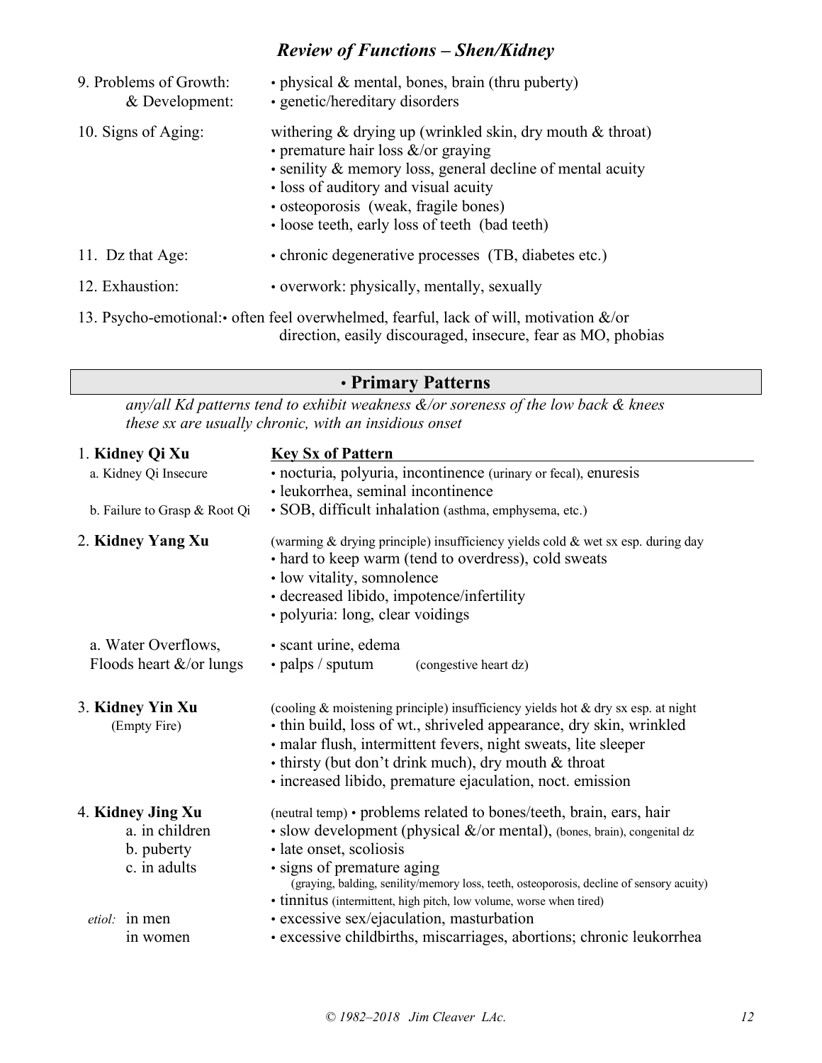## *Review of Functions – Shen/Kidney*

9. Problems of Growth: & Development:
   - physical & mental, bones, brain (thru puberty)
   - genetic/hereditary disorders

10. Signs of Aging: withering & drying up (wrinkled skin, dry mouth & throat)
   - premature hair loss &/or graying
   - senility & memory loss, general decline of mental acuity
   - loss of auditory and visual acuity
   - osteoporosis (weak, fragile bones)
   - loose teeth, early loss of teeth (bad teeth)

11. Dz that Age:
   - chronic degenerative processes (TB, diabetes etc.)

12. Exhaustion:
   - overwork: physically, mentally, sexually

13. Psycho-emotional:
   - often feel overwhelmed, fearful, lack of will, motivation &/or direction, easily discouraged, insecure, fear as MO, phobias

## • Primary Patterns

*any/all Kd patterns tend to exhibit weakness &/or soreness of the low back & knees*
*these sx are usually chronic, with an insidious onset*

| | Key Sx of Pattern |
|---|---|
| 1. **Kidney Qi Xu** | |
| a. Kidney Qi Insecure | • nocturia, polyuria, incontinence (urinary or fecal), enuresis<br>• leukorrhea, seminal incontinence |
| b. Failure to Grasp & Root Qi | • SOB, difficult inhalation (asthma, emphysema, etc.) |
| 2. **Kidney Yang Xu** | (warming & drying principle) insufficiency yields cold & wet sx esp. during day<br>• hard to keep warm (tend to overdress), cold sweats<br>• low vitality, somnolence<br>• decreased libido, impotence/infertility<br>• polyuria: long, clear voidings |
| a. Water Overflows, Floods heart &/or lungs | • scant urine, edema<br>• palps / sputum (congestive heart dz) |
| 3. **Kidney Yin Xu** (Empty Fire) | (cooling & moistening principle) insufficiency yields hot & dry sx esp. at night<br>• thin build, loss of wt., shriveled appearance, dry skin, wrinkled<br>• malar flush, intermittent fevers, night sweats, lite sleeper<br>• thirsty (but don't drink much), dry mouth & throat<br>• increased libido, premature ejaculation, noct. emission |
| 4. **Kidney Jing Xu** | (neutral temp) • problems related to bones/teeth, brain, ears, hair |
| a. in children | • slow development (physical &/or mental), (bones, brain), congenital dz |
| b. puberty | • late onset, scoliosis |
| c. in adults | • signs of premature aging<br>(graying, balding, senility/memory loss, teeth, osteoporosis, decline of sensory acuity)<br>• tinnitus (intermittent, high pitch, low volume, worse when tired) |
| *etiol:* in men | • excessive sex/ejaculation, masturbation |
| in women | • excessive childbirths, miscarriages, abortions; chronic leukorrhea |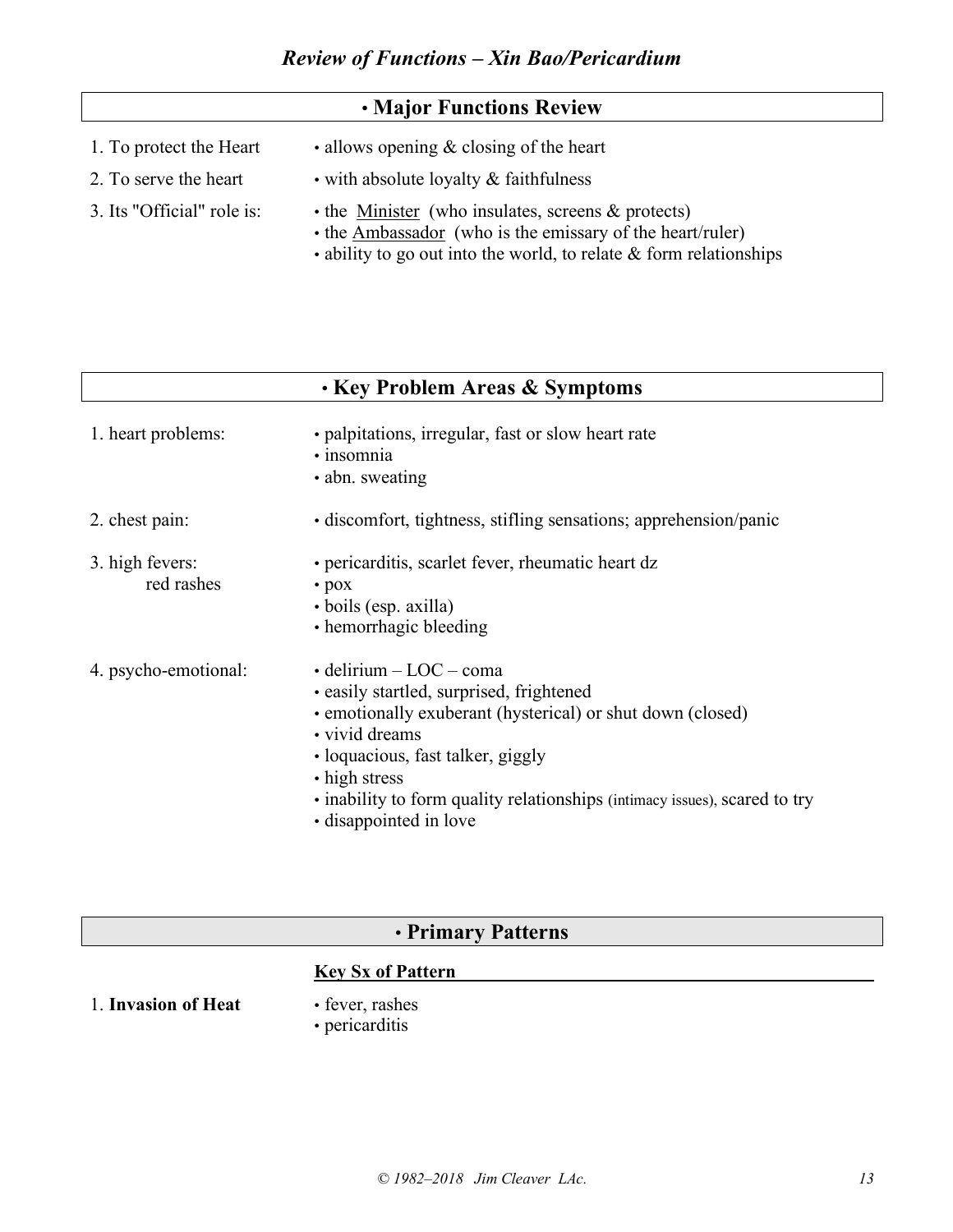# *Review of Functions – Xin Bao/Pericardium*

## • Major Functions Review

| | |
|---|---|
| 1. To protect the Heart | • allows opening & closing of the heart |
| 2. To serve the heart | • with absolute loyalty & faithfulness |
| 3. Its "Official" role is: | • the Minister (who insulates, screens & protects)<br>• the Ambassador (who is the emissary of the heart/ruler)<br>• ability to go out into the world, to relate & form relationships |

## • Key Problem Areas & Symptoms

| | |
|---|---|
| 1. heart problems: | • palpitations, irregular, fast or slow heart rate<br>• insomnia<br>• abn. sweating |
| 2. chest pain: | • discomfort, tightness, stifling sensations; apprehension/panic |
| 3. high fevers:<br>red rashes | • pericarditis, scarlet fever, rheumatic heart dz<br>• pox<br>• boils (esp. axilla)<br>• hemorrhagic bleeding |
| 4. psycho-emotional: | • delirium – LOC – coma<br>• easily startled, surprised, frightened<br>• emotionally exuberant (hysterical) or shut down (closed)<br>• vivid dreams<br>• loquacious, fast talker, giggly<br>• high stress<br>• inability to form quality relationships (intimacy issues), scared to try<br>• disappointed in love |

## • Primary Patterns

| | Key Sx of Pattern |
|---|---|
| 1. **Invasion of Heat** | • fever, rashes<br>• pericarditis |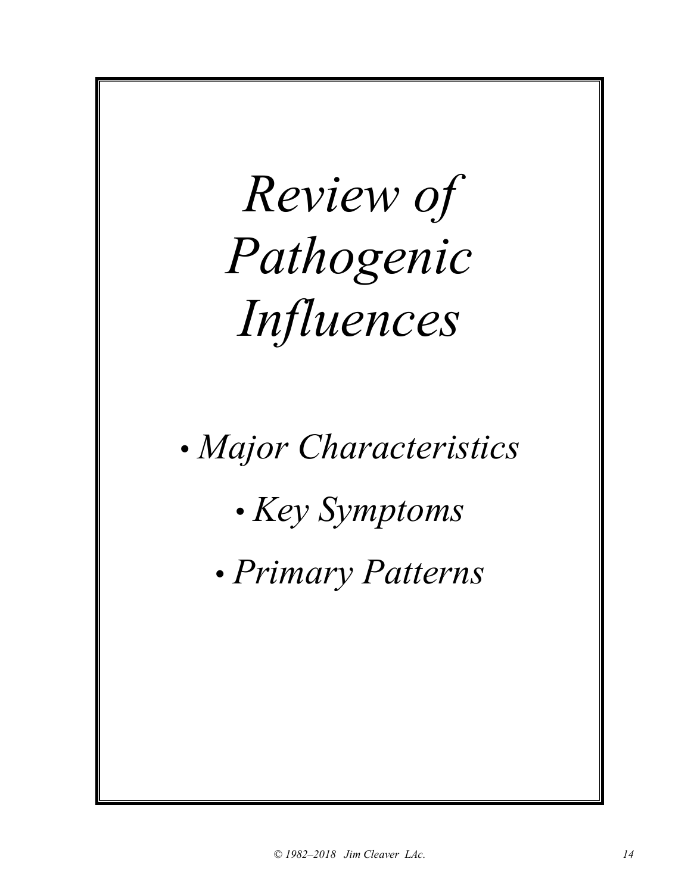# *Review of Pathogenic Influences*

- *Major Characteristics*
- *Key Symptoms*
- *Primary Patterns*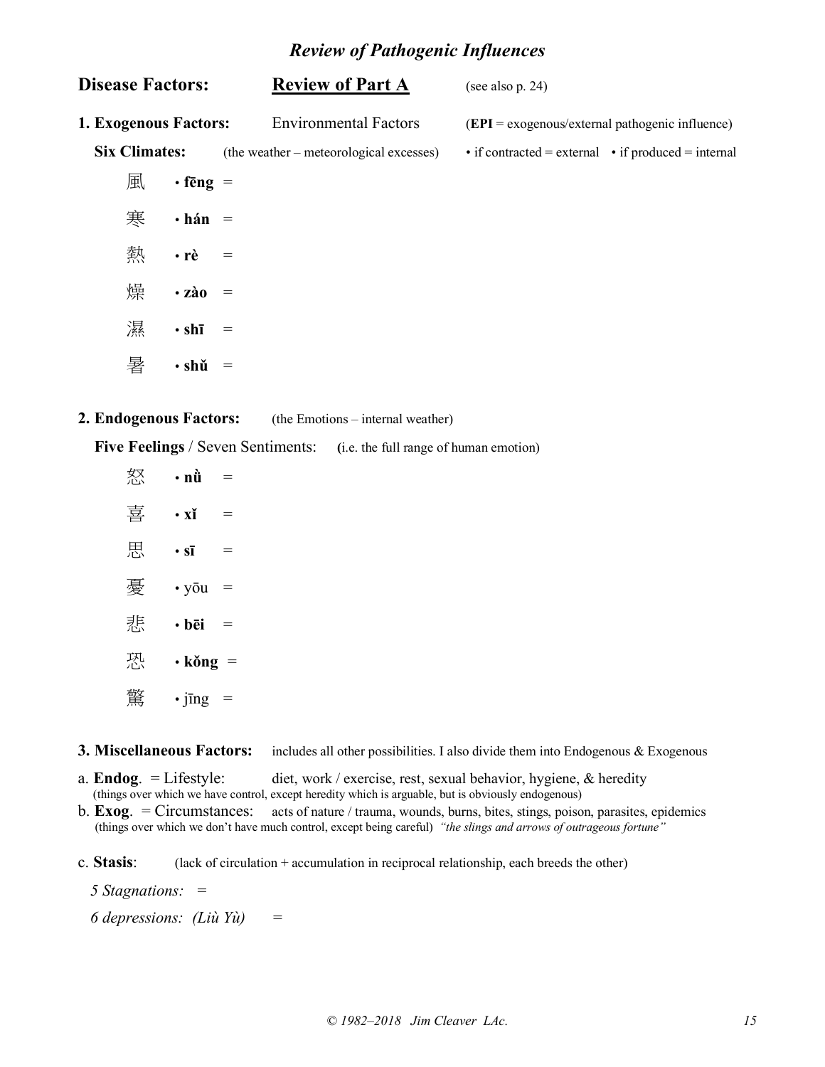# *Review of Pathogenic Influences*

**Disease Factors:** **Review of Part A** (see also p. 24)

**1. Exogenous Factors:** Environmental Factors (**EPI** = exogenous/external pathogenic influence)

**Six Climates:** (the weather – meteorological excesses) • if contracted = external • if produced = internal

風 • **fēng** =

寒 • **hán** =

熱 • **rè** =

燥 • **zào** =

濕 • **shī** =

暑 • **shǔ** =

**2. Endogenous Factors:** (the Emotions – internal weather)

**Five Feelings** / Seven Sentiments: (i.e. the full range of human emotion)

怒 • **nǜ** =

喜 • **xǐ** =

思 • **sī** =

憂 • yōu =

悲 • **bēi** =

恐 • **kǒng** =

驚 • jīng =

**3. Miscellaneous Factors:** includes all other possibilities. I also divide them into Endogenous & Exogenous

a. **Endog**. = Lifestyle: diet, work / exercise, rest, sexual behavior, hygiene, & heredity
(things over which we have control, except heredity which is arguable, but is obviously endogenous)

b. **Exog**. = Circumstances: acts of nature / trauma, wounds, burns, bites, stings, poison, parasites, epidemics
(things over which we don't have much control, except being careful) *"the slings and arrows of outrageous fortune"*

c. **Stasis**: (lack of circulation + accumulation in reciprocal relationship, each breeds the other)

*5 Stagnations: =*

*6 depressions: (Liù Yù) =*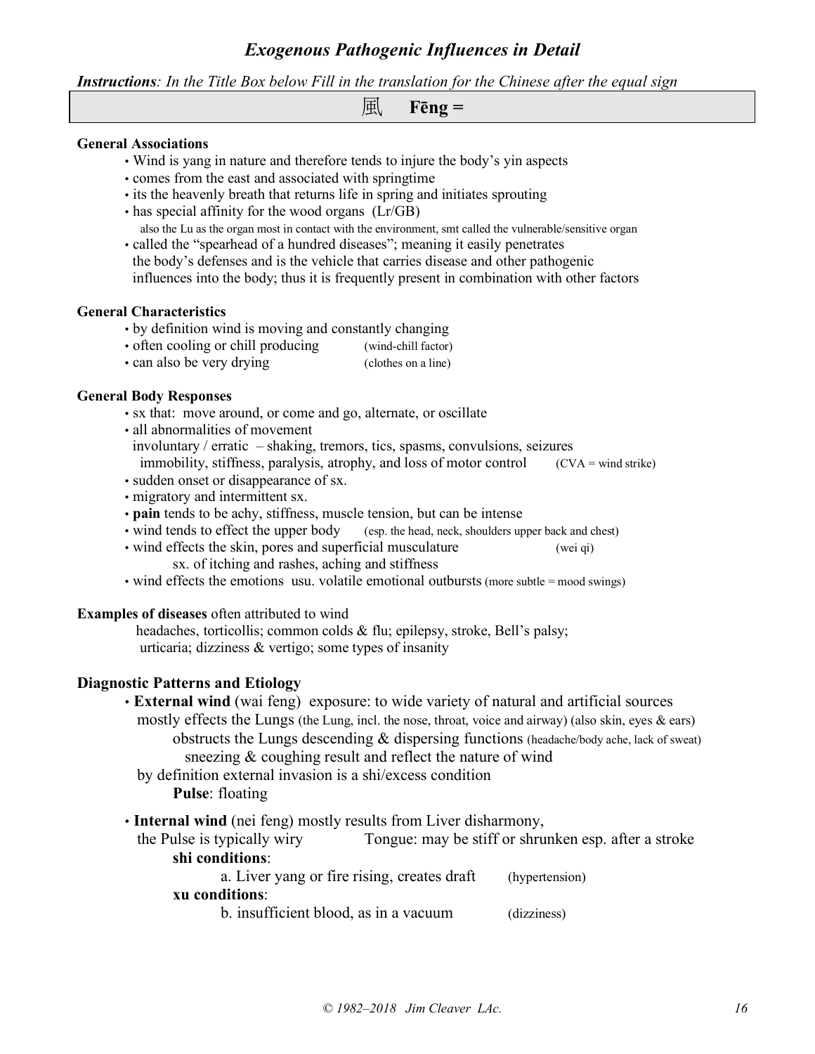## *Exogenous Pathogenic Influences in Detail*

***Instructions****: In the Title Box below Fill in the translation for the Chinese after the equal sign*

| 風 **Fēng =** |
|---|

**General Associations**

- Wind is yang in nature and therefore tends to injure the body's yin aspects
- comes from the east and associated with springtime
- its the heavenly breath that returns life in spring and initiates sprouting
- has special affinity for the wood organs (Lr/GB)
  also the Lu as the organ most in contact with the environment, smt called the vulnerable/sensitive organ
- called the "spearhead of a hundred diseases"; meaning it easily penetrates the body's defenses and is the vehicle that carries disease and other pathogenic influences into the body; thus it is frequently present in combination with other factors

**General Characteristics**

- by definition wind is moving and constantly changing
- often cooling or chill producing (wind-chill factor)
- can also be very drying (clothes on a line)

**General Body Responses**

- sx that: move around, or come and go, alternate, or oscillate
- all abnormalities of movement
  involuntary / erratic – shaking, tremors, tics, spasms, convulsions, seizures
  immobility, stiffness, paralysis, atrophy, and loss of motor control (CVA = wind strike)
- sudden onset or disappearance of sx.
- migratory and intermittent sx.
- **pain** tends to be achy, stiffness, muscle tension, but can be intense
- wind tends to effect the upper body (esp. the head, neck, shoulders upper back and chest)
- wind effects the skin, pores and superficial musculature (wei qi)
  sx. of itching and rashes, aching and stiffness
- wind effects the emotions usu. volatile emotional outbursts (more subtle = mood swings)

**Examples of diseases** often attributed to wind
headaches, torticollis; common colds & flu; epilepsy, stroke, Bell's palsy;
urticaria; dizziness & vertigo; some types of insanity

**Diagnostic Patterns and Etiology**

- **External wind** (wai feng) exposure: to wide variety of natural and artificial sources
  mostly effects the Lungs (the Lung, incl. the nose, throat, voice and airway) (also skin, eyes & ears)
  obstructs the Lungs descending & dispersing functions (headache/body ache, lack of sweat)
  sneezing & coughing result and reflect the nature of wind
  by definition external invasion is a shi/excess condition
  **Pulse**: floating
- **Internal wind** (nei feng) mostly results from Liver disharmony,
  the Pulse is typically wiry Tongue: may be stiff or shrunken esp. after a stroke
  **shi conditions**:
  a. Liver yang or fire rising, creates draft (hypertension)
  **xu conditions**:
  b. insufficient blood, as in a vacuum (dizziness)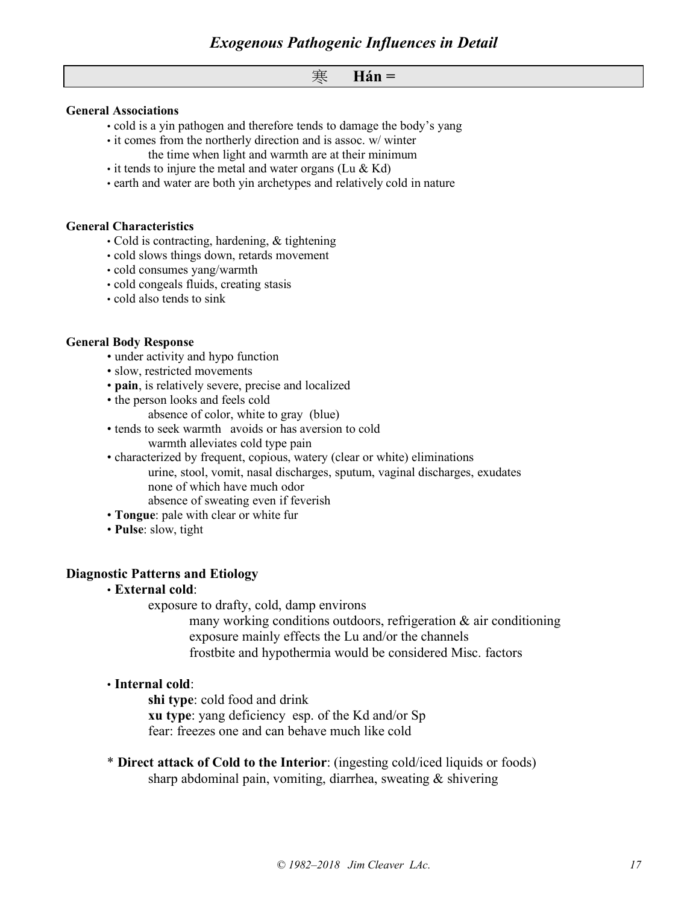## Exogenous Pathogenic Influences in Detail

### 寒 Hán =

**General Associations**

- cold is a yin pathogen and therefore tends to damage the body's yang
- it comes from the northerly direction and is assoc. w/ winter
  - the time when light and warmth are at their minimum
- it tends to injure the metal and water organs (Lu & Kd)
- earth and water are both yin archetypes and relatively cold in nature

**General Characteristics**

- Cold is contracting, hardening, & tightening
- cold slows things down, retards movement
- cold consumes yang/warmth
- cold congeals fluids, creating stasis
- cold also tends to sink

**General Body Response**

- under activity and hypo function
- slow, restricted movements
- **pain**, is relatively severe, precise and localized
- the person looks and feels cold
  - absence of color, white to gray (blue)
- tends to seek warmth avoids or has aversion to cold
  - warmth alleviates cold type pain
- characterized by frequent, copious, watery (clear or white) eliminations
  - urine, stool, vomit, nasal discharges, sputum, vaginal discharges, exudates
  - none of which have much odor
  - absence of sweating even if feverish
- **Tongue**: pale with clear or white fur
- **Pulse**: slow, tight

**Diagnostic Patterns and Etiology**

- **External cold**:
  - exposure to drafty, cold, damp environs
    - many working conditions outdoors, refrigeration & air conditioning
    - exposure mainly effects the Lu and/or the channels
    - frostbite and hypothermia would be considered Misc. factors

- **Internal cold**:
  - **shi type**: cold food and drink
  - **xu type**: yang deficiency esp. of the Kd and/or Sp
  - fear: freezes one and can behave much like cold

* **Direct attack of Cold to the Interior**: (ingesting cold/iced liquids or foods)
  sharp abdominal pain, vomiting, diarrhea, sweating & shivering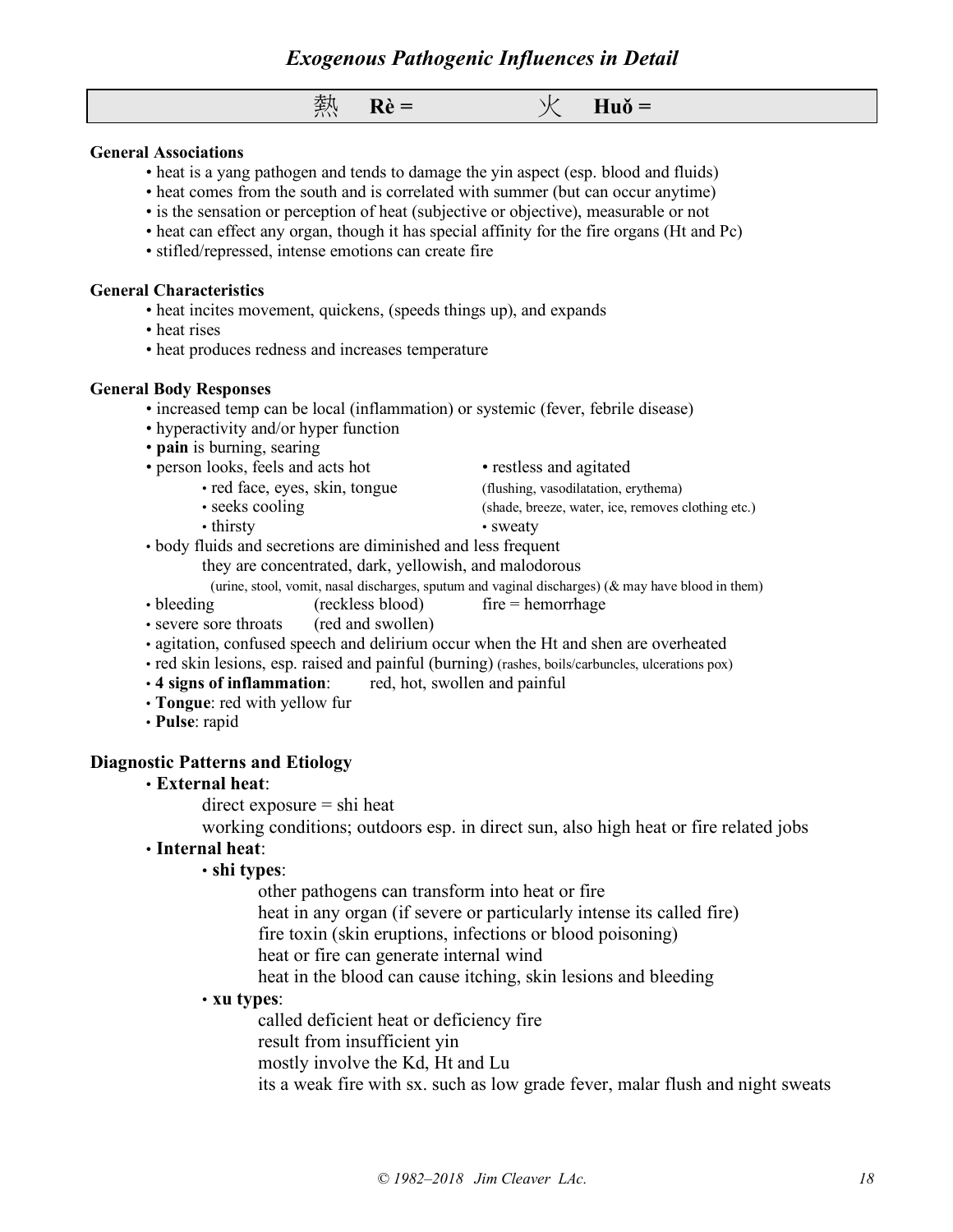## Exogenous Pathogenic Influences in Detail

### 熱 Rè = 火 Huǒ =

**General Associations**

- heat is a yang pathogen and tends to damage the yin aspect (esp. blood and fluids)
- heat comes from the south and is correlated with summer (but can occur anytime)
- is the sensation or perception of heat (subjective or objective), measurable or not
- heat can effect any organ, though it has special affinity for the fire organs (Ht and Pc)
- stifled/repressed, intense emotions can create fire

**General Characteristics**

- heat incites movement, quickens, (speeds things up), and expands
- heat rises
- heat produces redness and increases temperature

**General Body Responses**

- increased temp can be local (inflammation) or systemic (fever, febrile disease)
- hyperactivity and/or hyper function
- **pain** is burning, searing
- person looks, feels and acts hot • restless and agitated
  - red face, eyes, skin, tongue (flushing, vasodilatation, erythema)
  - seeks cooling (shade, breeze, water, ice, removes clothing etc.)
  - thirsty • sweaty
- body fluids and secretions are diminished and less frequent
  they are concentrated, dark, yellowish, and malodorous
  (urine, stool, vomit, nasal discharges, sputum and vaginal discharges) (& may have blood in them)
- bleeding (reckless blood) fire = hemorrhage
- severe sore throats (red and swollen)
- agitation, confused speech and delirium occur when the Ht and shen are overheated
- red skin lesions, esp. raised and painful (burning) (rashes, boils/carbuncles, ulcerations pox)
- **4 signs of inflammation**: red, hot, swollen and painful
- **Tongue**: red with yellow fur
- **Pulse**: rapid

### Diagnostic Patterns and Etiology

- **External heat**:
  direct exposure = shi heat
  working conditions; outdoors esp. in direct sun, also high heat or fire related jobs
- **Internal heat**:
  - **shi types**:
    other pathogens can transform into heat or fire
    heat in any organ (if severe or particularly intense its called fire)
    fire toxin (skin eruptions, infections or blood poisoning)
    heat or fire can generate internal wind
    heat in the blood can cause itching, skin lesions and bleeding
  - **xu types**:
    called deficient heat or deficiency fire
    result from insufficient yin
    mostly involve the Kd, Ht and Lu
    its a weak fire with sx. such as low grade fever, malar flush and night sweats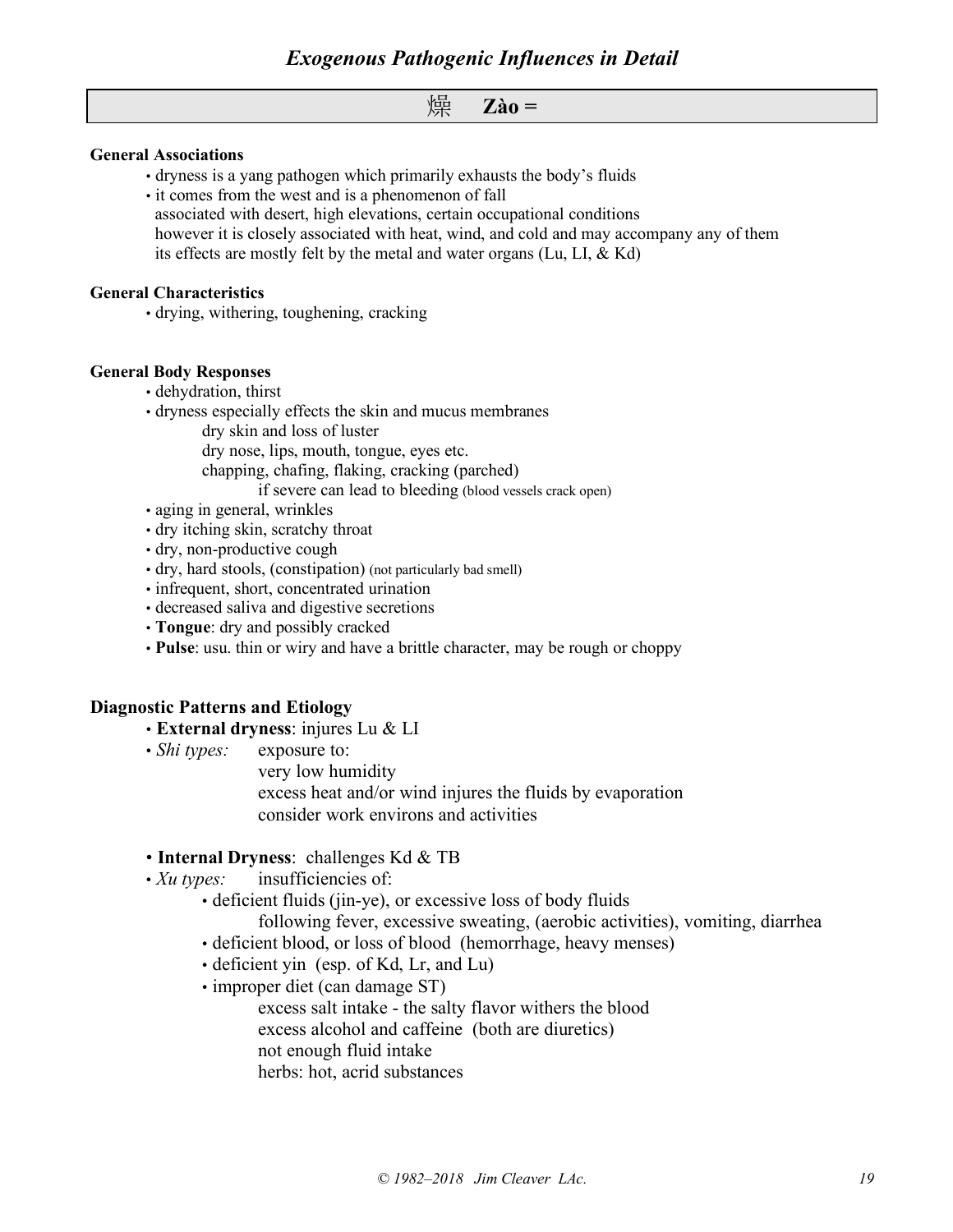## 燥 Zào =

**General Associations**

- dryness is a yang pathogen which primarily exhausts the body's fluids
- it comes from the west and is a phenomenon of fall
  associated with desert, high elevations, certain occupational conditions
  however it is closely associated with heat, wind, and cold and may accompany any of them
  its effects are mostly felt by the metal and water organs (Lu, LI, & Kd)

**General Characteristics**

- drying, withering, toughening, cracking

**General Body Responses**

- dehydration, thirst
- dryness especially effects the skin and mucus membranes
  - dry skin and loss of luster
  - dry nose, lips, mouth, tongue, eyes etc.
  - chapping, chafing, flaking, cracking (parched)
    - if severe can lead to bleeding (blood vessels crack open)
- aging in general, wrinkles
- dry itching skin, scratchy throat
- dry, non-productive cough
- dry, hard stools, (constipation) (not particularly bad smell)
- infrequent, short, concentrated urination
- decreased saliva and digestive secretions
- **Tongue**: dry and possibly cracked
- **Pulse**: usu. thin or wiry and have a brittle character, may be rough or choppy

### Diagnostic Patterns and Etiology

- **External dryness**: injures Lu & LI
- *Shi types:* exposure to:
  - very low humidity
  - excess heat and/or wind injures the fluids by evaporation
  - consider work environs and activities

- **Internal Dryness**: challenges Kd & TB
- *Xu types:* insufficiencies of:
  - deficient fluids (jin-ye), or excessive loss of body fluids
    - following fever, excessive sweating, (aerobic activities), vomiting, diarrhea
  - deficient blood, or loss of blood (hemorrhage, heavy menses)
  - deficient yin (esp. of Kd, Lr, and Lu)
  - improper diet (can damage ST)
    - excess salt intake - the salty flavor withers the blood
    - excess alcohol and caffeine (both are diuretics)
    - not enough fluid intake
    - herbs: hot, acrid substances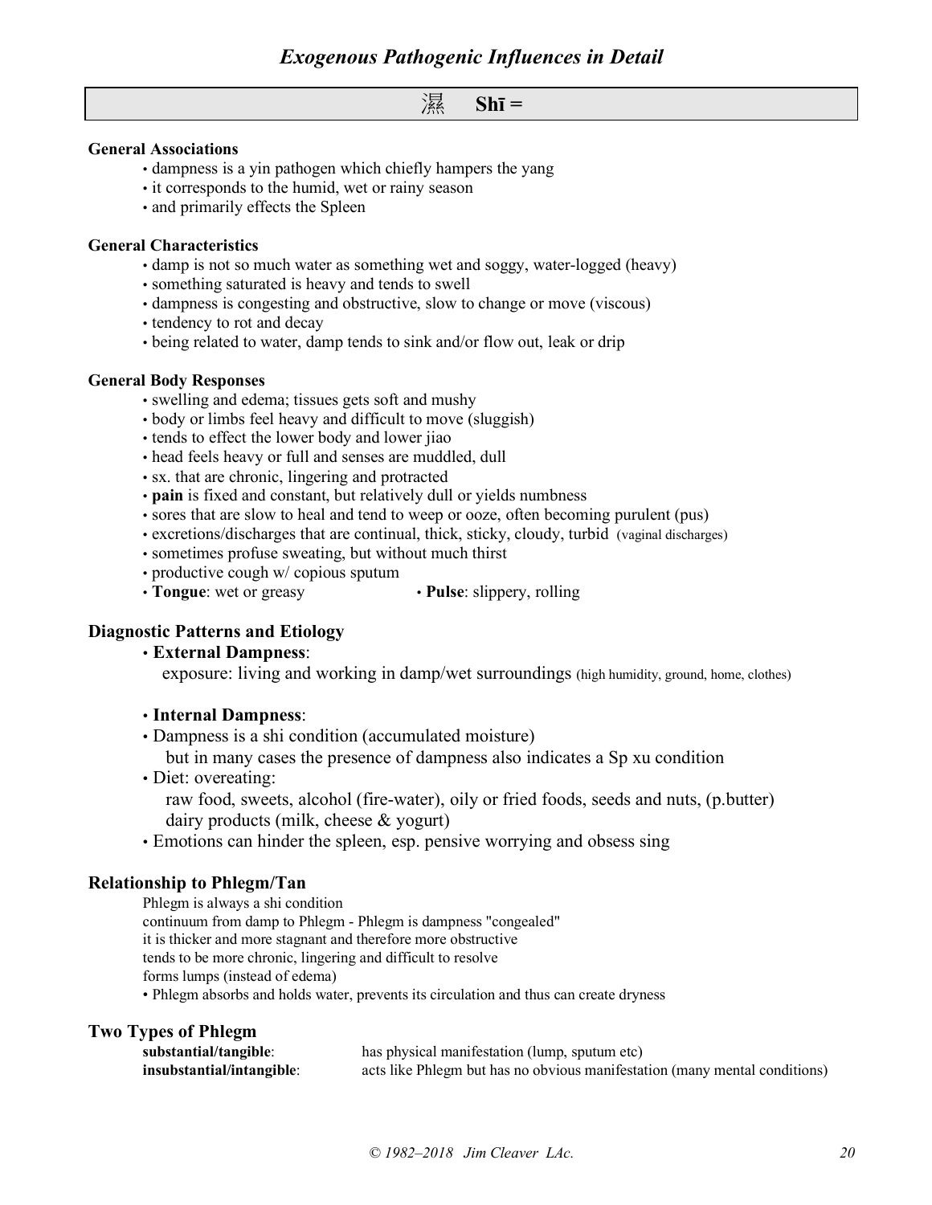## 濕　Shī =

**General Associations**

- dampness is a yin pathogen which chiefly hampers the yang
- it corresponds to the humid, wet or rainy season
- and primarily effects the Spleen

**General Characteristics**

- damp is not so much water as something wet and soggy, water-logged (heavy)
- something saturated is heavy and tends to swell
- dampness is congesting and obstructive, slow to change or move (viscous)
- tendency to rot and decay
- being related to water, damp tends to sink and/or flow out, leak or drip

**General Body Responses**

- swelling and edema; tissues gets soft and mushy
- body or limbs feel heavy and difficult to move (sluggish)
- tends to effect the lower body and lower jiao
- head feels heavy or full and senses are muddled, dull
- sx. that are chronic, lingering and protracted
- **pain** is fixed and constant, but relatively dull or yields numbness
- sores that are slow to heal and tend to weep or ooze, often becoming purulent (pus)
- excretions/discharges that are continual, thick, sticky, cloudy, turbid (vaginal discharges)
- sometimes profuse sweating, but without much thirst
- productive cough w/ copious sputum
- **Tongue**: wet or greasy
- **Pulse**: slippery, rolling

### Diagnostic Patterns and Etiology

- **External Dampness**:
  exposure: living and working in damp/wet surroundings (high humidity, ground, home, clothes)

- **Internal Dampness**:
- Dampness is a shi condition (accumulated moisture)
  but in many cases the presence of dampness also indicates a Sp xu condition
- Diet: overeating:
  raw food, sweets, alcohol (fire-water), oily or fried foods, seeds and nuts, (p.butter)
  dairy products (milk, cheese & yogurt)
- Emotions can hinder the spleen, esp. pensive worrying and obsess sing

### Relationship to Phlegm/Tan

Phlegm is always a shi condition
continuum from damp to Phlegm - Phlegm is dampness "congealed"
it is thicker and more stagnant and therefore more obstructive
tends to be more chronic, lingering and difficult to resolve
forms lumps (instead of edema)

- Phlegm absorbs and holds water, prevents its circulation and thus can create dryness

### Two Types of Phlegm

**substantial/tangible**: has physical manifestation (lump, sputum etc)
**insubstantial/intangible**: acts like Phlegm but has no obvious manifestation (many mental conditions)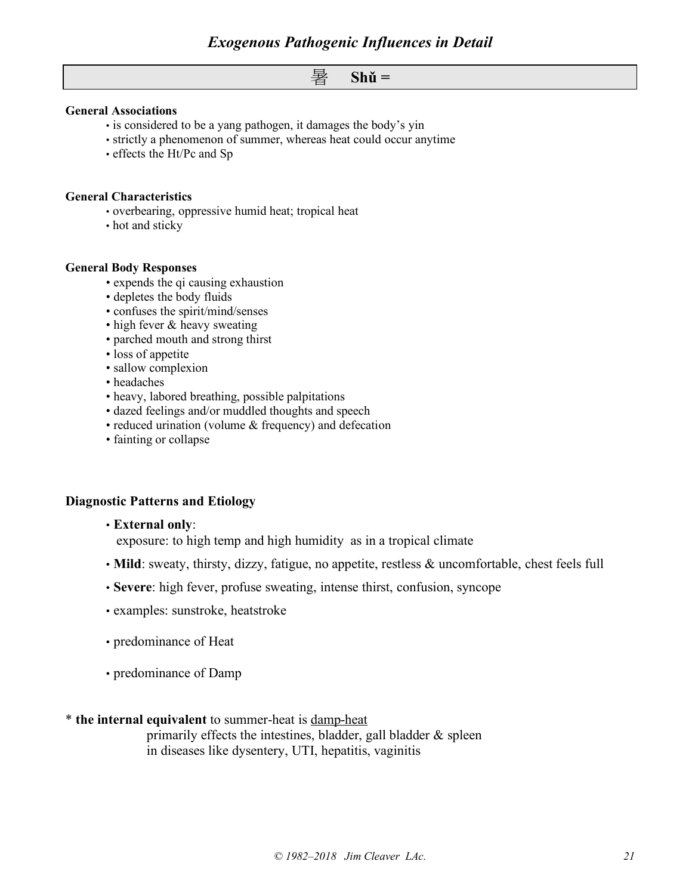## Exogenous Pathogenic Influences in Detail

### 暑 Shǔ =

**General Associations**

- is considered to be a yang pathogen, it damages the body's yin
- strictly a phenomenon of summer, whereas heat could occur anytime
- effects the Ht/Pc and Sp

**General Characteristics**

- overbearing, oppressive humid heat; tropical heat
- hot and sticky

**General Body Responses**

- expends the qi causing exhaustion
- depletes the body fluids
- confuses the spirit/mind/senses
- high fever & heavy sweating
- parched mouth and strong thirst
- loss of appetite
- sallow complexion
- headaches
- heavy, labored breathing, possible palpitations
- dazed feelings and/or muddled thoughts and speech
- reduced urination (volume & frequency) and defecation
- fainting or collapse

**Diagnostic Patterns and Etiology**

- **External only**:
  exposure: to high temp and high humidity as in a tropical climate
- **Mild**: sweaty, thirsty, dizzy, fatigue, no appetite, restless & uncomfortable, chest feels full
- **Severe**: high fever, profuse sweating, intense thirst, confusion, syncope
- examples: sunstroke, heatstroke
- predominance of Heat
- predominance of Damp

* **the internal equivalent** to summer-heat is <u>damp-heat</u>
  primarily effects the intestines, bladder, gall bladder & spleen
  in diseases like dysentery, UTI, hepatitis, vaginitis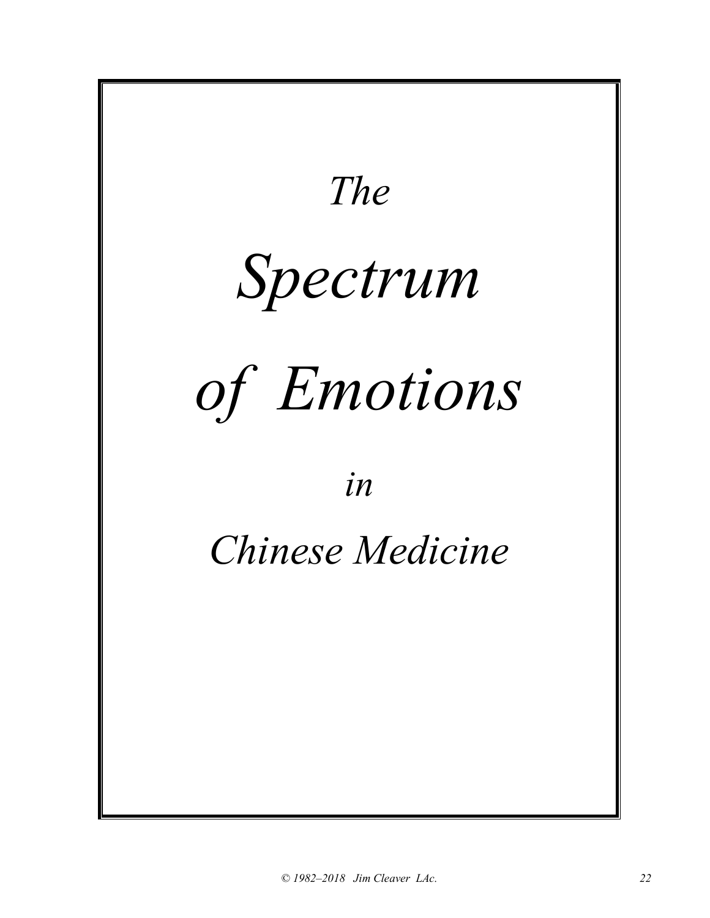# *The Spectrum of Emotions in Chinese Medicine*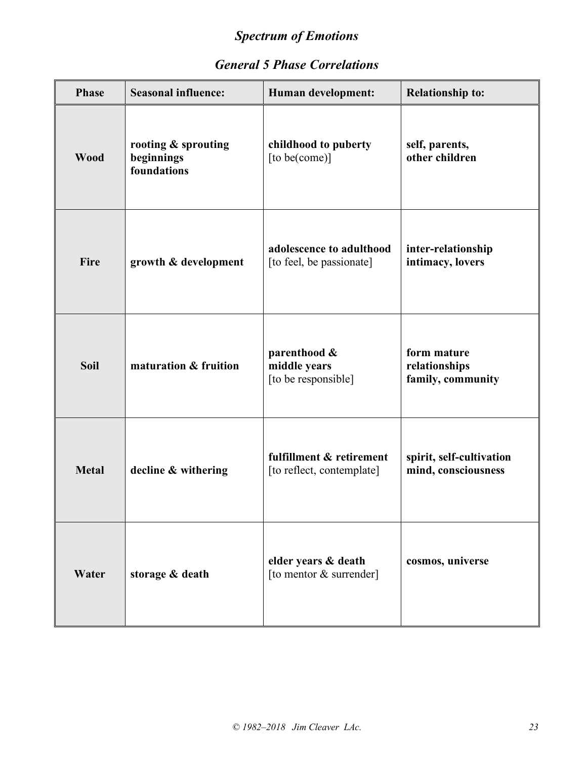## *Spectrum of Emotions*

### *General 5 Phase Correlations*

| Phase | Seasonal influence: | Human development: | Relationship to: |
|---|---|---|---|
| **Wood** | **rooting & sprouting beginnings foundations** | **childhood to puberty** [to be(come)] | **self, parents, other children** |
| **Fire** | **growth & development** | **adolescence to adulthood** [to feel, be passionate] | **inter-relationship intimacy, lovers** |
| **Soil** | **maturation & fruition** | **parenthood & middle years** [to be responsible] | **form mature relationships family, community** |
| **Metal** | **decline & withering** | **fulfillment & retirement** [to reflect, contemplate] | **spirit, self-cultivation mind, consciousness** |
| **Water** | **storage & death** | **elder years & death** [to mentor & surrender] | **cosmos, universe** |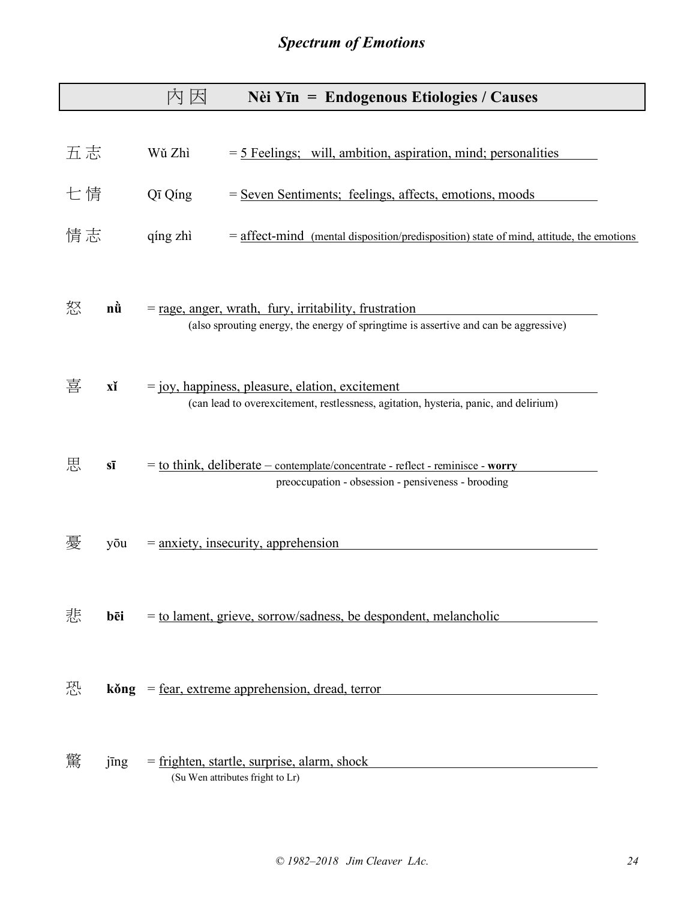## *Spectrum of Emotions*

### 內因 **Nèi Yīn = Endogenous Etiologies / Causes**

五志 Wǔ Zhì = 5 Feelings; will, ambition, aspiration, mind; personalities

七情 Qī Qíng = Seven Sentiments; feelings, affects, emotions, moods

情志 qíng zhì = affect-mind (mental disposition/predisposition) state of mind, attitude, the emotions

怒 **nǜ** = rage, anger, wrath, fury, irritability, frustration
(also sprouting energy, the energy of springtime is assertive and can be aggressive)

喜 **xǐ** = joy, happiness, pleasure, elation, excitement
(can lead to overexcitement, restlessness, agitation, hysteria, panic, and delirium)

思 **sī** = to think, deliberate – contemplate/concentrate - reflect - reminisce - **worry**
preoccupation - obsession - pensiveness - brooding

憂 yōu = anxiety, insecurity, apprehension

悲 **bēi** = to lament, grieve, sorrow/sadness, be despondent, melancholic

恐 **kǒng** = fear, extreme apprehension, dread, terror

驚 jīng = frighten, startle, surprise, alarm, shock
(Su Wen attributes fright to Lr)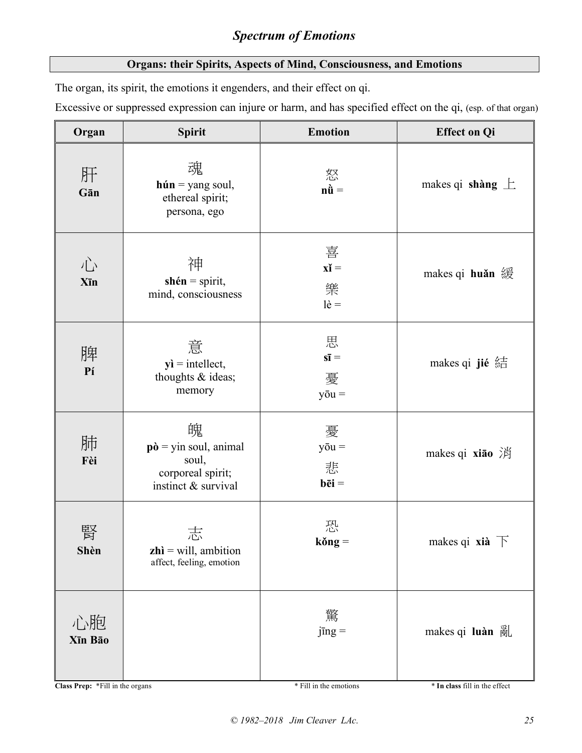## *Spectrum of Emotions*

### Organs: their Spirits, Aspects of Mind, Consciousness, and Emotions

The organ, its spirit, the emotions it engenders, and their effect on qi.

Excessive or suppressed expression can injure or harm, and has specified effect on the qi, (esp. of that organ)

| Organ | Spirit | Emotion | Effect on Qi |
|---|---|---|---|
| 肝 **Gān** | 魂 **hún** = yang soul, ethereal spirit; persona, ego | 怒 **nǜ** = | makes qi **shàng** 上 |
| 心 **Xīn** | 神 **shén** = spirit, mind, consciousness | 喜 **xǐ** = 樂 lè = | makes qi **huǎn** 緩 |
| 脾 **Pí** | 意 **yì** = intellect, thoughts & ideas; memory | 思 **sī** = 憂 yōu = | makes qi **jié** 結 |
| 肺 **Fèi** | 魄 **pò** = yin soul, animal soul, corporeal spirit; instinct & survival | 憂 yōu = 悲 **bēi** = | makes qi **xiāo** 消 |
| 腎 **Shèn** | 志 **zhì** = will, ambition affect, feeling, emotion | 恐 **kǒng** = | makes qi **xià** 下 |
| 心胞 **Xīn Bāo** | | 驚 jīng = | makes qi **luàn** 亂 |

**Class Prep:** *Fill in the organs　　* Fill in the emotions　　* **In class** fill in the effect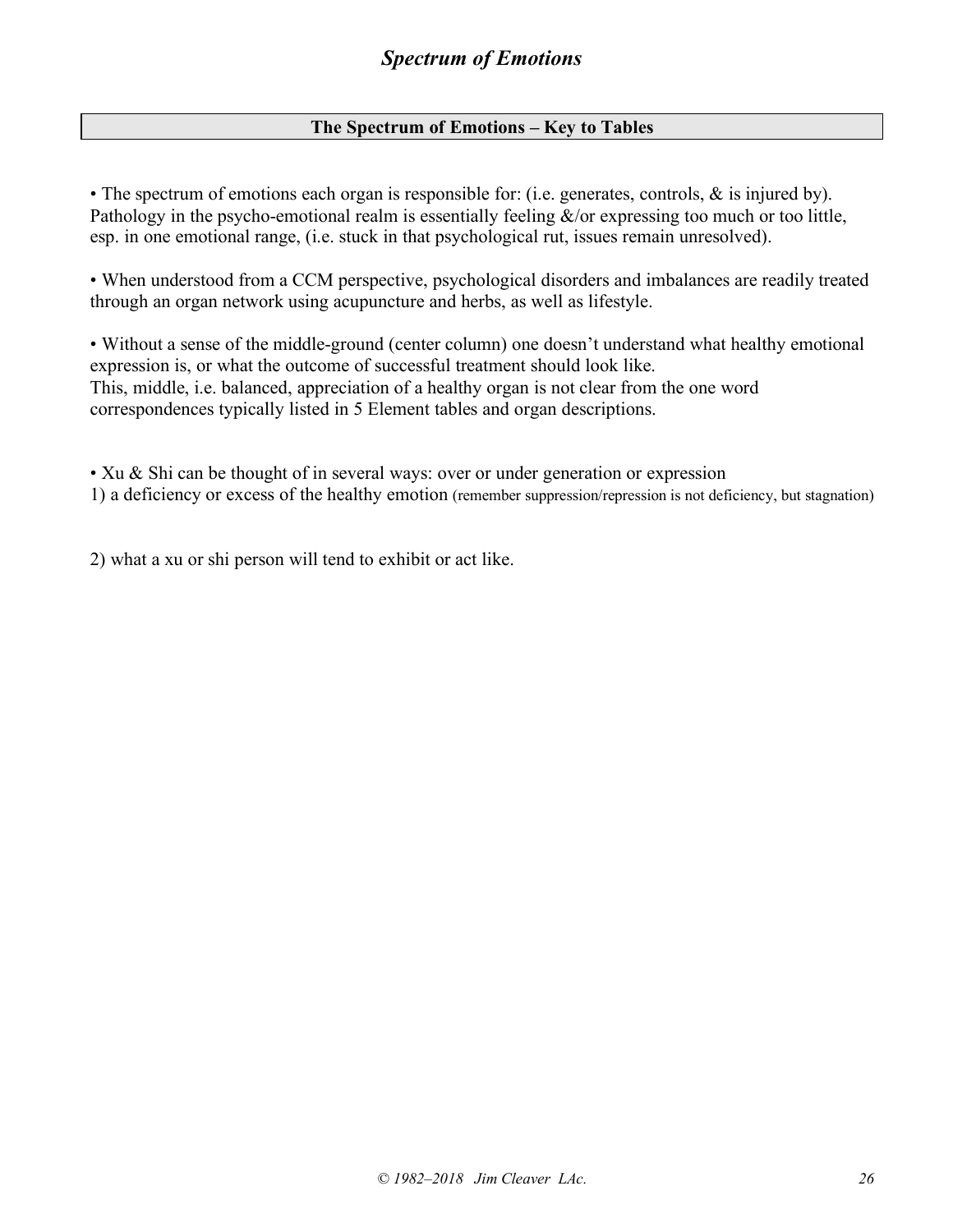## The Spectrum of Emotions – Key to Tables

• The spectrum of emotions each organ is responsible for: (i.e. generates, controls, & is injured by). Pathology in the psycho-emotional realm is essentially feeling &/or expressing too much or too little, esp. in one emotional range, (i.e. stuck in that psychological rut, issues remain unresolved).

• When understood from a CCM perspective, psychological disorders and imbalances are readily treated through an organ network using acupuncture and herbs, as well as lifestyle.

• Without a sense of the middle-ground (center column) one doesn't understand what healthy emotional expression is, or what the outcome of successful treatment should look like.
This, middle, i.e. balanced, appreciation of a healthy organ is not clear from the one word correspondences typically listed in 5 Element tables and organ descriptions.

• Xu & Shi can be thought of in several ways: over or under generation or expression
1) a deficiency or excess of the healthy emotion (remember suppression/repression is not deficiency, but stagnation)

2) what a xu or shi person will tend to exhibit or act like.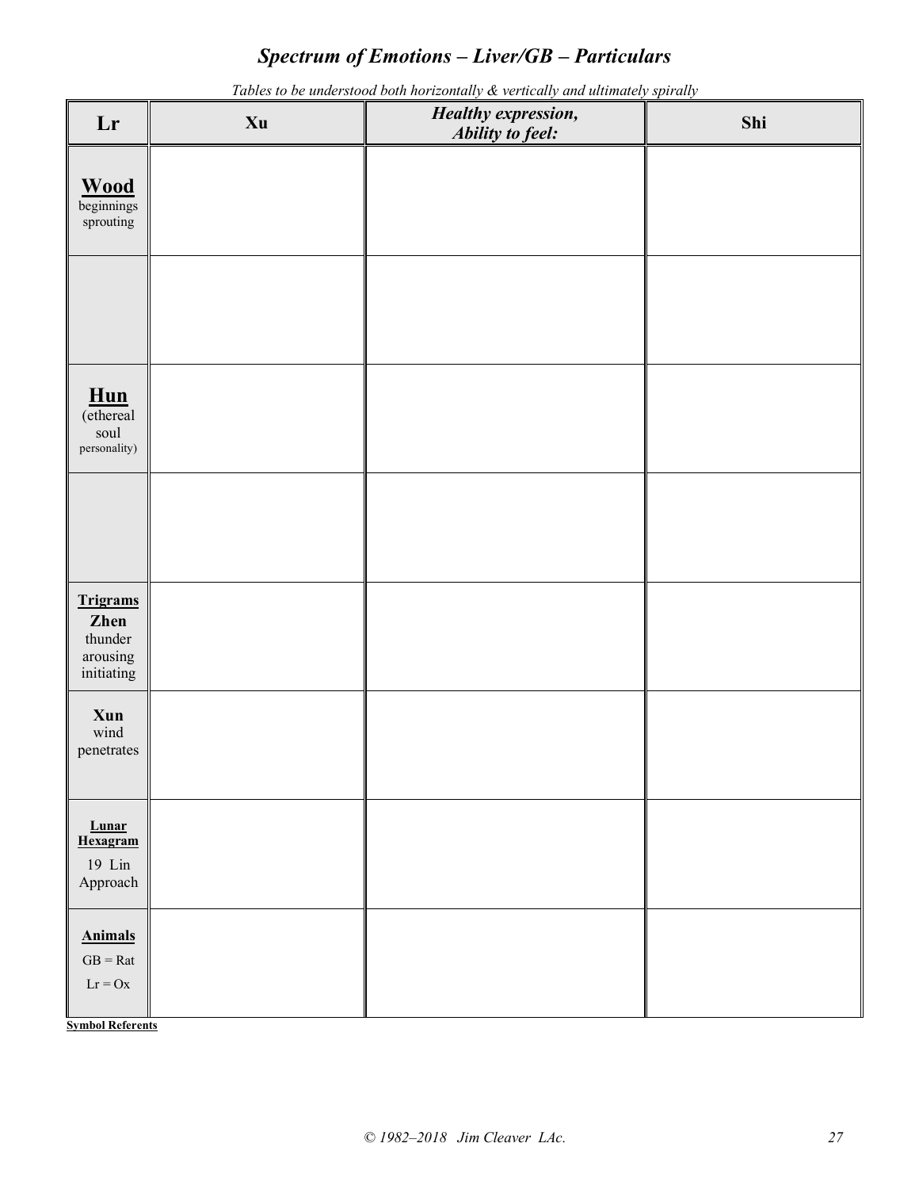# *Spectrum of Emotions – Liver/GB – Particulars*

*Tables to be understood both horizontally & vertically and ultimately spirally*

| Lr | Xu | *Healthy expression, Ability to feel:* | Shi |
|---|---|---|---|
| **Wood** beginnings sprouting | | | |
| | | | |
| **Hun** (ethereal soul personality) | | | |
| | | | |
| **Trigrams** **Zhen** thunder arousing initiating | | | |
| **Xun** wind penetrates | | | |
| **Lunar Hexagram** 19 Lin Approach | | | |
| **Animals** GB = Rat Lr = Ox | | | |

**Symbol Referents**

© 1982–2018 Jim Cleaver LAc.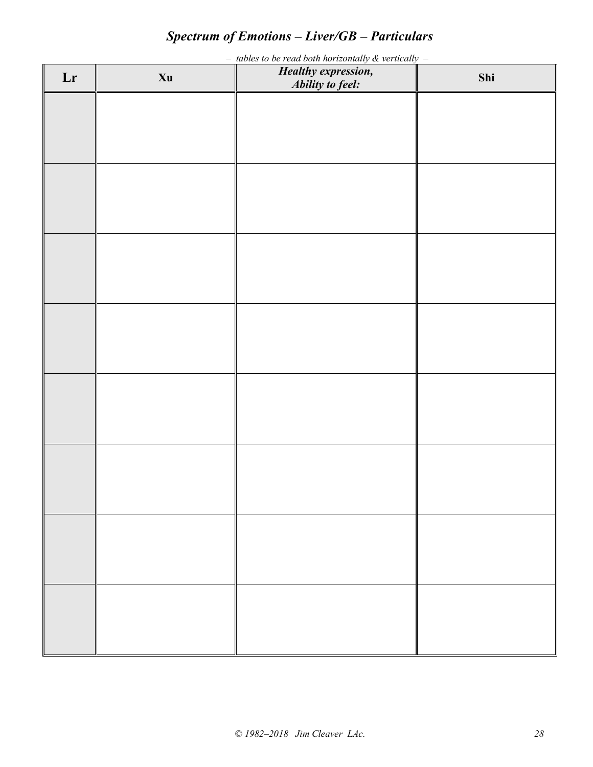# *Spectrum of Emotions – Liver/GB – Particulars*

*– tables to be read both horizontally & vertically –*

| Lr | Xu | *Healthy expression, Ability to feel:* | Shi |
|---|---|---|---|
| | | | |
| | | | |
| | | | |
| | | | |
| | | | |
| | | | |
| | | | |
| | | | |

*© 1982–2018 Jim Cleaver LAc.*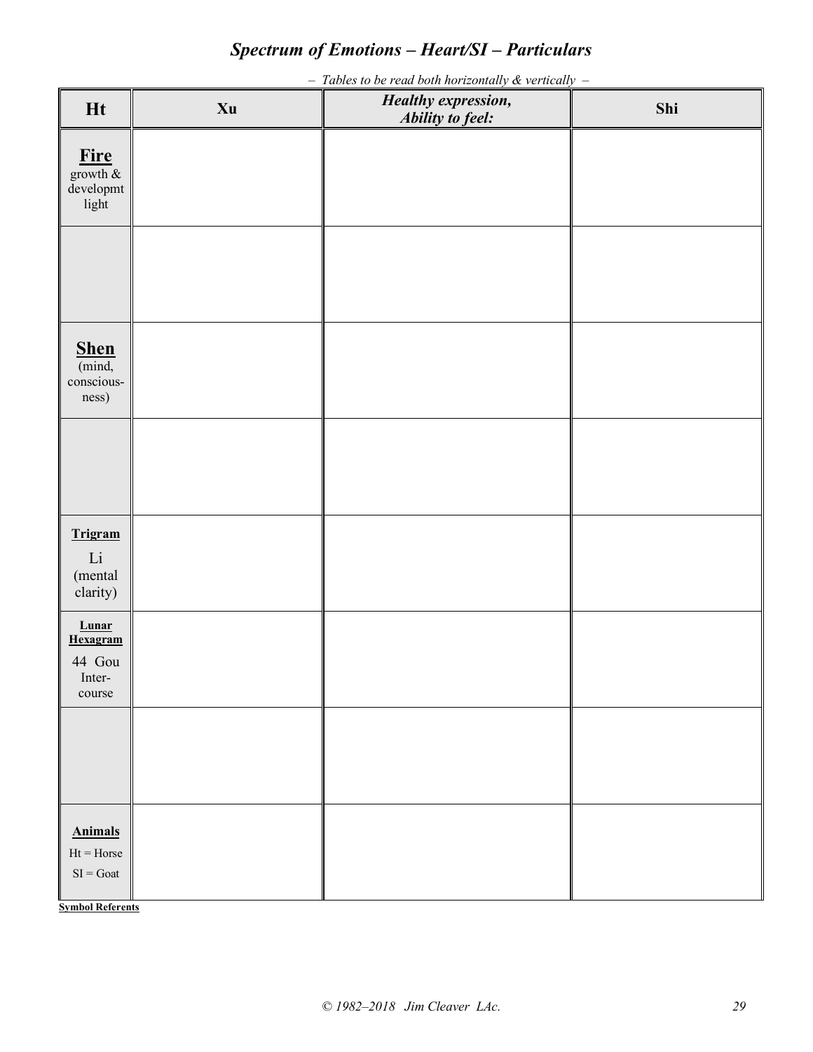# *Spectrum of Emotions – Heart/SI – Particulars*

*– Tables to be read both horizontally & vertically –*

| Ht | Xu | *Healthy expression, Ability to feel:* | Shi |
|---|---|---|---|
| **Fire** growth & developmt light | | | |
| | | | |
| **Shen** (mind, conscious-ness) | | | |
| | | | |
| **Trigram** Li (mental clarity) | | | |
| **Lunar Hexagram** 44 Gou Inter-course | | | |
| | | | |
| **Animals** Ht = Horse SI = Goat | | | |

**Symbol Referents**

© 1982–2018 Jim Cleaver LAc.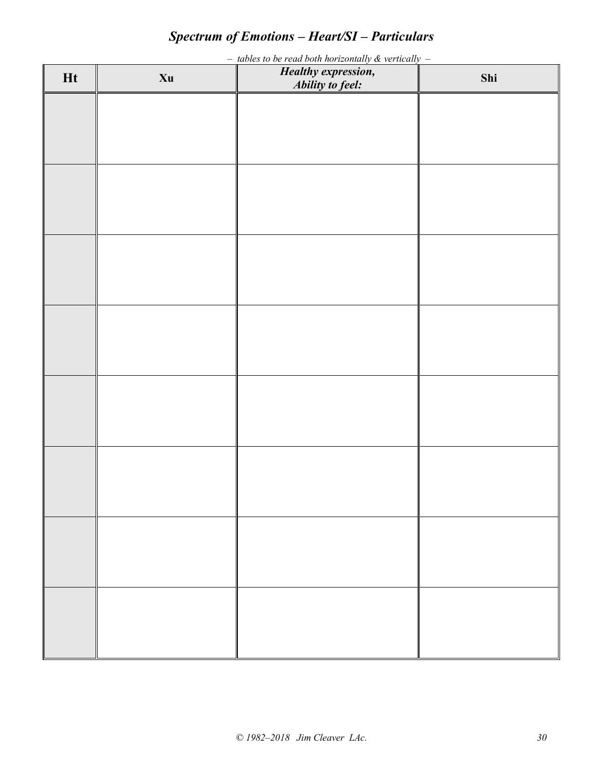# *Spectrum of Emotions – Heart/SI – Particulars*

*– tables to be read both horizontally & vertically –*

| Ht | Xu | ***Healthy expression, Ability to feel:*** | Shi |
|---|---|---|---|
| | | | |
| | | | |
| | | | |
| | | | |
| | | | |
| | | | |
| | | | |
| | | | |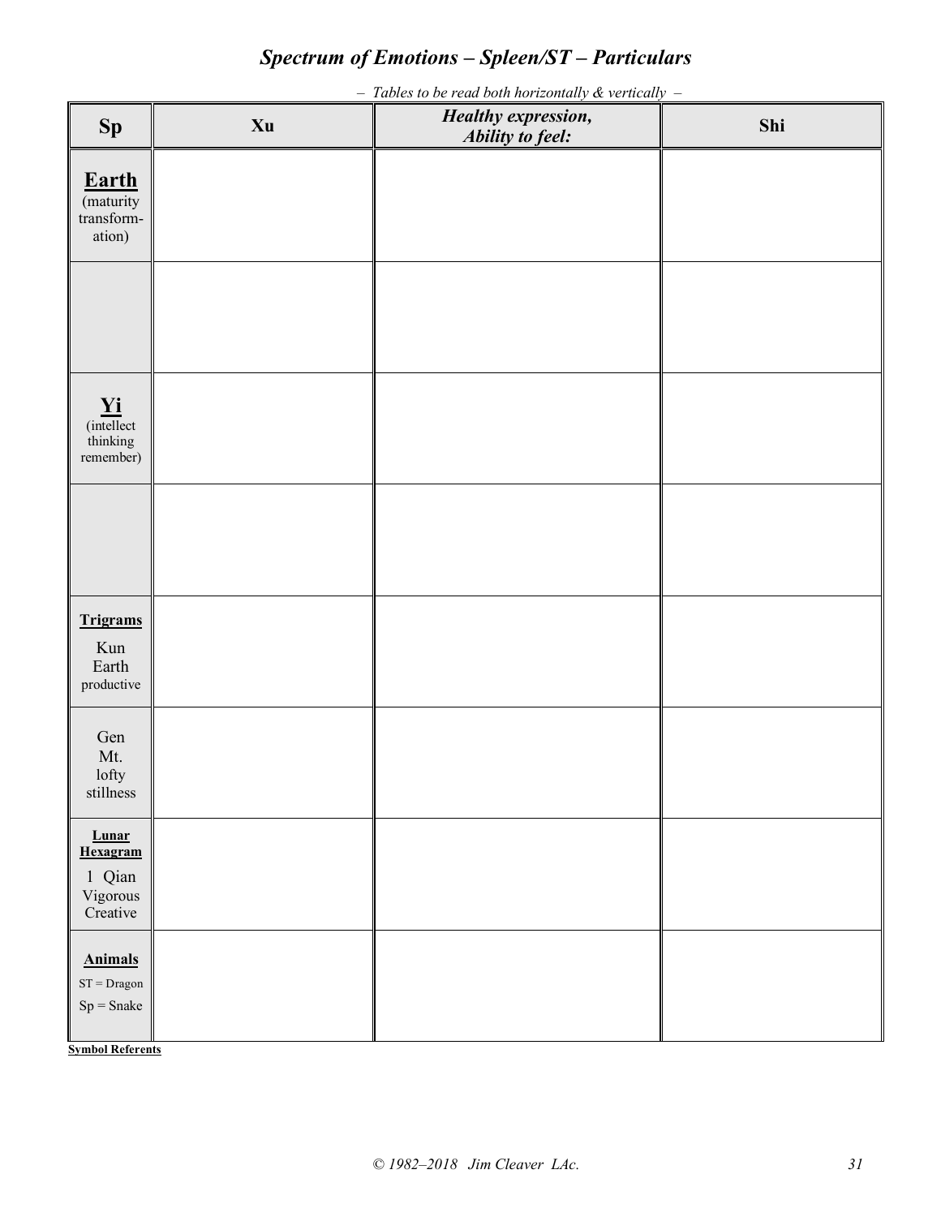# *Spectrum of Emotions – Spleen/ST – Particulars*

*– Tables to be read both horizontally & vertically –*

| Sp | Xu | *Healthy expression, Ability to feel:* | Shi |
|---|---|---|---|
| **Earth** (maturity transform-ation) | | | |
| | | | |
| **Yi** (intellect thinking remember) | | | |
| | | | |
| **Trigrams** Kun Earth productive | | | |
| Gen Mt. lofty stillness | | | |
| **Lunar Hexagram** 1 Qian Vigorous Creative | | | |
| **Animals** ST = Dragon Sp = Snake | | | |

**Symbol Referents**

*© 1982–2018 Jim Cleaver LAc.*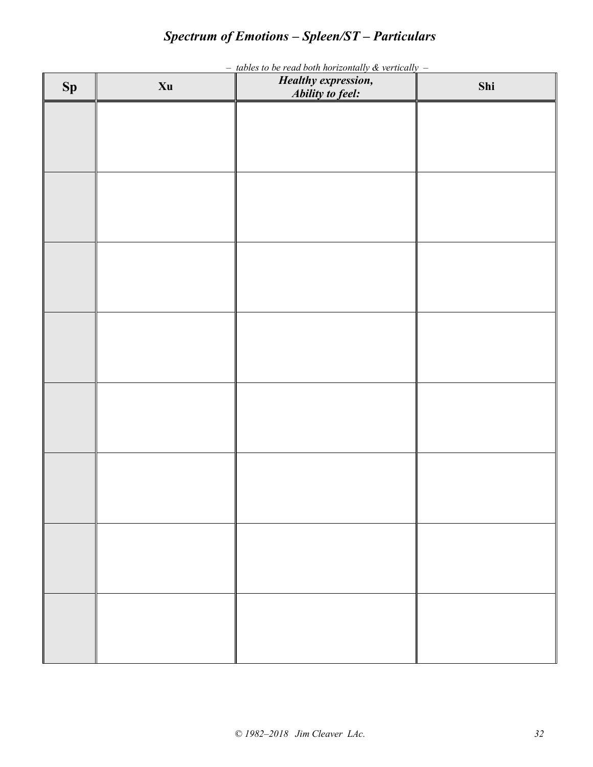## *Spectrum of Emotions – Spleen/ST – Particulars*

*– tables to be read both horizontally & vertically –*

| Sp | Xu | *Healthy expression, Ability to feel:* | Shi |
|---|---|---|---|
| | | | |
| | | | |
| | | | |
| | | | |
| | | | |
| | | | |
| | | | |
| | | | |

*© 1982–2018 Jim Cleaver LAc.*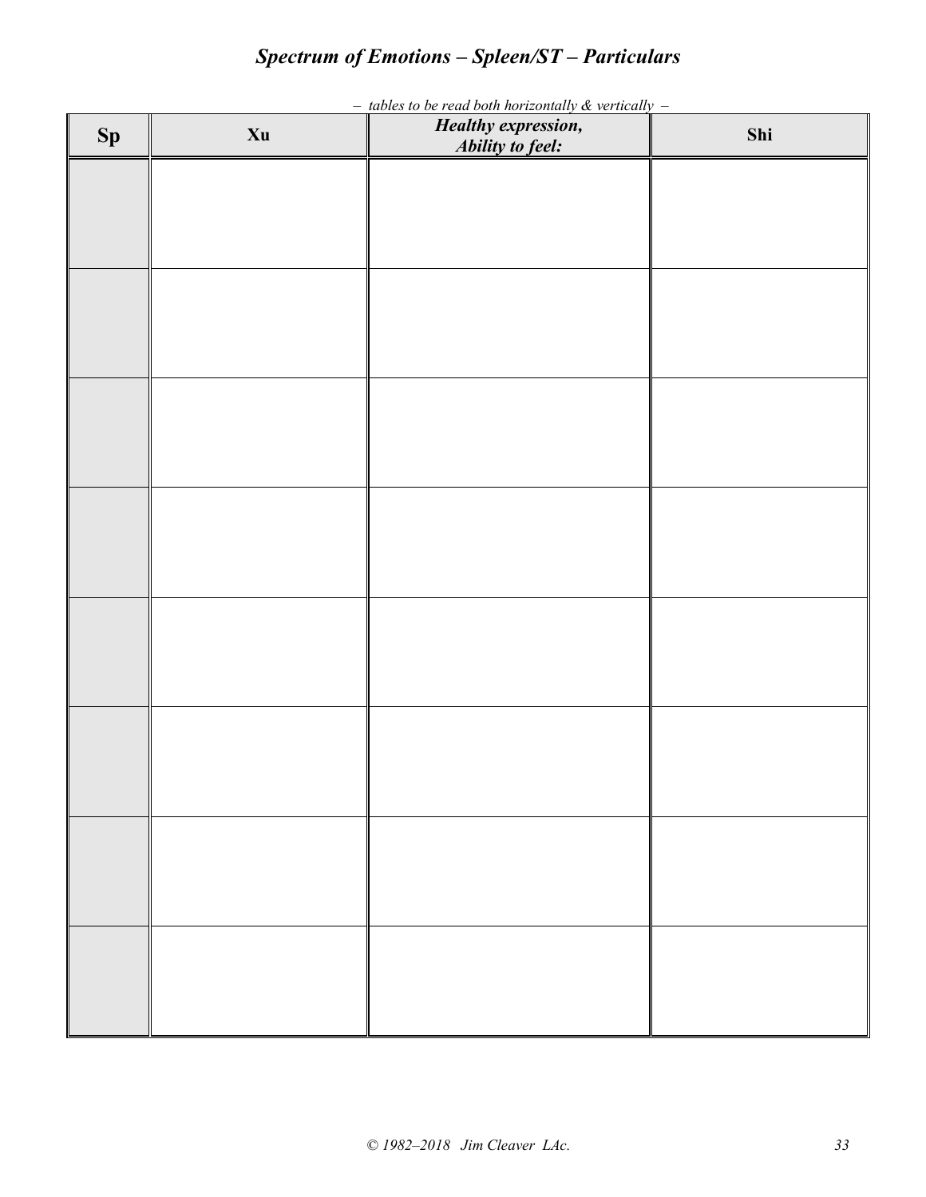# *Spectrum of Emotions – Spleen/ST – Particulars*

*– tables to be read both horizontally & vertically –*

| Sp | Xu | *Healthy expression, Ability to feel:* | Shi |
|---|---|---|---|
| | | | |
| | | | |
| | | | |
| | | | |
| | | | |
| | | | |
| | | | |
| | | | |

*© 1982–2018 Jim Cleaver LAc.*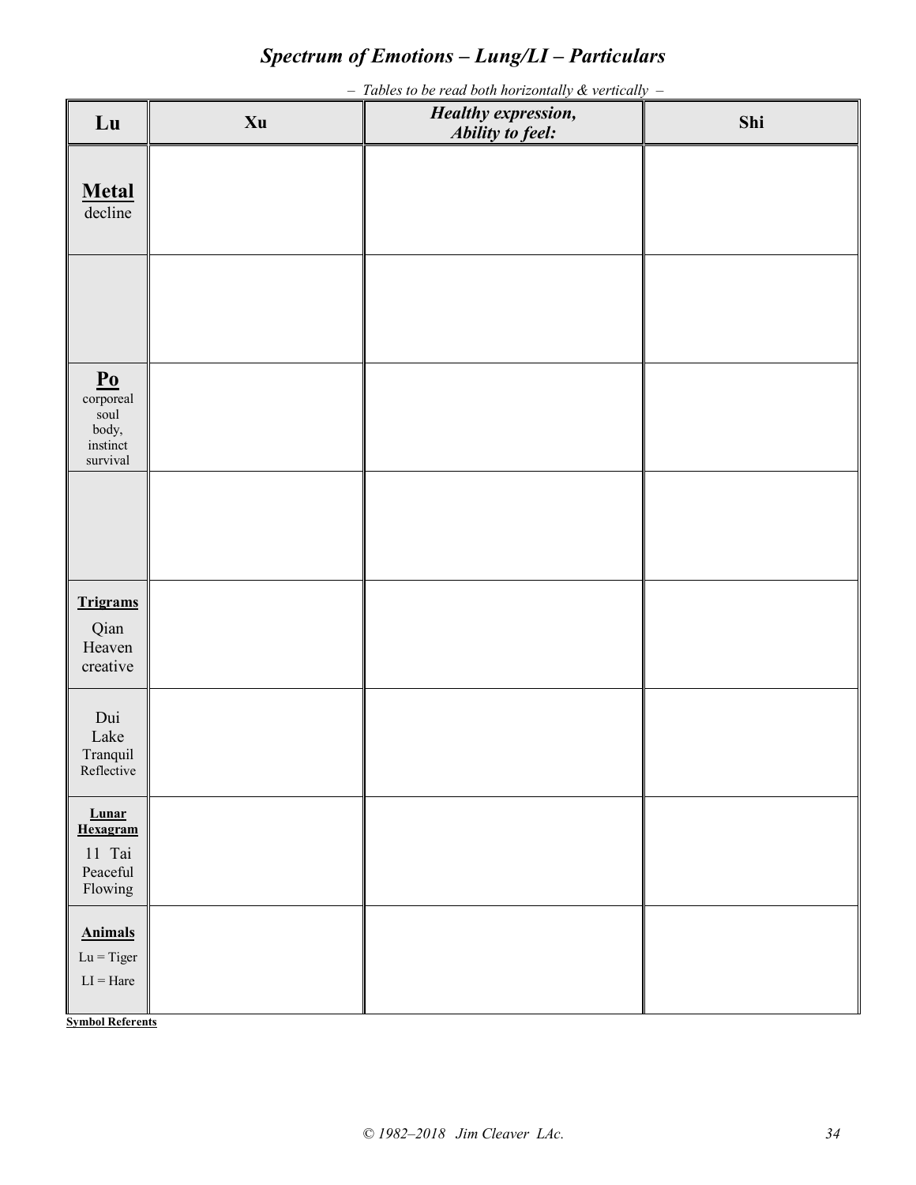# *Spectrum of Emotions – Lung/LI – Particulars*

*– Tables to be read both horizontally & vertically –*

| Lu | Xu | *Healthy expression, Ability to feel:* | Shi |
|---|---|---|---|
| **Metal** decline | | | |
| | | | |
| **Po** corporeal soul body, instinct survival | | | |
| | | | |
| **Trigrams** Qian Heaven creative | | | |
| Dui Lake Tranquil Reflective | | | |
| **Lunar Hexagram** 11 Tai Peaceful Flowing | | | |
| **Animals** Lu = Tiger LI = Hare | | | |

**Symbol Referents**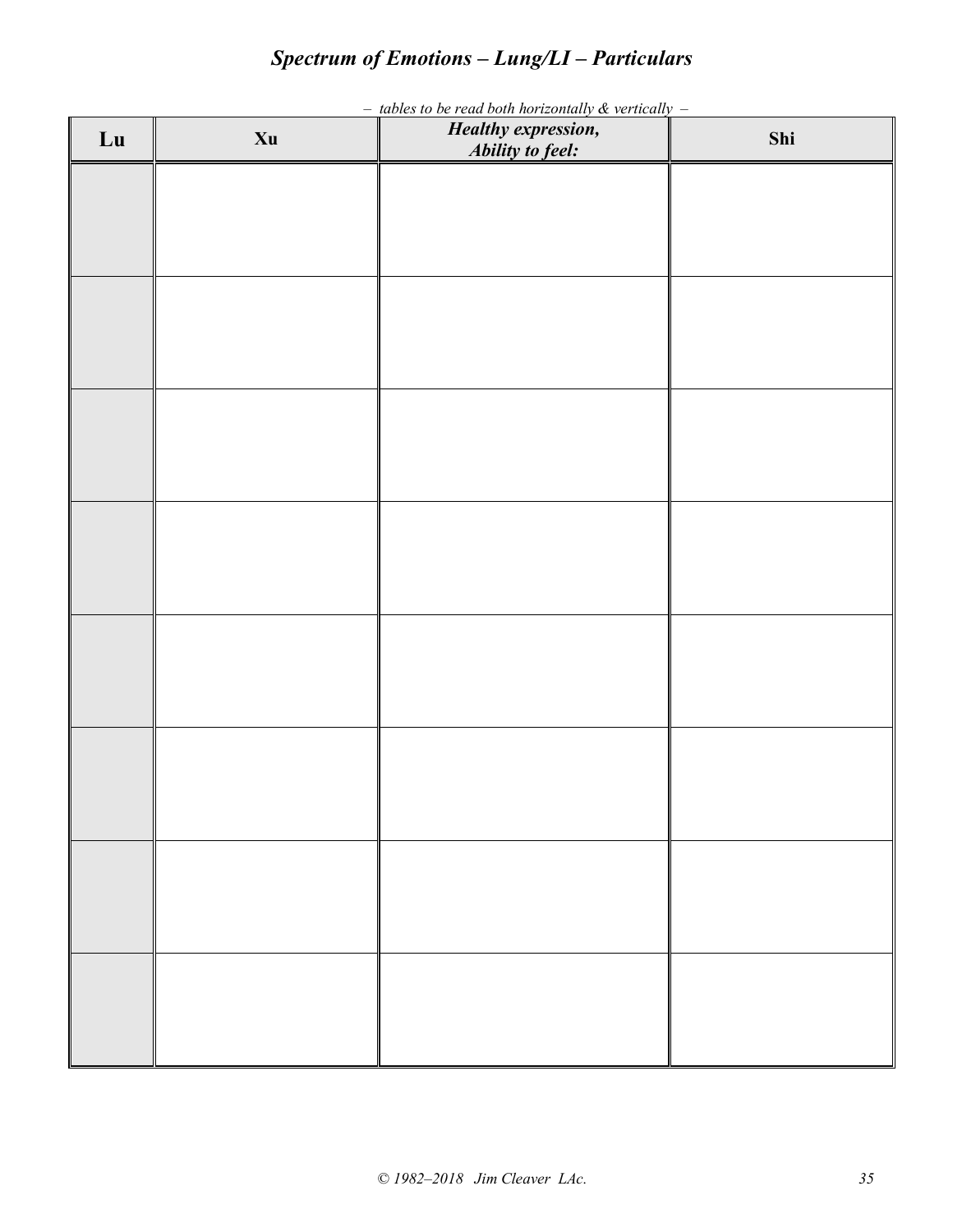# *Spectrum of Emotions – Lung/LI – Particulars*

*– tables to be read both horizontally & vertically –*

| Lu | Xu | *Healthy expression, Ability to feel:* | Shi |
|---|---|---|---|
| | | | |
| | | | |
| | | | |
| | | | |
| | | | |
| | | | |
| | | | |
| | | | |

*© 1982–2018 Jim Cleaver LAc.*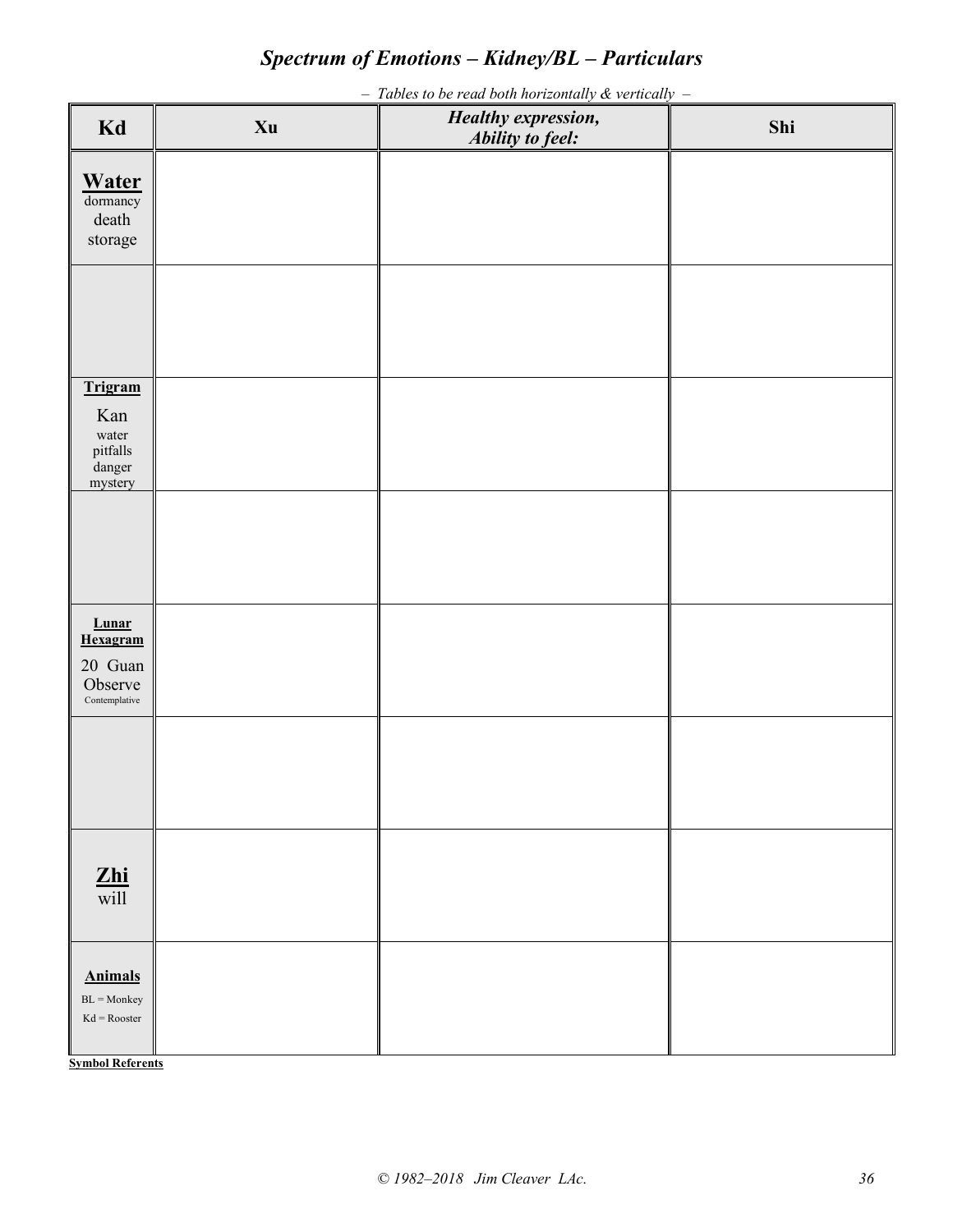# *Spectrum of Emotions – Kidney/BL – Particulars*

*– Tables to be read both horizontally & vertically –*

| Kd | Xu | *Healthy expression, Ability to feel:* | Shi |
|---|---|---|---|
| **Water** dormancy death storage | | | |
| | | | |
| **Trigram** Kan water pitfalls danger mystery | | | |
| | | | |
| **Lunar Hexagram** 20 Guan Observe Contemplative | | | |
| | | | |
| **Zhi** will | | | |
| **Animals** BL = Monkey Kd = Rooster | | | |

**Symbol Referents**

*© 1982–2018 Jim Cleaver LAc.*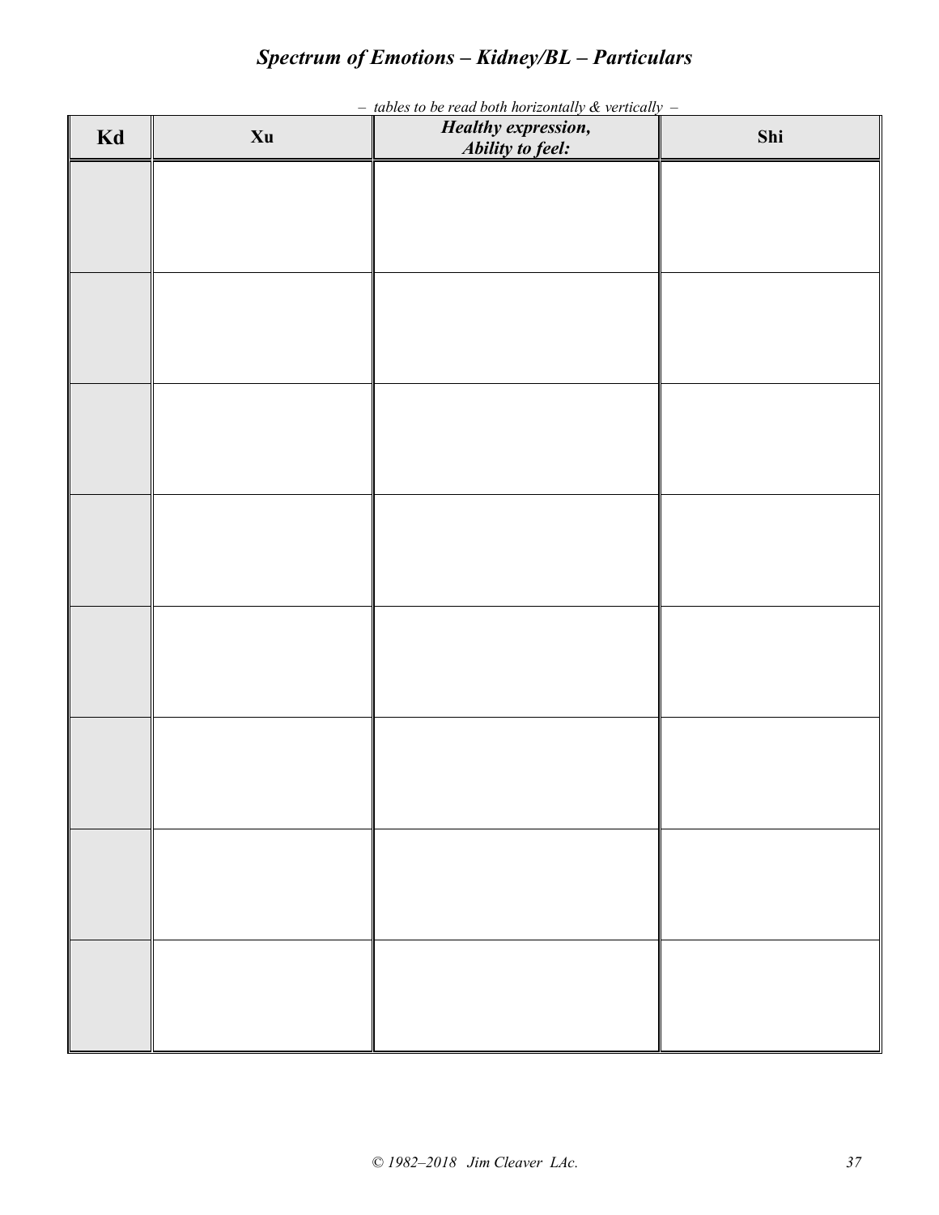## *Spectrum of Emotions – Kidney/BL – Particulars*

*– tables to be read both horizontally & vertically –*

| Kd | Xu | *Healthy expression, Ability to feel:* | Shi |
|---|---|---|---|
| | | | |
| | | | |
| | | | |
| | | | |
| | | | |
| | | | |
| | | | |
| | | | |

*© 1982–2018 Jim Cleaver LAc.*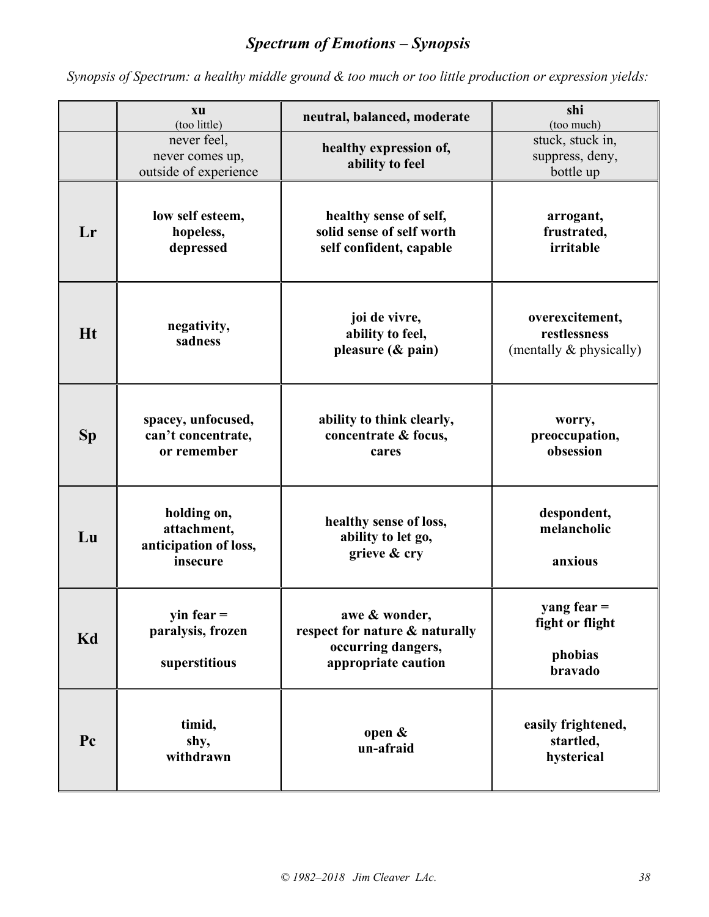## *Spectrum of Emotions – Synopsis*

*Synopsis of Spectrum: a healthy middle ground & too much or too little production or expression yields:*

| | **xu** (too little) | **neutral, balanced, moderate** | **shi** (too much) |
|---|---|---|---|
| | never feel, never comes up, outside of experience | **healthy expression of, ability to feel** | stuck, stuck in, suppress, deny, bottle up |
| **Lr** | **low self esteem, hopeless, depressed** | **healthy sense of self, solid sense of self worth self confident, capable** | **arrogant, frustrated, irritable** |
| **Ht** | **negativity, sadness** | **joi de vivre, ability to feel, pleasure (& pain)** | **overexcitement, restlessness** (mentally & physically) |
| **Sp** | **spacey, unfocused, can't concentrate, or remember** | **ability to think clearly, concentrate & focus, cares** | **worry, preoccupation, obsession** |
| **Lu** | **holding on, attachment, anticipation of loss, insecure** | **healthy sense of loss, ability to let go, grieve & cry** | **despondent, melancholic**<br><br>**anxious** |
| **Kd** | **yin fear = paralysis, frozen**<br><br>**superstitious** | **awe & wonder, respect for nature & naturally occurring dangers, appropriate caution** | **yang fear = fight or flight**<br><br>**phobias bravado** |
| **Pc** | **timid, shy, withdrawn** | **open & un-afraid** | **easily frightened, startled, hysterical** |

*© 1982–2018 Jim Cleaver LAc.*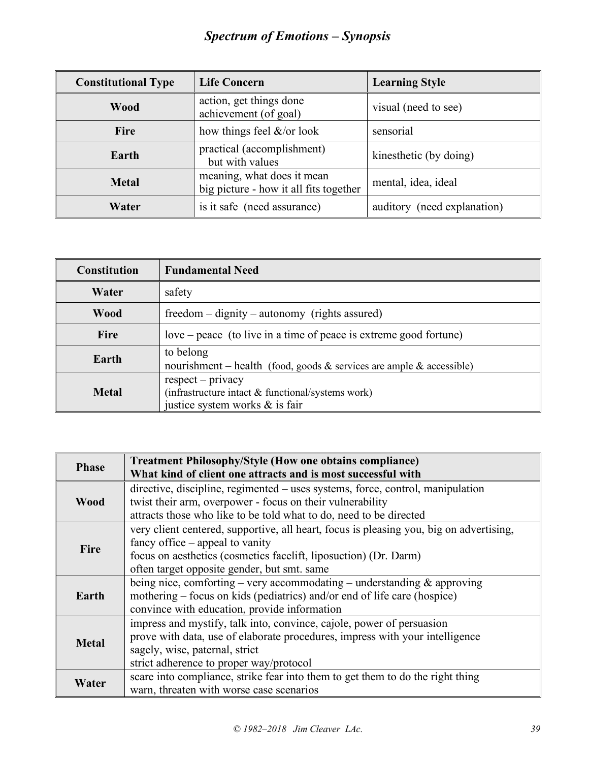# *Spectrum of Emotions – Synopsis*

| Constitutional Type | Life Concern | Learning Style |
|---|---|---|
| **Wood** | action, get things done<br>achievement (of goal) | visual (need to see) |
| **Fire** | how things feel &/or look | sensorial |
| **Earth** | practical (accomplishment)<br>but with values | kinesthetic (by doing) |
| **Metal** | meaning, what does it mean<br>big picture - how it all fits together | mental, idea, ideal |
| **Water** | is it safe (need assurance) | auditory (need explanation) |

| Constitution | Fundamental Need |
|---|---|
| **Water** | safety |
| **Wood** | freedom – dignity – autonomy (rights assured) |
| **Fire** | love – peace (to live in a time of peace is extreme good fortune) |
| **Earth** | to belong<br>nourishment – health (food, goods & services are ample & accessible) |
| **Metal** | respect – privacy<br>(infrastructure intact & functional/systems work)<br>justice system works & is fair |

| Phase | Treatment Philosophy/Style (How one obtains compliance)<br>What kind of client one attracts and is most successful with |
|---|---|
| **Wood** | directive, discipline, regimented – uses systems, force, control, manipulation<br>twist their arm, overpower - focus on their vulnerability<br>attracts those who like to be told what to do, need to be directed |
| **Fire** | very client centered, supportive, all heart, focus is pleasing you, big on advertising,<br>fancy office – appeal to vanity<br>focus on aesthetics (cosmetics facelift, liposuction) (Dr. Darm)<br>often target opposite gender, but smt. same |
| **Earth** | being nice, comforting – very accommodating – understanding & approving<br>mothering – focus on kids (pediatrics) and/or end of life care (hospice)<br>convince with education, provide information |
| **Metal** | impress and mystify, talk into, convince, cajole, power of persuasion<br>prove with data, use of elaborate procedures, impress with your intelligence<br>sagely, wise, paternal, strict<br>strict adherence to proper way/protocol |
| **Water** | scare into compliance, strike fear into them to get them to do the right thing<br>warn, threaten with worse case scenarios |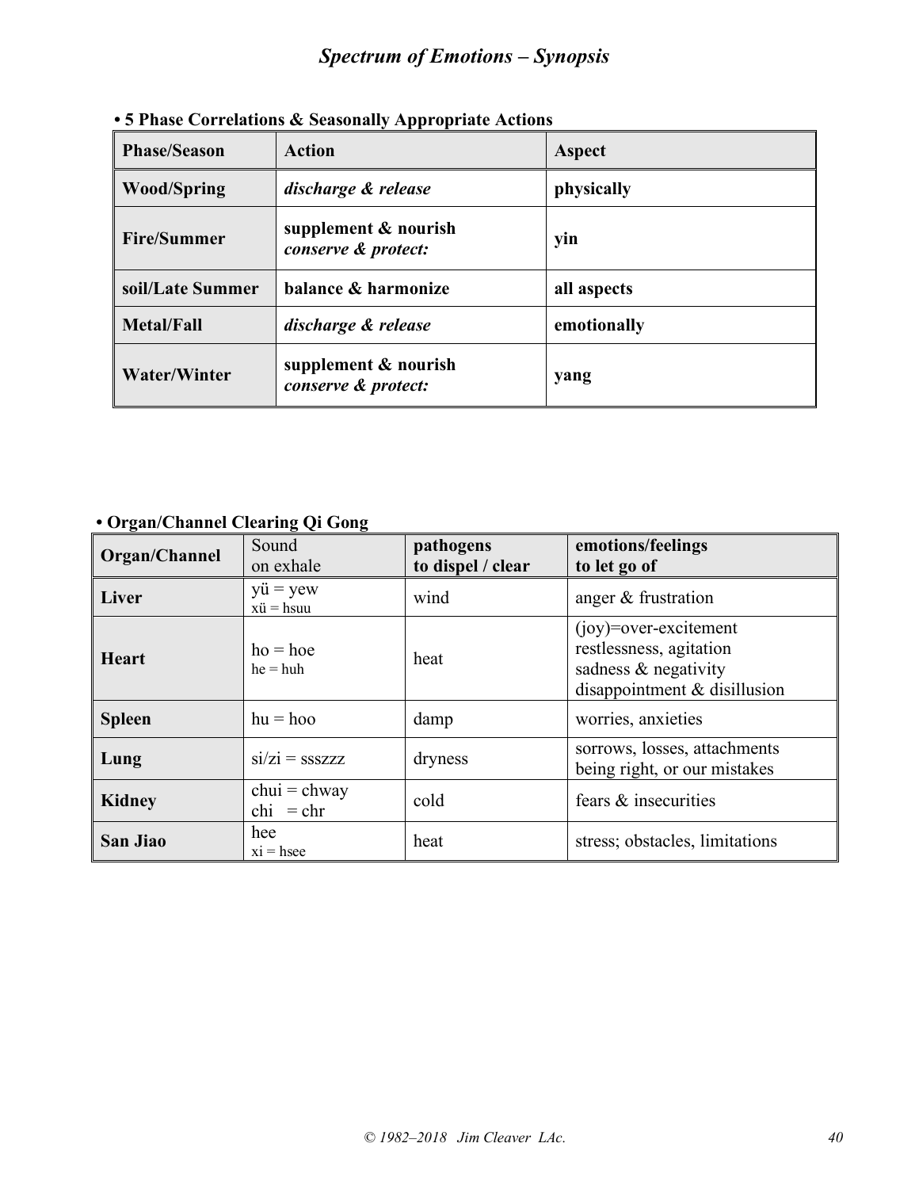# *Spectrum of Emotions – Synopsis*

**• 5 Phase Correlations & Seasonally Appropriate Actions**

| **Phase/Season** | **Action** | **Aspect** |
|---|---|---|
| **Wood/Spring** | ***discharge & release*** | **physically** |
| **Fire/Summer** | **supplement & nourish** ***conserve & protect:*** | **yin** |
| **soil/Late Summer** | **balance & harmonize** | **all aspects** |
| **Metal/Fall** | ***discharge & release*** | **emotionally** |
| **Water/Winter** | **supplement & nourish** ***conserve & protect:*** | **yang** |

**• Organ/Channel Clearing Qi Gong**

| **Organ/Channel** | Sound on exhale | **pathogens to dispel / clear** | **emotions/feelings to let go of** |
|---|---|---|---|
| **Liver** | yü = yew<br>xü = hsuu | wind | anger & frustration |
| **Heart** | ho = hoe<br>he = huh | heat | (joy)=over-excitement<br>restlessness, agitation<br>sadness & negativity<br>disappointment & disillusion |
| **Spleen** | hu = hoo | damp | worries, anxieties |
| **Lung** | si/zi = sssZZZ | dryness | sorrows, losses, attachments<br>being right, or our mistakes |
| **Kidney** | chui = chway<br>chi = chr | cold | fears & insecurities |
| **San Jiao** | hee<br>xi = hsee | heat | stress; obstacles, limitations |

*© 1982–2018 Jim Cleaver LAc.*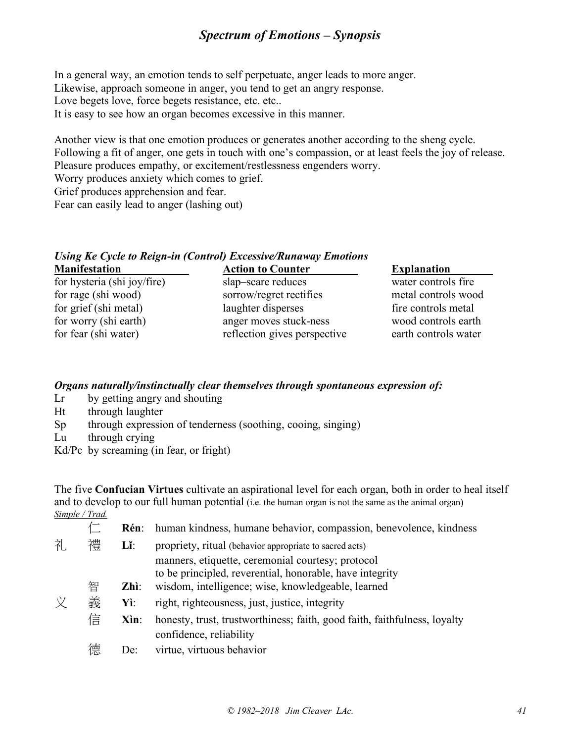# *Spectrum of Emotions – Synopsis*

In a general way, an emotion tends to self perpetuate, anger leads to more anger.
Likewise, approach someone in anger, you tend to get an angry response.
Love begets love, force begets resistance, etc. etc..
It is easy to see how an organ becomes excessive in this manner.

Another view is that one emotion produces or generates another according to the sheng cycle.
Following a fit of anger, one gets in touch with one's compassion, or at least feels the joy of release.
Pleasure produces empathy, or excitement/restlessness engenders worry.
Worry produces anxiety which comes to grief.
Grief produces apprehension and fear.
Fear can easily lead to anger (lashing out)

***Using Ke Cycle to Reign-in (Control) Excessive/Runaway Emotions***

| Manifestation | Action to Counter | Explanation |
|---|---|---|
| for hysteria (shi joy/fire) | slap–scare reduces | water controls fire |
| for rage (shi wood) | sorrow/regret rectifies | metal controls wood |
| for grief (shi metal) | laughter disperses | fire controls metal |
| for worry (shi earth) | anger moves stuck-ness | wood controls earth |
| for fear (shi water) | reflection gives perspective | earth controls water |

***Organs naturally/instinctually clear themselves through spontaneous expression of:***

- Lr by getting angry and shouting
- Ht through laughter
- Sp through expression of tenderness (soothing, cooing, singing)
- Lu through crying
- Kd/Pc by screaming (in fear, or fright)

The five **Confucian Virtues** cultivate an aspirational level for each organ, both in order to heal itself and to develop to our full human potential (i.e. the human organ is not the same as the animal organ)

| *Simple / Trad.* | | | |
|---|---|---|---|
| | 仁 | **Rén**: | human kindness, humane behavior, compassion, benevolence, kindness |
| 礼 | 禮 | **Lǐ**: | propriety, ritual (behavior appropriate to sacred acts) manners, etiquette, ceremonial courtesy; protocol to be principled, reverential, honorable, have integrity |
| | 智 | **Zhì**: | wisdom, intelligence; wise, knowledgeable, learned |
| 义 | 義 | **Yì**: | right, righteousness, just, justice, integrity |
| | 信 | **Xìn**: | honesty, trust, trustworthiness; faith, good faith, faithfulness, loyalty confidence, reliability |
| | 德 | De: | virtue, virtuous behavior |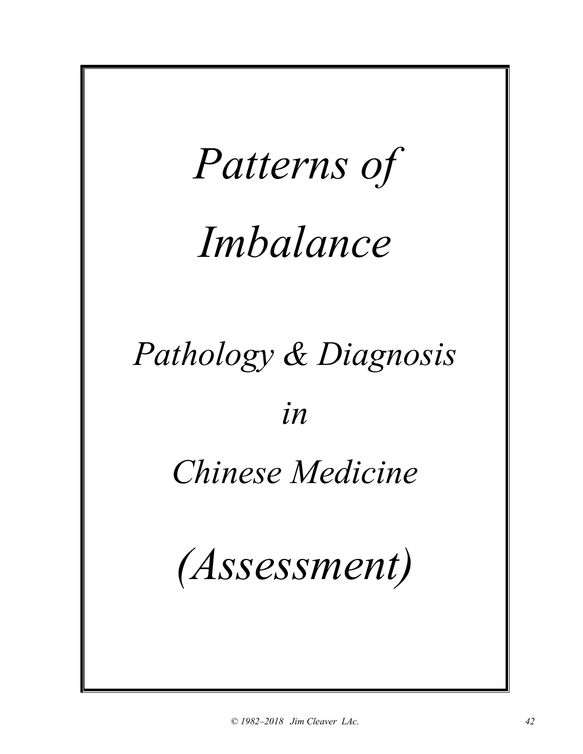# *Patterns of Imbalance*

## *Pathology & Diagnosis in Chinese Medicine*

## *(Assessment)*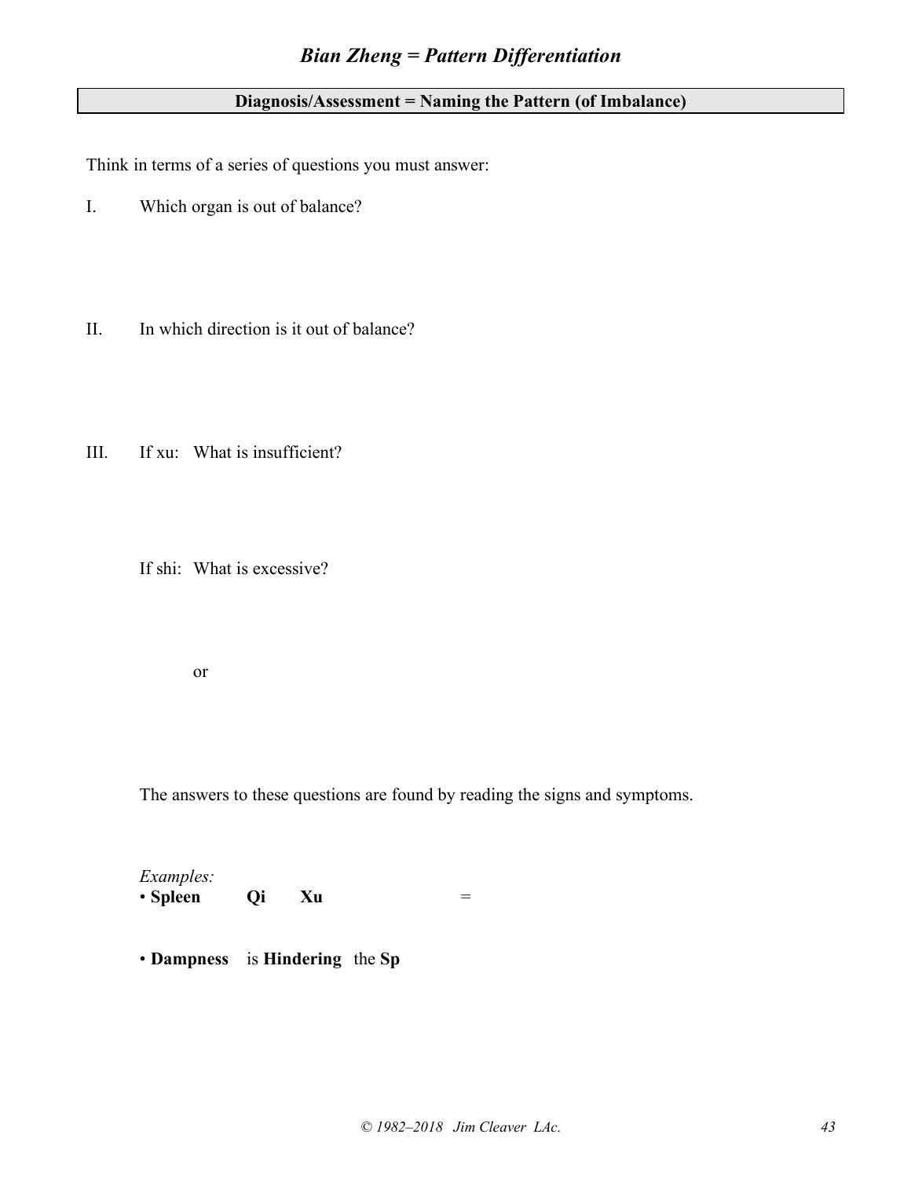## *Bian Zheng = Pattern Differentiation*

**Diagnosis/Assessment = Naming the Pattern (of Imbalance)**

Think in terms of a series of questions you must answer:

I. Which organ is out of balance?

II. In which direction is it out of balance?

III. If xu: What is insufficient?

If shi: What is excessive?

or

The answers to these questions are found by reading the signs and symptoms.

*Examples:*

- **Spleen** **Qi** **Xu** =
- **Dampness** is **Hindering** the **Sp**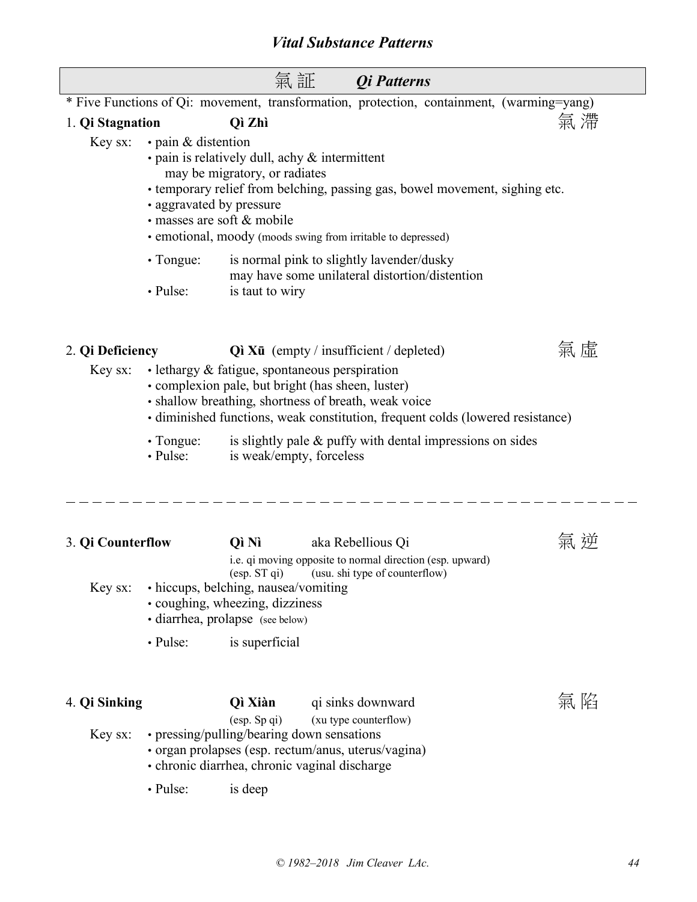## Vital Substance Patterns

### 氣 証　*Qi Patterns*

\* Five Functions of Qi: movement, transformation, protection, containment, (warming=yang)

#### 1. Qi Stagnation　　**Qì Zhì**　　氣 滯

Key sx:
- pain & distention
- pain is relatively dull, achy & intermittent
  may be migratory, or radiates
- temporary relief from belching, passing gas, bowel movement, sighing etc.
- aggravated by pressure
- masses are soft & mobile
- emotional, moody (moods swing from irritable to depressed)

- Tongue: is normal pink to slightly lavender/dusky
  may have some unilateral distortion/distention
- Pulse: is taut to wiry

#### 2. Qi Deficiency　　**Qì Xū** (empty / insufficient / depleted)　　氣 虛

Key sx:
- lethargy & fatigue, spontaneous perspiration
- complexion pale, but bright (has sheen, luster)
- shallow breathing, shortness of breath, weak voice
- diminished functions, weak constitution, frequent colds (lowered resistance)

- Tongue: is slightly pale & puffy with dental impressions on sides
- Pulse: is weak/empty, forceless

---

#### 3. Qi Counterflow　　**Qì Nì**　　aka Rebellious Qi　　氣 逆

i.e. qi moving opposite to normal direction (esp. upward)
(esp. ST qi)　(usu. shi type of counterflow)

Key sx:
- hiccups, belching, nausea/vomiting
- coughing, wheezing, dizziness
- diarrhea, prolapse (see below)

- Pulse: is superficial

#### 4. Qi Sinking　　**Qì Xiàn**　　qi sinks downward　　氣 陷

(esp. Sp qi)　(xu type counterflow)

Key sx:
- pressing/pulling/bearing down sensations
- organ prolapses (esp. rectum/anus, uterus/vagina)
- chronic diarrhea, chronic vaginal discharge

- Pulse: is deep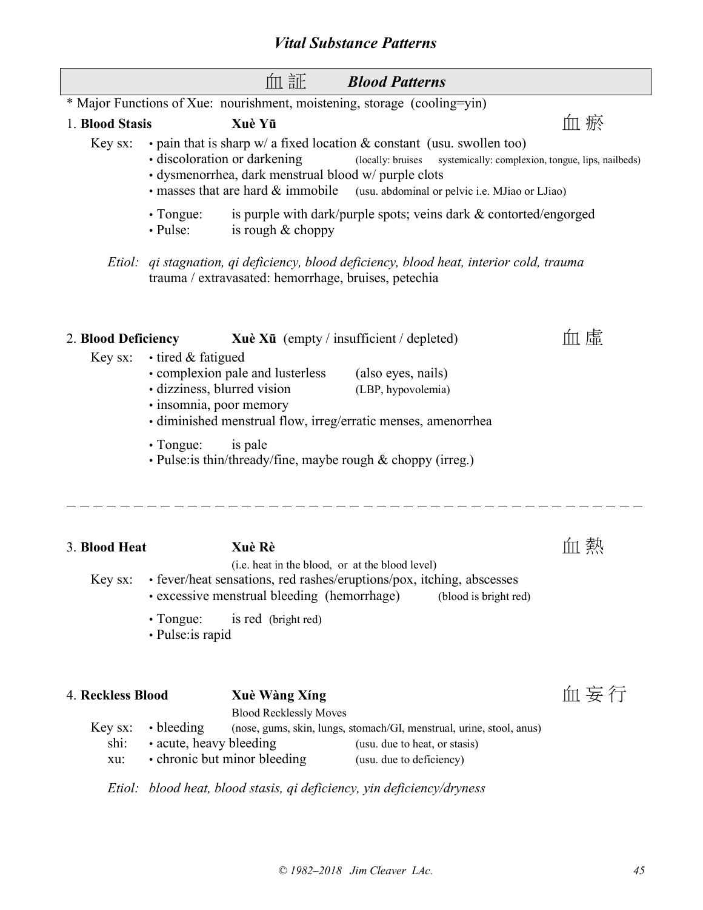# Vital Substance Patterns

## 血 証 *Blood Patterns*

\* Major Functions of Xue: nourishment, moistening, storage (cooling=yin)

### 1. **Blood Stasis** — **Xuè Yū** — 血 瘀

Key sx:
- pain that is sharp w/ a fixed location & constant (usu. swollen too)
- discoloration or darkening (locally: bruises systemically: complexion, tongue, lips, nailbeds)
- dysmenorrhea, dark menstrual blood w/ purple clots
- masses that are hard & immobile (usu. abdominal or pelvic i.e. MJiao or LJiao)

- Tongue: is purple with dark/purple spots; veins dark & contorted/engorged
- Pulse: is rough & choppy

*Etiol: qi stagnation, qi deficiency, blood deficiency, blood heat, interior cold, trauma*
trauma / extravasated: hemorrhage, bruises, petechia

### 2. **Blood Deficiency** — **Xuè Xū** (empty / insufficient / depleted) — 血 虚

Key sx:
- tired & fatigued
- complexion pale and lusterless (also eyes, nails)
- dizziness, blurred vision (LBP, hypovolemia)
- insomnia, poor memory
- diminished menstrual flow, irreg/erratic menses, amenorrhea

- Tongue: is pale
- Pulse: is thin/thready/fine, maybe rough & choppy (irreg.)

---

### 3. **Blood Heat** — **Xuè Rè** — 血 熱

(i.e. heat in the blood, or at the blood level)

Key sx:
- fever/heat sensations, red rashes/eruptions/pox, itching, abscesses
- excessive menstrual bleeding (hemorrhage) (blood is bright red)

- Tongue: is red (bright red)
- Pulse: is rapid

### 4. **Reckless Blood** — **Xuè Wàng Xíng** — 血 妄 行

Blood Recklessly Moves

Key sx:
- bleeding (nose, gums, skin, lungs, stomach/GI, menstrual, urine, stool, anus)

shi: acute, heavy bleeding (usu. due to heat, or stasis)

xu: chronic but minor bleeding (usu. due to deficiency)

*Etiol: blood heat, blood stasis, qi deficiency, yin deficiency/dryness*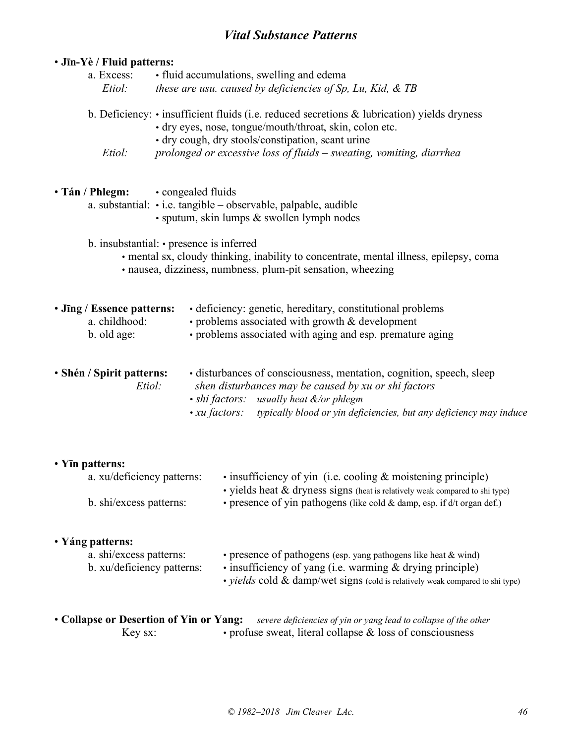# *Vital Substance Patterns*

- **Jīn-Yè / Fluid patterns:**
  - a. Excess: • fluid accumulations, swelling and edema
    - *Etiol: these are usu. caused by deficiencies of Sp, Lu, Kid, & TB*
  - b. Deficiency: • insufficient fluids (i.e. reduced secretions & lubrication) yields dryness
    - • dry eyes, nose, tongue/mouth/throat, skin, colon etc.
    - • dry cough, dry stools/constipation, scant urine
    - *Etiol: prolonged or excessive loss of fluids – sweating, vomiting, diarrhea*

- **Tán / Phlegm:** • congealed fluids
  - a. substantial: • i.e. tangible – observable, palpable, audible
    - • sputum, skin lumps & swollen lymph nodes
  - b. insubstantial: • presence is inferred
    - • mental sx, cloudy thinking, inability to concentrate, mental illness, epilepsy, coma
    - • nausea, dizziness, numbness, plum-pit sensation, wheezing

- **Jīng / Essence patterns:** • deficiency: genetic, hereditary, constitutional problems
  - a. childhood: • problems associated with growth & development
  - b. old age: • problems associated with aging and esp. premature aging

- **Shén / Spirit patterns:** • disturbances of consciousness, mentation, cognition, speech, sleep
  - *Etiol: shen disturbances may be caused by xu or shi factors*
    - • *shi factors: usually heat &/or phlegm*
    - • *xu factors: typically blood or yin deficiencies, but any deficiency may induce*

- **Yīn patterns:**
  - a. xu/deficiency patterns: • insufficiency of yin (i.e. cooling & moistening principle)
    - • yields heat & dryness signs (heat is relatively weak compared to shi type)
  - b. shi/excess patterns: • presence of yin pathogens (like cold & damp, esp. if d/t organ def.)

- **Yáng patterns:**
  - a. shi/excess patterns: • presence of pathogens (esp. yang pathogens like heat & wind)
  - b. xu/deficiency patterns: • insufficiency of yang (i.e. warming & drying principle)
    - • *yields* cold & damp/wet signs (cold is relatively weak compared to shi type)

- **Collapse or Desertion of Yin or Yang:** *severe deficiencies of yin or yang lead to collapse of the other*
  - Key sx: • profuse sweat, literal collapse & loss of consciousness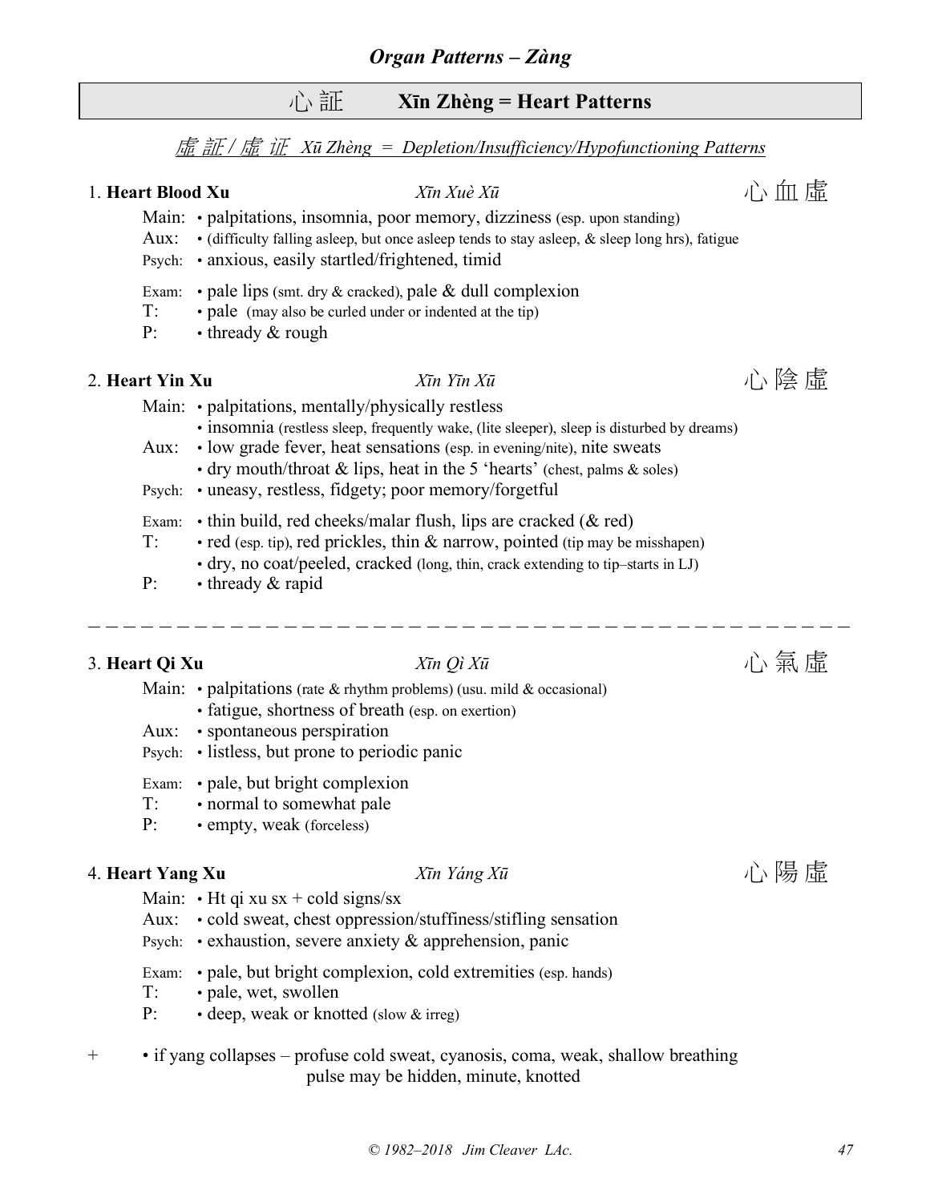# *Organ Patterns – Zàng*

## 心 証 **Xīn Zhèng = Heart Patterns**

### *虛 証 / 虛 证 Xū Zhèng = Depletion/Insufficiency/Hypofunctioning Patterns*

**1. Heart Blood Xu** *Xīn Xuè Xū* 心 血 虛

- Main: • palpitations, insomnia, poor memory, dizziness (esp. upon standing)
- Aux: • (difficulty falling asleep, but once asleep tends to stay asleep, & sleep long hrs), fatigue
- Psych: • anxious, easily startled/frightened, timid
- Exam: • pale lips (smt. dry & cracked), pale & dull complexion
- T: • pale (may also be curled under or indented at the tip)
- P: • thready & rough

**2. Heart Yin Xu** *Xīn Yīn Xū* 心 陰 虛

- Main: • palpitations, mentally/physically restless
  - • insomnia (restless sleep, frequently wake, (lite sleeper), sleep is disturbed by dreams)
- Aux: • low grade fever, heat sensations (esp. in evening/nite), nite sweats
  - • dry mouth/throat & lips, heat in the 5 'hearts' (chest, palms & soles)
- Psych: • uneasy, restless, fidgety; poor memory/forgetful
- Exam: • thin build, red cheeks/malar flush, lips are cracked (& red)
- T: • red (esp. tip), red prickles, thin & narrow, pointed (tip may be misshapen)
  - • dry, no coat/peeled, cracked (long, thin, crack extending to tip–starts in LJ)
- P: • thready & rapid

---

**3. Heart Qi Xu** *Xīn Qì Xū* 心 氣 虛

- Main: • palpitations (rate & rhythm problems) (usu. mild & occasional)
  - • fatigue, shortness of breath (esp. on exertion)
- Aux: • spontaneous perspiration
- Psych: • listless, but prone to periodic panic
- Exam: • pale, but bright complexion
- T: • normal to somewhat pale
- P: • empty, weak (forceless)

**4. Heart Yang Xu** *Xīn Yáng Xū* 心 陽 虛

- Main: • Ht qi xu sx + cold signs/sx
- Aux: • cold sweat, chest oppression/stuffiness/stifling sensation
- Psych: • exhaustion, severe anxiety & apprehension, panic
- Exam: • pale, but bright complexion, cold extremities (esp. hands)
- T: • pale, wet, swollen
- P: • deep, weak or knotted (slow & irreg)

\+ • if yang collapses – profuse cold sweat, cyanosis, coma, weak, shallow breathing
  pulse may be hidden, minute, knotted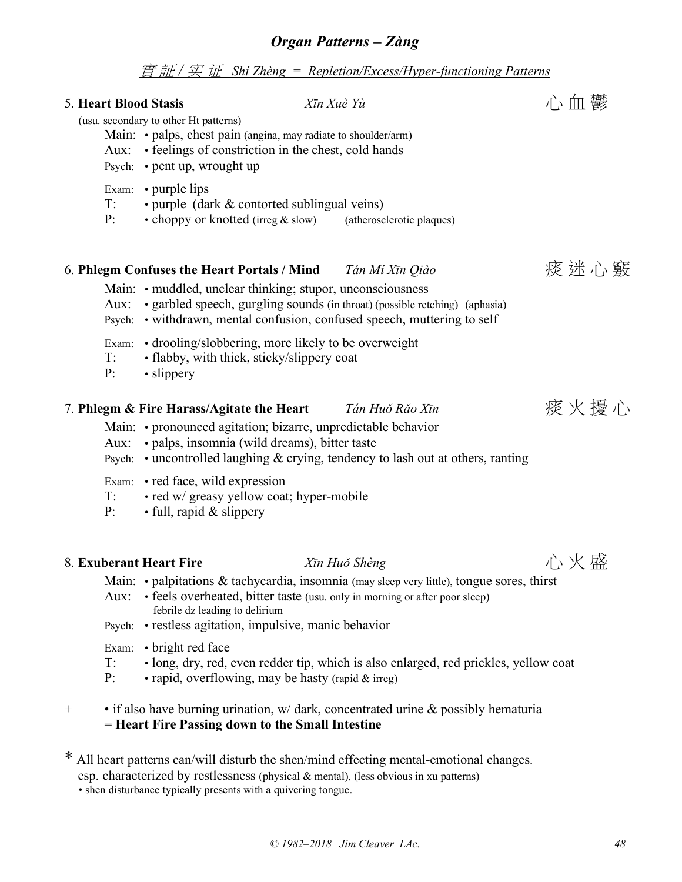## *Organ Patterns – Zàng*

### *實証 / 实 证 Shí Zhèng = Repletion/Excess/Hyper-functioning Patterns*

5. **Heart Blood Stasis** *Xīn Xuè Yù* 心血鬱

(usu. secondary to other Ht patterns)

Main: • palps, chest pain (angina, may radiate to shoulder/arm)
Aux: • feelings of constriction in the chest, cold hands
Psych: • pent up, wrought up

Exam: • purple lips
T: • purple (dark & contorted sublingual veins)
P: • choppy or knotted (irreg & slow) (atherosclerotic plaques)

6. **Phlegm Confuses the Heart Portals / Mind** *Tán Mí Xīn Qiào* 痰迷心竅

Main: • muddled, unclear thinking; stupor, unconsciousness
Aux: • garbled speech, gurgling sounds (in throat) (possible retching) (aphasia)
Psych: • withdrawn, mental confusion, confused speech, muttering to self

Exam: • drooling/slobbering, more likely to be overweight
T: • flabby, with thick, sticky/slippery coat
P: • slippery

7. **Phlegm & Fire Harass/Agitate the Heart** *Tán Huǒ Rǎo Xīn* 痰火擾心

Main: • pronounced agitation; bizarre, unpredictable behavior
Aux: • palps, insomnia (wild dreams), bitter taste
Psych: • uncontrolled laughing & crying, tendency to lash out at others, ranting

Exam: • red face, wild expression
T: • red w/ greasy yellow coat; hyper-mobile
P: • full, rapid & slippery

8. **Exuberant Heart Fire** *Xīn Huǒ Shèng* 心火盛

Main: • palpitations & tachycardia, insomnia (may sleep very little), tongue sores, thirst
Aux: • feels overheated, bitter taste (usu. only in morning or after poor sleep)
febrile dz leading to delirium
Psych: • restless agitation, impulsive, manic behavior

Exam: • bright red face
T: • long, dry, red, even redder tip, which is also enlarged, red prickles, yellow coat
P: • rapid, overflowing, may be hasty (rapid & irreg)

\+ • if also have burning urination, w/ dark, concentrated urine & possibly hematuria
= **Heart Fire Passing down to the Small Intestine**

\* All heart patterns can/will disturb the shen/mind effecting mental-emotional changes.
esp. characterized by restlessness (physical & mental), (less obvious in xu patterns)
• shen disturbance typically presents with a quivering tongue.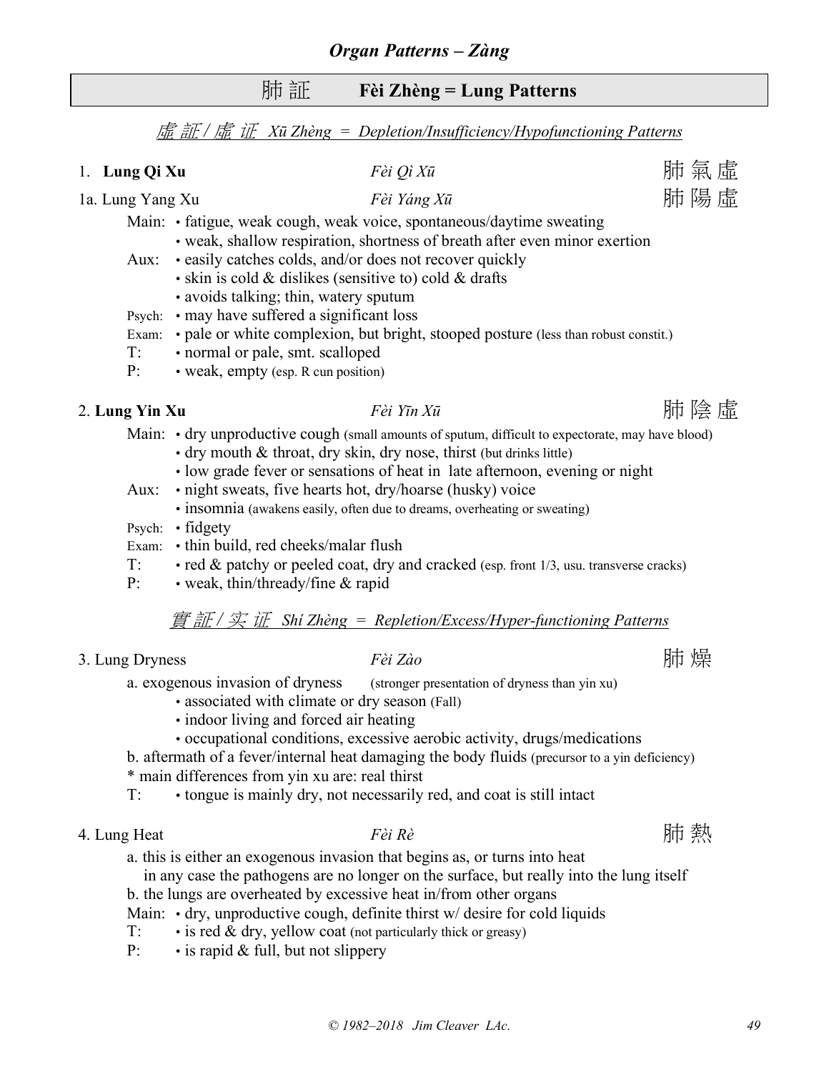# *Organ Patterns – Zàng*

## 肺証 **Fèi Zhèng = Lung Patterns**

### *虛証 / 虚证 Xū Zhèng = Depletion/Insufficiency/Hypofunctioning Patterns*

1. **Lung Qi Xu** — *Fèi Qì Xū* — 肺氣虛

1a. Lung Yang Xu — *Fèi Yáng Xū* — 肺陽虛

- Main: • fatigue, weak cough, weak voice, spontaneous/daytime sweating
  - • weak, shallow respiration, shortness of breath after even minor exertion
- Aux: • easily catches colds, and/or does not recover quickly
  - • skin is cold & dislikes (sensitive to) cold & drafts
  - • avoids talking; thin, watery sputum
- Psych: • may have suffered a significant loss
- Exam: • pale or white complexion, but bright, stooped posture (less than robust constit.)
- T: • normal or pale, smt. scalloped
- P: • weak, empty (esp. R cun position)

2. **Lung Yin Xu** — *Fèi Yīn Xū* — 肺陰虛

- Main: • dry unproductive cough (small amounts of sputum, difficult to expectorate, may have blood)
  - • dry mouth & throat, dry skin, dry nose, thirst (but drinks little)
  - • low grade fever or sensations of heat in late afternoon, evening or night
- Aux: • night sweats, five hearts hot, dry/hoarse (husky) voice
  - • insomnia (awakens easily, often due to dreams, overheating or sweating)
- Psych: • fidgety
- Exam: • thin build, red cheeks/malar flush
- T: • red & patchy or peeled coat, dry and cracked (esp. front 1/3, usu. transverse cracks)
- P: • weak, thin/thready/fine & rapid

### *實証 / 实证 Shí Zhèng = Repletion/Excess/Hyper-functioning Patterns*

3. Lung Dryness — *Fèi Zào* — 肺燥

- a. exogenous invasion of dryness (stronger presentation of dryness than yin xu)
  - • associated with climate or dry season (Fall)
  - • indoor living and forced air heating
  - • occupational conditions, excessive aerobic activity, drugs/medications
- b. aftermath of a fever/internal heat damaging the body fluids (precursor to a yin deficiency)
- * main differences from yin xu are: real thirst
- T: • tongue is mainly dry, not necessarily red, and coat is still intact

4. Lung Heat — *Fèi Rè* — 肺熱

- a. this is either an exogenous invasion that begins as, or turns into heat in any case the pathogens are no longer on the surface, but really into the lung itself
- b. the lungs are overheated by excessive heat in/from other organs
- Main: • dry, unproductive cough, definite thirst w/ desire for cold liquids
- T: • is red & dry, yellow coat (not particularly thick or greasy)
- P: • is rapid & full, but not slippery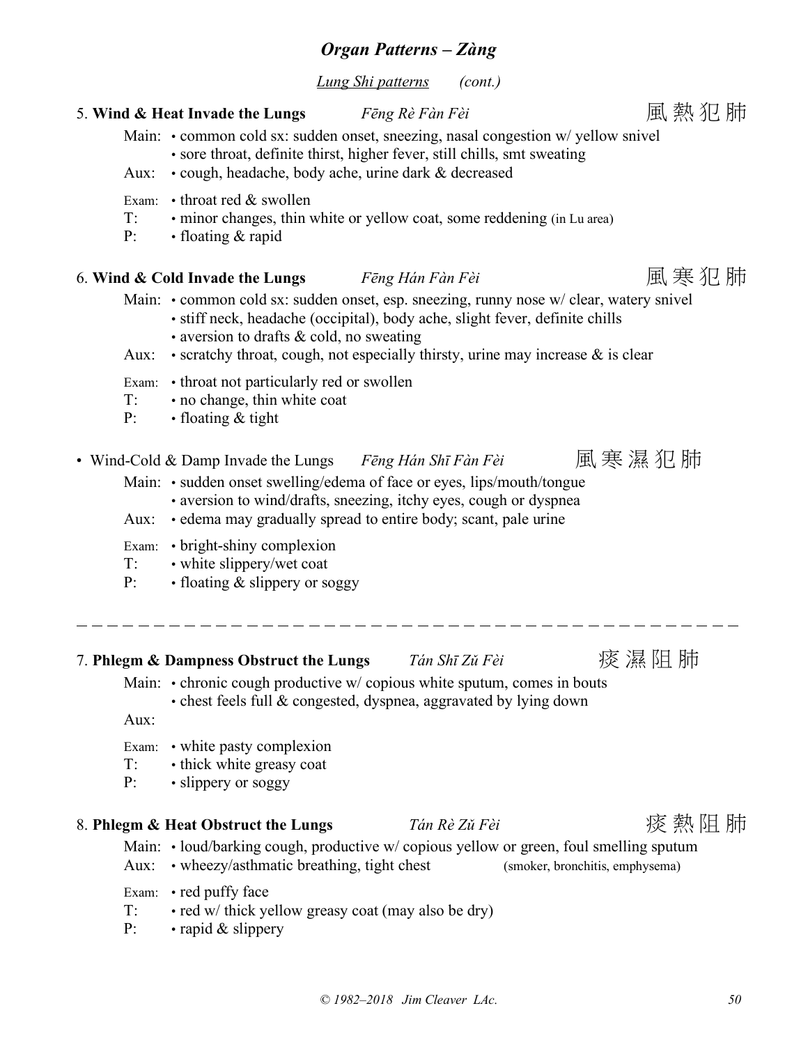## *Organ Patterns – Zàng*

*Lung Shi patterns* *(cont.)*

5. **Wind & Heat Invade the Lungs** *Fēng Rè Fàn Fèi* 風熱犯肺

Main: • common cold sx: sudden onset, sneezing, nasal congestion w/ yellow snivel
• sore throat, definite thirst, higher fever, still chills, smt sweating

Aux: • cough, headache, body ache, urine dark & decreased

Exam: • throat red & swollen

T: • minor changes, thin white or yellow coat, some reddening (in Lu area)

P: • floating & rapid

6. **Wind & Cold Invade the Lungs** *Fēng Hán Fàn Fèi* 風寒犯肺

Main: • common cold sx: sudden onset, esp. sneezing, runny nose w/ clear, watery snivel
• stiff neck, headache (occipital), body ache, slight fever, definite chills
• aversion to drafts & cold, no sweating

Aux: • scratchy throat, cough, not especially thirsty, urine may increase & is clear

Exam: • throat not particularly red or swollen

T: • no change, thin white coat

P: • floating & tight

• Wind-Cold & Damp Invade the Lungs *Fēng Hán Shī Fàn Fèi* 風寒濕犯肺

Main: • sudden onset swelling/edema of face or eyes, lips/mouth/tongue
• aversion to wind/drafts, sneezing, itchy eyes, cough or dyspnea

Aux: • edema may gradually spread to entire body; scant, pale urine

Exam: • bright-shiny complexion

T: • white slippery/wet coat

P: • floating & slippery or soggy

---

7. **Phlegm & Dampness Obstruct the Lungs** *Tán Shī Zǔ Fèi* 痰濕阻肺

Main: • chronic cough productive w/ copious white sputum, comes in bouts
• chest feels full & congested, dyspnea, aggravated by lying down

Aux:

Exam: • white pasty complexion

T: • thick white greasy coat

P: • slippery or soggy

8. **Phlegm & Heat Obstruct the Lungs** *Tán Rè Zǔ Fèi* 痰熱阻肺

Main: • loud/barking cough, productive w/ copious yellow or green, foul smelling sputum

Aux: • wheezy/asthmatic breathing, tight chest (smoker, bronchitis, emphysema)

Exam: • red puffy face

T: • red w/ thick yellow greasy coat (may also be dry)

P: • rapid & slippery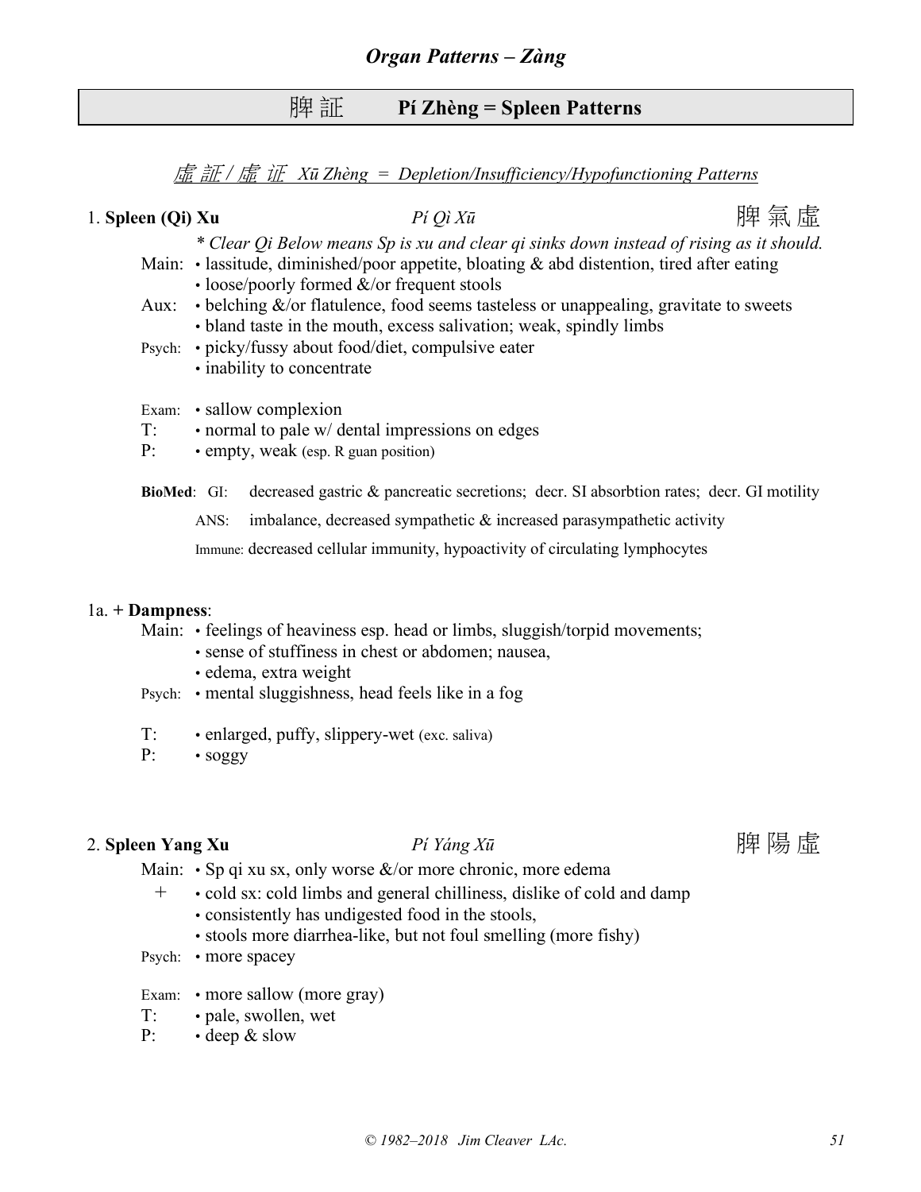## *Organ Patterns – Zàng*

# 脾 証　　Pí Zhèng = Spleen Patterns

### *虛 証 / 虚 证　Xū Zhèng = Depletion/Insufficiency/Hypofunctioning Patterns*

### 1. **Spleen (Qi) Xu**　　*Pí Qì Xū*　　脾 氣 虛

*\* Clear Qi Below means Sp is xu and clear qi sinks down instead of rising as it should.*

Main:
- lassitude, diminished/poor appetite, bloating & abd distention, tired after eating
- loose/poorly formed &/or frequent stools

Aux:
- belching &/or flatulence, food seems tasteless or unappealing, gravitate to sweets
- bland taste in the mouth, excess salivation; weak, spindly limbs

Psych:
- picky/fussy about food/diet, compulsive eater
- inability to concentrate

Exam:
- sallow complexion

T:
- normal to pale w/ dental impressions on edges

P:
- empty, weak (esp. R guan position)

**BioMed**: GI: decreased gastric & pancreatic secretions; decr. SI absorbtion rates; decr. GI motility

ANS: imbalance, decreased sympathetic & increased parasympathetic activity

Immune: decreased cellular immunity, hypoactivity of circulating lymphocytes

#### 1a. + **Dampness**:

Main:
- feelings of heaviness esp. head or limbs, sluggish/torpid movements;
- sense of stuffiness in chest or abdomen; nausea,
- edema, extra weight

Psych:
- mental sluggishness, head feels like in a fog

T:
- enlarged, puffy, slippery-wet (exc. saliva)

P:
- soggy

### 2. **Spleen Yang Xu**　　*Pí Yáng Xū*　　脾 陽 虛

Main:
- Sp qi xu sx, only worse &/or more chronic, more edema

\+
- cold sx: cold limbs and general chilliness, dislike of cold and damp
- consistently has undigested food in the stools,
- stools more diarrhea-like, but not foul smelling (more fishy)

Psych:
- more spacey

Exam:
- more sallow (more gray)

T:
- pale, swollen, wet

P:
- deep & slow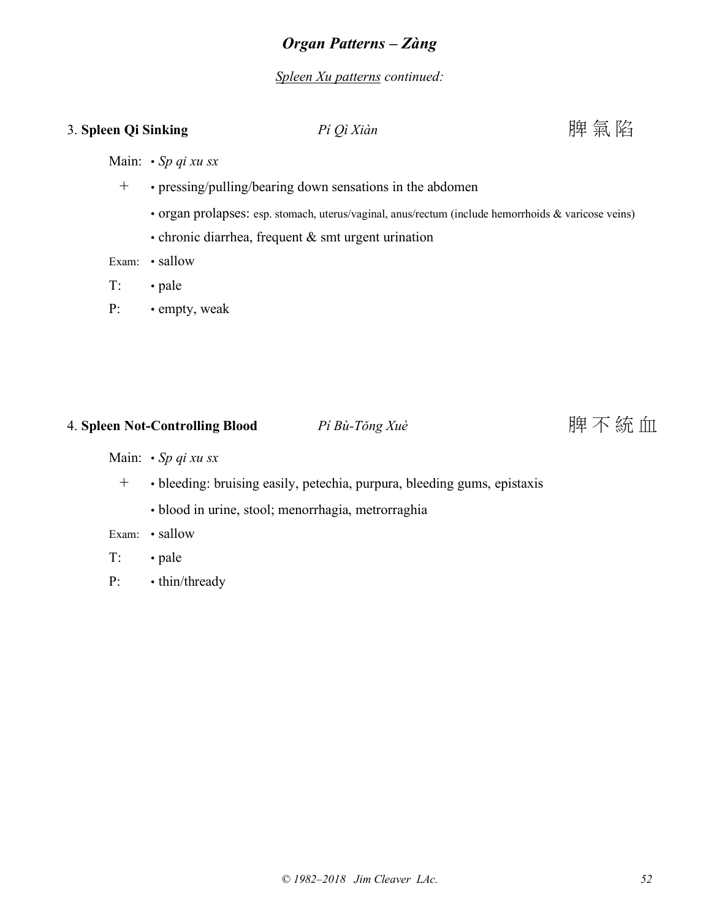## *Organ Patterns – Zàng*

*Spleen Xu patterns continued:*

### 3. **Spleen Qi Sinking** *Pí Qì Xiàn* 脾氣陷

Main: • *Sp qi xu sx*

\+ • pressing/pulling/bearing down sensations in the abdomen

• organ prolapses: esp. stomach, uterus/vaginal, anus/rectum (include hemorrhoids & varicose veins)

• chronic diarrhea, frequent & smt urgent urination

Exam: • sallow

T: • pale

P: • empty, weak

### 4. **Spleen Not-Controlling Blood** *Pí Bù-Tǒng Xuè* 脾不統血

Main: • *Sp qi xu sx*

\+ • bleeding: bruising easily, petechia, purpura, bleeding gums, epistaxis

• blood in urine, stool; menorrhagia, metrorraghia

Exam: • sallow

T: • pale

P: • thin/thready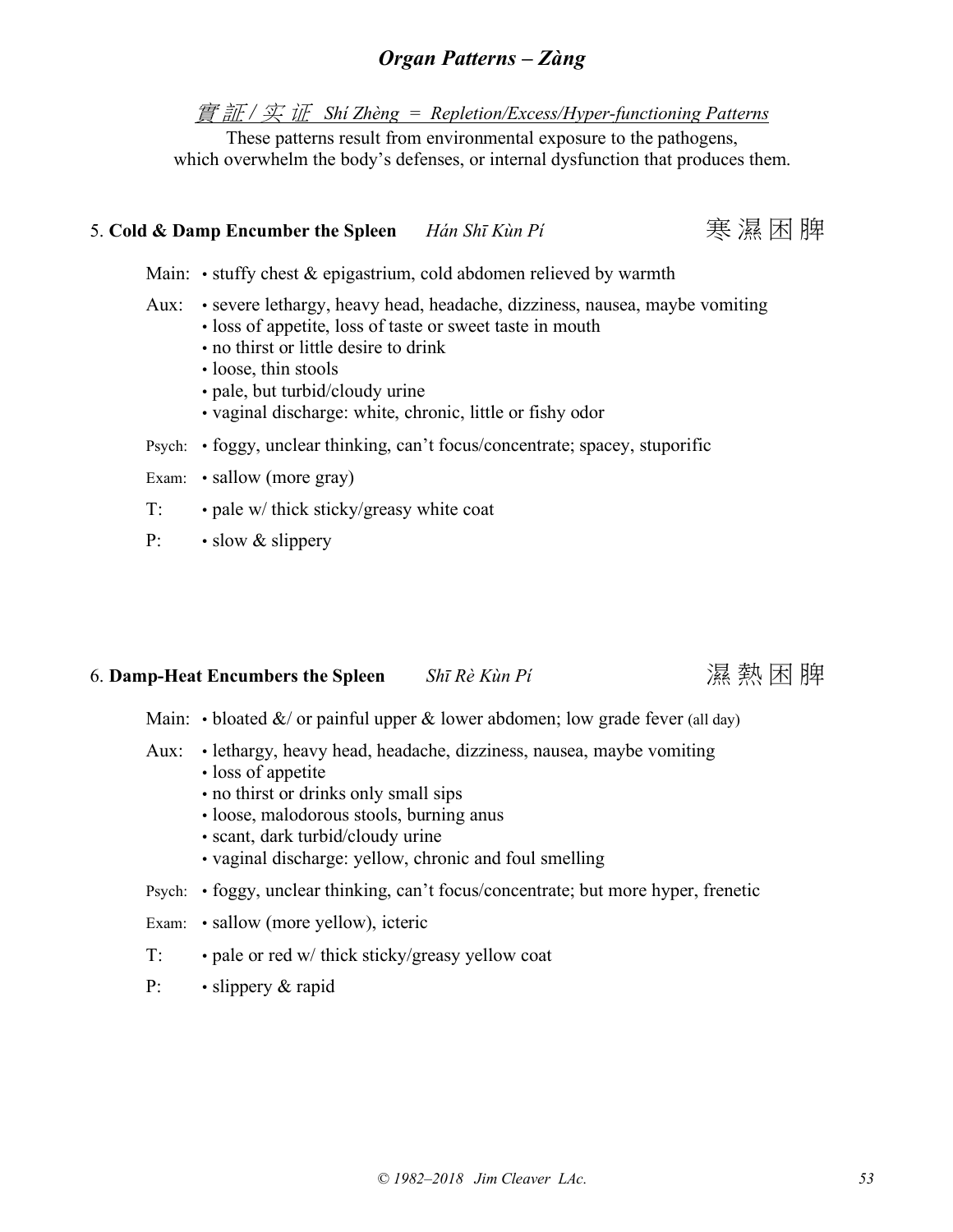## *Organ Patterns – Zàng*

<u>*實証 / 实 证  Shí Zhèng  =  Repletion/Excess/Hyper-functioning Patterns*</u>

These patterns result from environmental exposure to the pathogens, which overwhelm the body's defenses, or internal dysfunction that produces them.

### 5. **Cold & Damp Encumber the Spleen** *Hán Shī Kùn Pí* 寒 濕 困 脾

Main: • stuffy chest & epigastrium, cold abdomen relieved by warmth

Aux:
- severe lethargy, heavy head, headache, dizziness, nausea, maybe vomiting
- loss of appetite, loss of taste or sweet taste in mouth
- no thirst or little desire to drink
- loose, thin stools
- pale, but turbid/cloudy urine
- vaginal discharge: white, chronic, little or fishy odor

Psych: • foggy, unclear thinking, can't focus/concentrate; spacey, stuporific

Exam: • sallow (more gray)

T: • pale w/ thick sticky/greasy white coat

P: • slow & slippery

### 6. **Damp-Heat Encumbers the Spleen** *Shī Rè Kùn Pí* 濕 熱 困 脾

Main: • bloated &/ or painful upper & lower abdomen; low grade fever (all day)

Aux:
- lethargy, heavy head, headache, dizziness, nausea, maybe vomiting
- loss of appetite
- no thirst or drinks only small sips
- loose, malodorous stools, burning anus
- scant, dark turbid/cloudy urine
- vaginal discharge: yellow, chronic and foul smelling

Psych: • foggy, unclear thinking, can't focus/concentrate; but more hyper, frenetic

Exam: • sallow (more yellow), icteric

T: • pale or red w/ thick sticky/greasy yellow coat

P: • slippery & rapid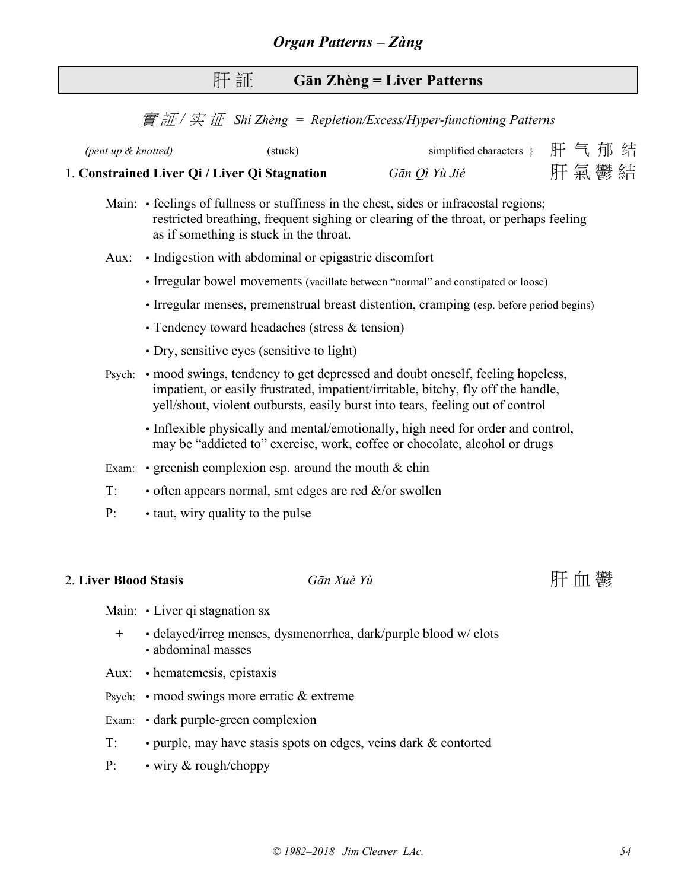## *Organ Patterns – Zàng*

# 肝証 **Gān Zhèng = Liver Patterns**

### *實証 / 实证 Shí Zhèng = Repletion/Excess/Hyper-functioning Patterns*

*(pent up & knotted)* (stuck) simplified characters } 肝 气 郁 结

### 1. **Constrained Liver Qi / Liver Qi Stagnation** *Gān Qì Yù Jié* 肝 氣 鬱 結

Main: • feelings of fullness or stuffiness in the chest, sides or infracostal regions; restricted breathing, frequent sighing or clearing of the throat, or perhaps feeling as if something is stuck in the throat.

Aux: • Indigestion with abdominal or epigastric discomfort

• Irregular bowel movements (vacillate between "normal" and constipated or loose)

• Irregular menses, premenstrual breast distention, cramping (esp. before period begins)

• Tendency toward headaches (stress & tension)

• Dry, sensitive eyes (sensitive to light)

Psych: • mood swings, tendency to get depressed and doubt oneself, feeling hopeless, impatient, or easily frustrated, impatient/irritable, bitchy, fly off the handle, yell/shout, violent outbursts, easily burst into tears, feeling out of control

• Inflexible physically and mental/emotionally, high need for order and control, may be "addicted to" exercise, work, coffee or chocolate, alcohol or drugs

Exam: • greenish complexion esp. around the mouth & chin

T: • often appears normal, smt edges are red &/or swollen

P: • taut, wiry quality to the pulse

### 2. **Liver Blood Stasis** *Gān Xuè Yù* 肝 血 鬱

Main: • Liver qi stagnation sx

\+ • delayed/irreg menses, dysmenorrhea, dark/purple blood w/ clots
• abdominal masses

Aux: • hematemesis, epistaxis

Psych: • mood swings more erratic & extreme

Exam: • dark purple-green complexion

T: • purple, may have stasis spots on edges, veins dark & contorted

P: • wiry & rough/choppy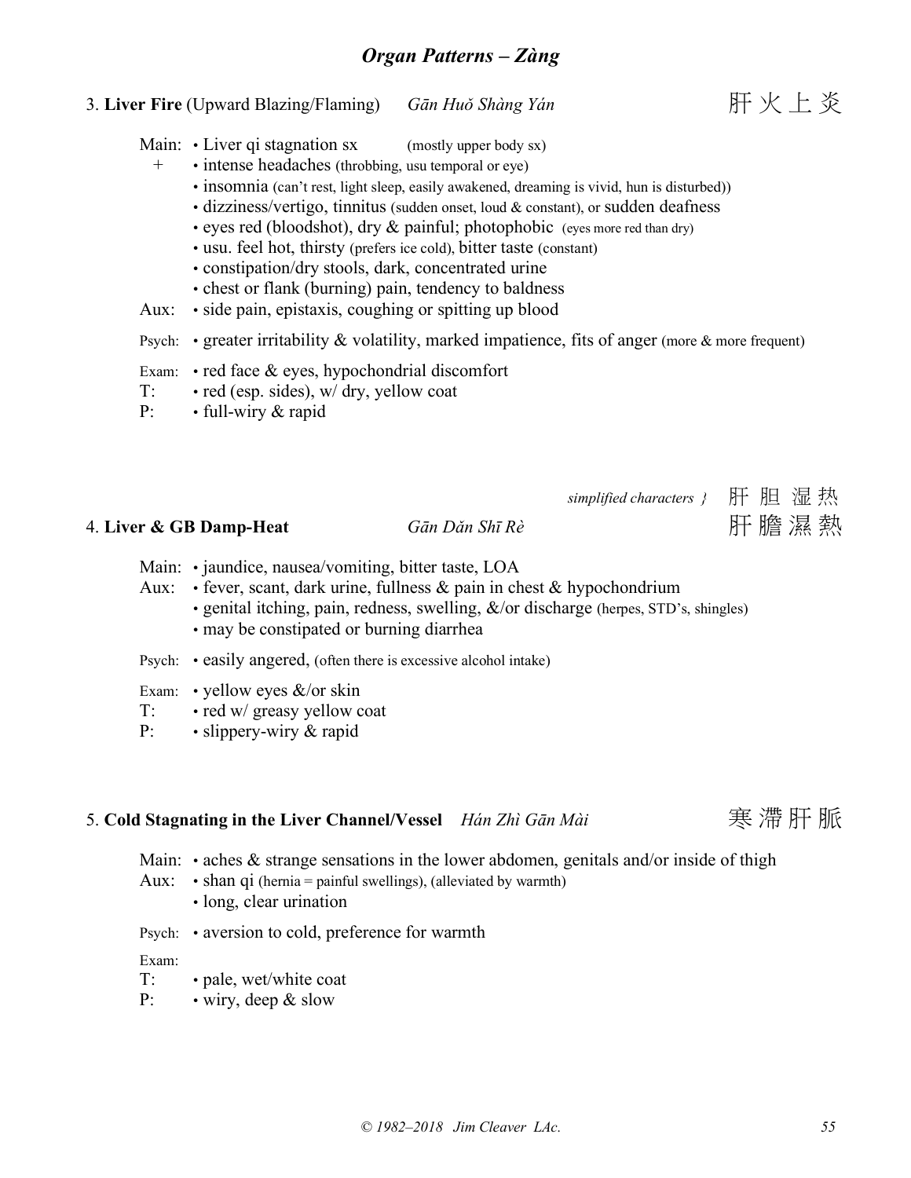## Organ Patterns – *Zàng*

### 3. **Liver Fire** (Upward Blazing/Flaming) *Gān Huǒ Shàng Yán* 肝火上炎

Main: • Liver qi stagnation sx (mostly upper body sx)

\+ • intense headaches (throbbing, usu temporal or eye)

• insomnia (can't rest, light sleep, easily awakened, dreaming is vivid, hun is disturbed))

• dizziness/vertigo, tinnitus (sudden onset, loud & constant), or sudden deafness

• eyes red (bloodshot), dry & painful; photophobic (eyes more red than dry)

• usu. feel hot, thirsty (prefers ice cold), bitter taste (constant)

• constipation/dry stools, dark, concentrated urine

• chest or flank (burning) pain, tendency to baldness

Aux: • side pain, epistaxis, coughing or spitting up blood

Psych: • greater irritability & volatility, marked impatience, fits of anger (more & more frequent)

Exam: • red face & eyes, hypochondrial discomfort

T: • red (esp. sides), w/ dry, yellow coat

P: • full-wiry & rapid

*simplified characters }* 肝胆湿热

### 4. **Liver & GB Damp-Heat** *Gān Dǎn Shī Rè* 肝膽濕熱

Main: • jaundice, nausea/vomiting, bitter taste, LOA

Aux: • fever, scant, dark urine, fullness & pain in chest & hypochondrium

• genital itching, pain, redness, swelling, &/or discharge (herpes, STD's, shingles)

• may be constipated or burning diarrhea

Psych: • easily angered, (often there is excessive alcohol intake)

Exam: • yellow eyes &/or skin

T: • red w/ greasy yellow coat

P: • slippery-wiry & rapid

### 5. **Cold Stagnating in the Liver Channel/Vessel** *Hán Zhì Gān Mài* 寒滯肝脈

Main: • aches & strange sensations in the lower abdomen, genitals and/or inside of thigh

Aux: • shan qi (hernia = painful swellings), (alleviated by warmth)

• long, clear urination

Psych: • aversion to cold, preference for warmth

Exam:

T: • pale, wet/white coat

P: • wiry, deep & slow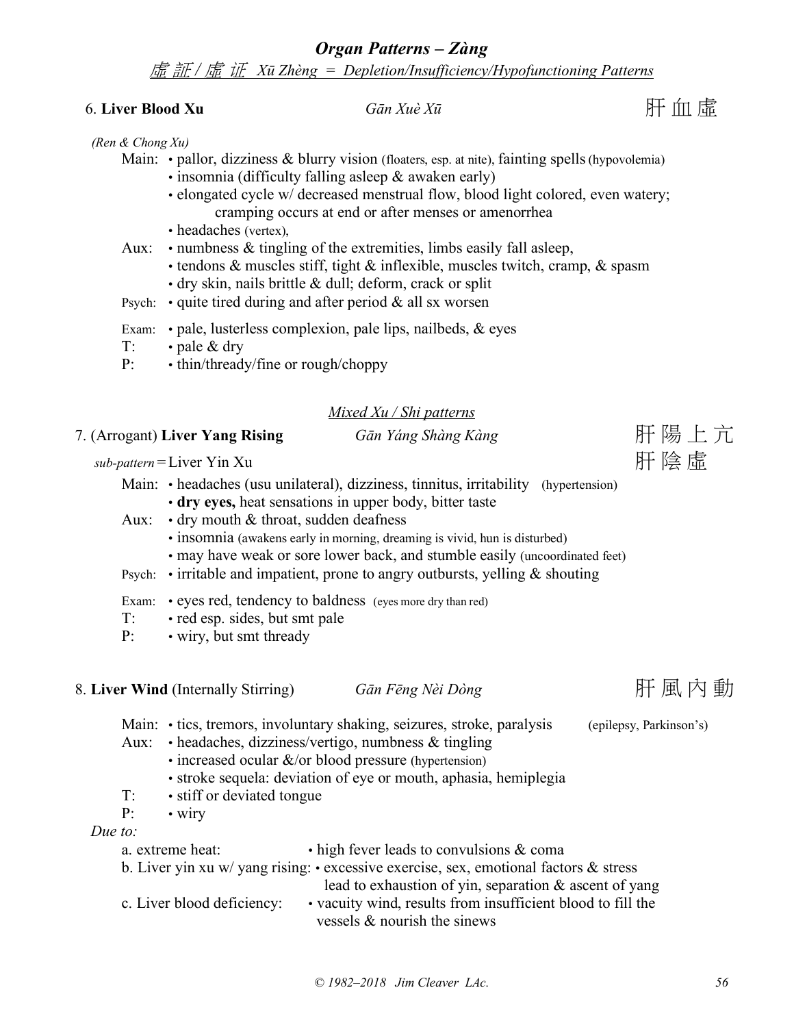## *Organ Patterns – Zàng*

*虛 証 / 虚 证 Xū Zhèng = Depletion/Insufficiency/Hypofunctioning Patterns*

### 6. **Liver Blood Xu** — *Gān Xuè Xū* — 肝 血 虛

*(Ren & Chong Xu)*

Main:
- pallor, dizziness & blurry vision (floaters, esp. at nite), fainting spells (hypovolemia)
- insomnia (difficulty falling asleep & awaken early)
- elongated cycle w/ decreased menstrual flow, blood light colored, even watery; cramping occurs at end or after menses or amenorrhea
- headaches (vertex),

Aux:
- numbness & tingling of the extremities, limbs easily fall asleep,
- tendons & muscles stiff, tight & inflexible, muscles twitch, cramp, & spasm
- dry skin, nails brittle & dull; deform, crack or split

Psych:
- quite tired during and after period & all sx worsen

Exam:
- pale, lusterless complexion, pale lips, nailbeds, & eyes

T:
- pale & dry

P:
- thin/thready/fine or rough/choppy

*Mixed Xu / Shi patterns*

### 7. (Arrogant) **Liver Yang Rising** — *Gān Yáng Shàng Kàng* — 肝 陽 上 亢

*sub-pattern* = Liver Yin Xu — 肝 陰 虛

Main:
- headaches (usu unilateral), dizziness, tinnitus, irritability (hypertension)
- **dry eyes,** heat sensations in upper body, bitter taste

Aux:
- dry mouth & throat, sudden deafness
- insomnia (awakens early in morning, dreaming is vivid, hun is disturbed)
- may have weak or sore lower back, and stumble easily (uncoordinated feet)

Psych:
- irritable and impatient, prone to angry outbursts, yelling & shouting

Exam:
- eyes red, tendency to baldness (eyes more dry than red)

T:
- red esp. sides, but smt pale

P:
- wiry, but smt thready

### 8. **Liver Wind** (Internally Stirring) — *Gān Fēng Nèi Dòng* — 肝 風 內 動

Main:
- tics, tremors, involuntary shaking, seizures, stroke, paralysis (epilepsy, Parkinson's)

Aux:
- headaches, dizziness/vertigo, numbness & tingling
- increased ocular &/or blood pressure (hypertension)
- stroke sequela: deviation of eye or mouth, aphasia, hemiplegia

T:
- stiff or deviated tongue

P:
- wiry

*Due to:*

a. extreme heat:
- high fever leads to convulsions & coma

b. Liver yin xu w/ yang rising:
- excessive exercise, sex, emotional factors & stress lead to exhaustion of yin, separation & ascent of yang

c. Liver blood deficiency:
- vacuity wind, results from insufficient blood to fill the vessels & nourish the sinews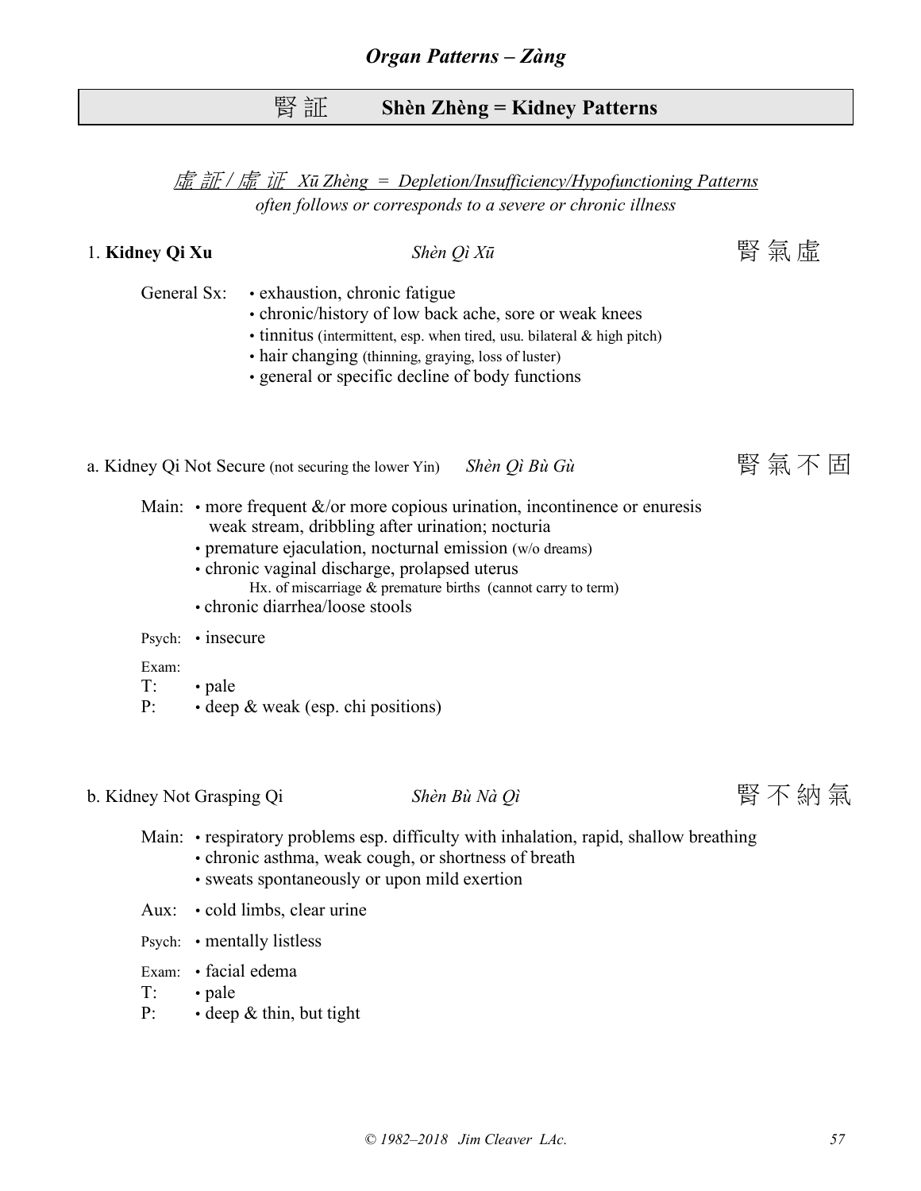## *Organ Patterns – Zàng*

# 腎 証 **Shèn Zhèng = Kidney Patterns**

*虛 証 / 虚 证 Xū Zhèng = Depletion/Insufficiency/Hypofunctioning Patterns*
*often follows or corresponds to a severe or chronic illness*

### 1. **Kidney Qi Xu** *Shèn Qì Xū* 腎 氣 虛

General Sx:
- exhaustion, chronic fatigue
- chronic/history of low back ache, sore or weak knees
- tinnitus (intermittent, esp. when tired, usu. bilateral & high pitch)
- hair changing (thinning, graying, loss of luster)
- general or specific decline of body functions

#### a. Kidney Qi Not Secure (not securing the lower Yin) *Shèn Qì Bù Gù* 腎 氣 不 固

Main:
- more frequent &/or more copious urination, incontinence or enuresis weak stream, dribbling after urination; nocturia
- premature ejaculation, nocturnal emission (w/o dreams)
- chronic vaginal discharge, prolapsed uterus
  - Hx. of miscarriage & premature births (cannot carry to term)
- chronic diarrhea/loose stools

Psych:
- insecure

Exam:

T:
- pale

P:
- deep & weak (esp. chi positions)

#### b. Kidney Not Grasping Qi *Shèn Bù Nà Qì* 腎 不 納 氣

Main:
- respiratory problems esp. difficulty with inhalation, rapid, shallow breathing
- chronic asthma, weak cough, or shortness of breath
- sweats spontaneously or upon mild exertion

Aux:
- cold limbs, clear urine

Psych:
- mentally listless

Exam:
- facial edema

T:
- pale

P:
- deep & thin, but tight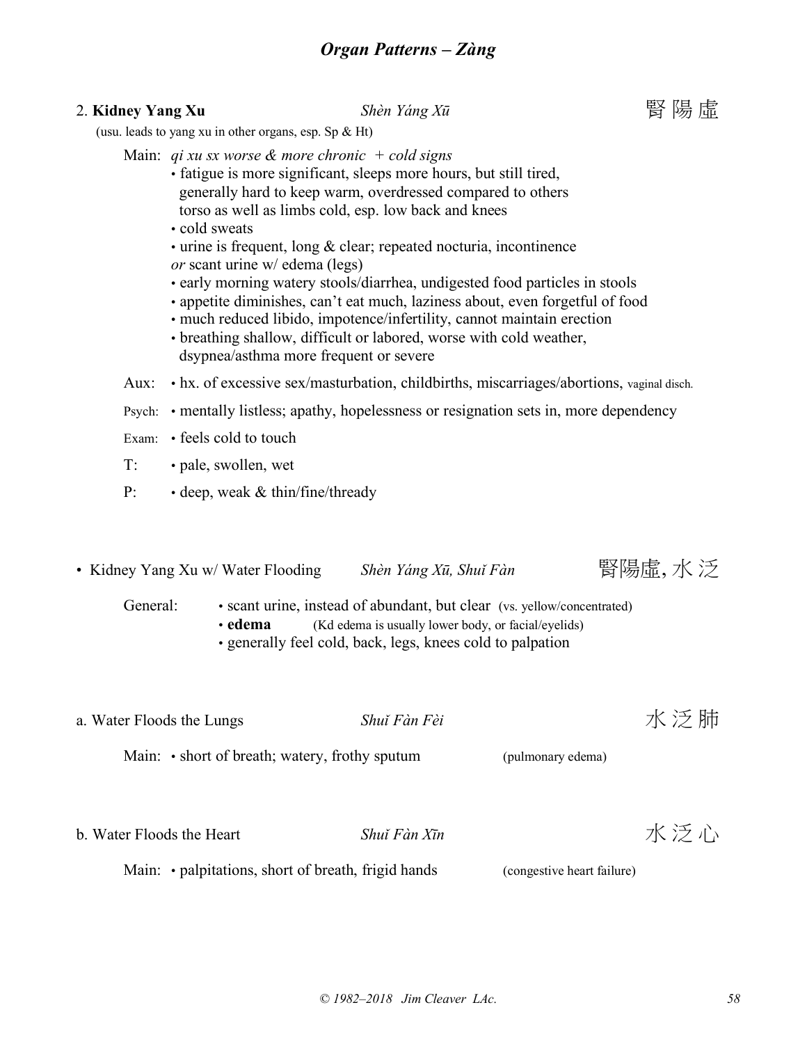## 2. **Kidney Yang Xu** *Shèn Yáng Xū* 腎 陽 虛

(usu. leads to yang xu in other organs, esp. Sp & Ht)

Main: *qi xu sx worse & more chronic + cold signs*

- fatigue is more significant, sleeps more hours, but still tired, generally hard to keep warm, overdressed compared to others torso as well as limbs cold, esp. low back and knees
- cold sweats
- urine is frequent, long & clear; repeated nocturia, incontinence *or* scant urine w/ edema (legs)
- early morning watery stools/diarrhea, undigested food particles in stools
- appetite diminishes, can't eat much, laziness about, even forgetful of food
- much reduced libido, impotence/infertility, cannot maintain erection
- breathing shallow, difficult or labored, worse with cold weather, dsypnea/asthma more frequent or severe

Aux: • hx. of excessive sex/masturbation, childbirths, miscarriages/abortions, vaginal disch.

Psych: • mentally listless; apathy, hopelessness or resignation sets in, more dependency

Exam: • feels cold to touch

T: • pale, swollen, wet

P: • deep, weak & thin/fine/thready

### • Kidney Yang Xu w/ Water Flooding *Shèn Yáng Xū, Shuǐ Fàn* 腎陽虛, 水 泛

General:

- scant urine, instead of abundant, but clear (vs. yellow/concentrated)
- **edema** (Kd edema is usually lower body, or facial/eyelids)
- generally feel cold, back, legs, knees cold to palpation

### a. Water Floods the Lungs *Shuǐ Fàn Fèi* 水 泛 肺

Main: • short of breath; watery, frothy sputum (pulmonary edema)

### b. Water Floods the Heart *Shuǐ Fàn Xīn* 水 泛 心

Main: • palpitations, short of breath, frigid hands (congestive heart failure)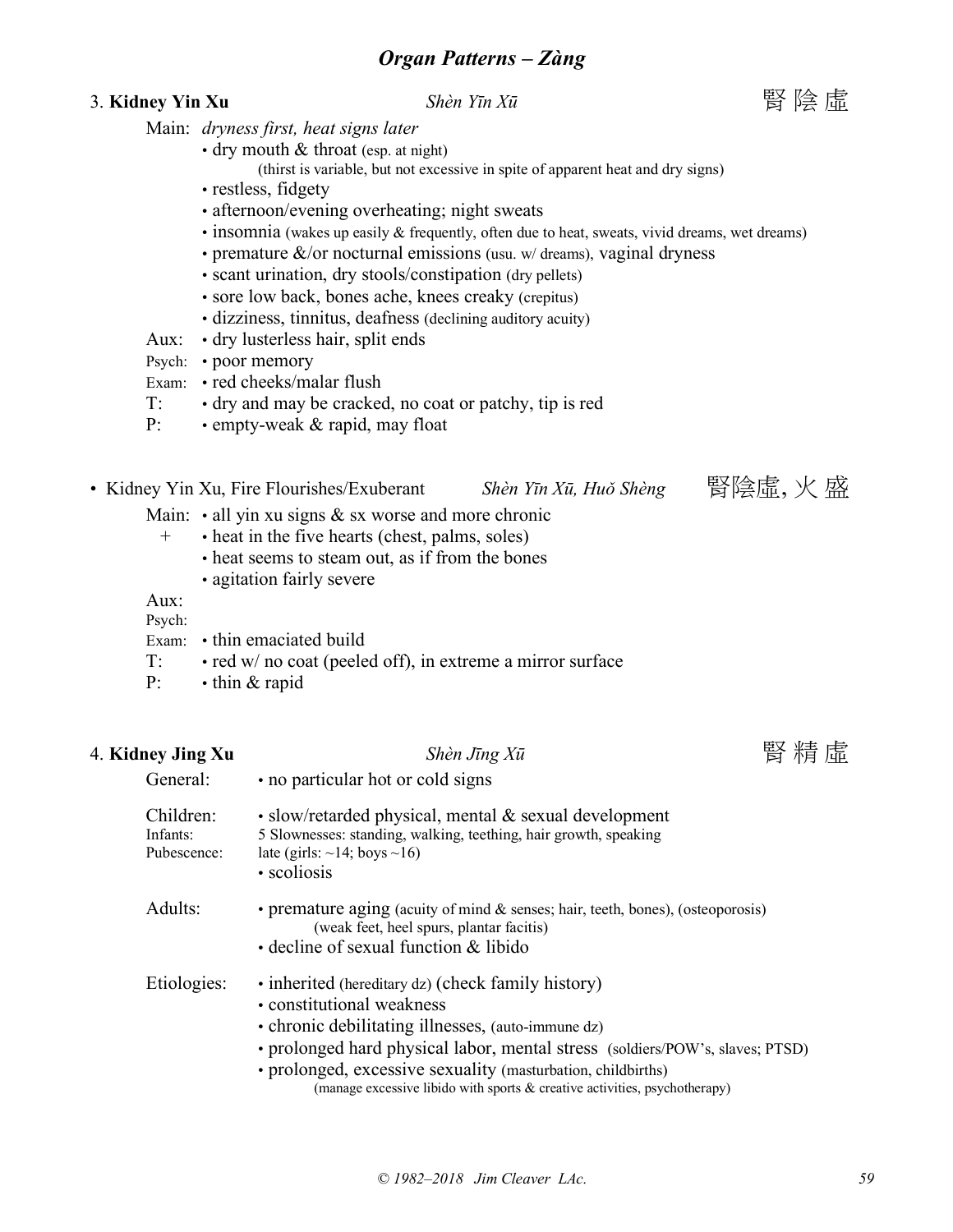## *Organ Patterns – Zàng*

### 3. **Kidney Yin Xu** *Shèn Yīn Xū* 腎 陰 虛

Main: *dryness first, heat signs later*

- dry mouth & throat (esp. at night)
  (thirst is variable, but not excessive in spite of apparent heat and dry signs)
- restless, fidgety
- afternoon/evening overheating; night sweats
- insomnia (wakes up easily & frequently, often due to heat, sweats, vivid dreams, wet dreams)
- premature &/or nocturnal emissions (usu. w/ dreams), vaginal dryness
- scant urination, dry stools/constipation (dry pellets)
- sore low back, bones ache, knees creaky (crepitus)
- dizziness, tinnitus, deafness (declining auditory acuity)

Aux: • dry lusterless hair, split ends

Psych: • poor memory

Exam: • red cheeks/malar flush

T: • dry and may be cracked, no coat or patchy, tip is red

P: • empty-weak & rapid, may float

#### • Kidney Yin Xu, Fire Flourishes/Exuberant *Shèn Yīn Xū, Huǒ Shèng* 腎陰虛, 火 盛

Main: • all yin xu signs & sx worse and more chronic

\+ • heat in the five hearts (chest, palms, soles)

- heat seems to steam out, as if from the bones
- agitation fairly severe

Aux:

Psych:

Exam: • thin emaciated build

T: • red w/ no coat (peeled off), in extreme a mirror surface

P: • thin & rapid

### 4. **Kidney Jing Xu** *Shèn Jīng Xū* 腎 精 虛

General: • no particular hot or cold signs

Children: • slow/retarded physical, mental & sexual development

Infants: 5 Slownesses: standing, walking, teething, hair growth, speaking

Pubescence: late (girls: ~14; boys ~16)

- scoliosis

Adults: • premature aging (acuity of mind & senses; hair, teeth, bones), (osteoporosis)
(weak feet, heel spurs, plantar facitis)

- decline of sexual function & libido

Etiologies: • inherited (hereditary dz) (check family history)

- constitutional weakness
- chronic debilitating illnesses, (auto-immune dz)
- prolonged hard physical labor, mental stress (soldiers/POW's, slaves; PTSD)
- prolonged, excessive sexuality (masturbation, childbirths)
  (manage excessive libido with sports & creative activities, psychotherapy)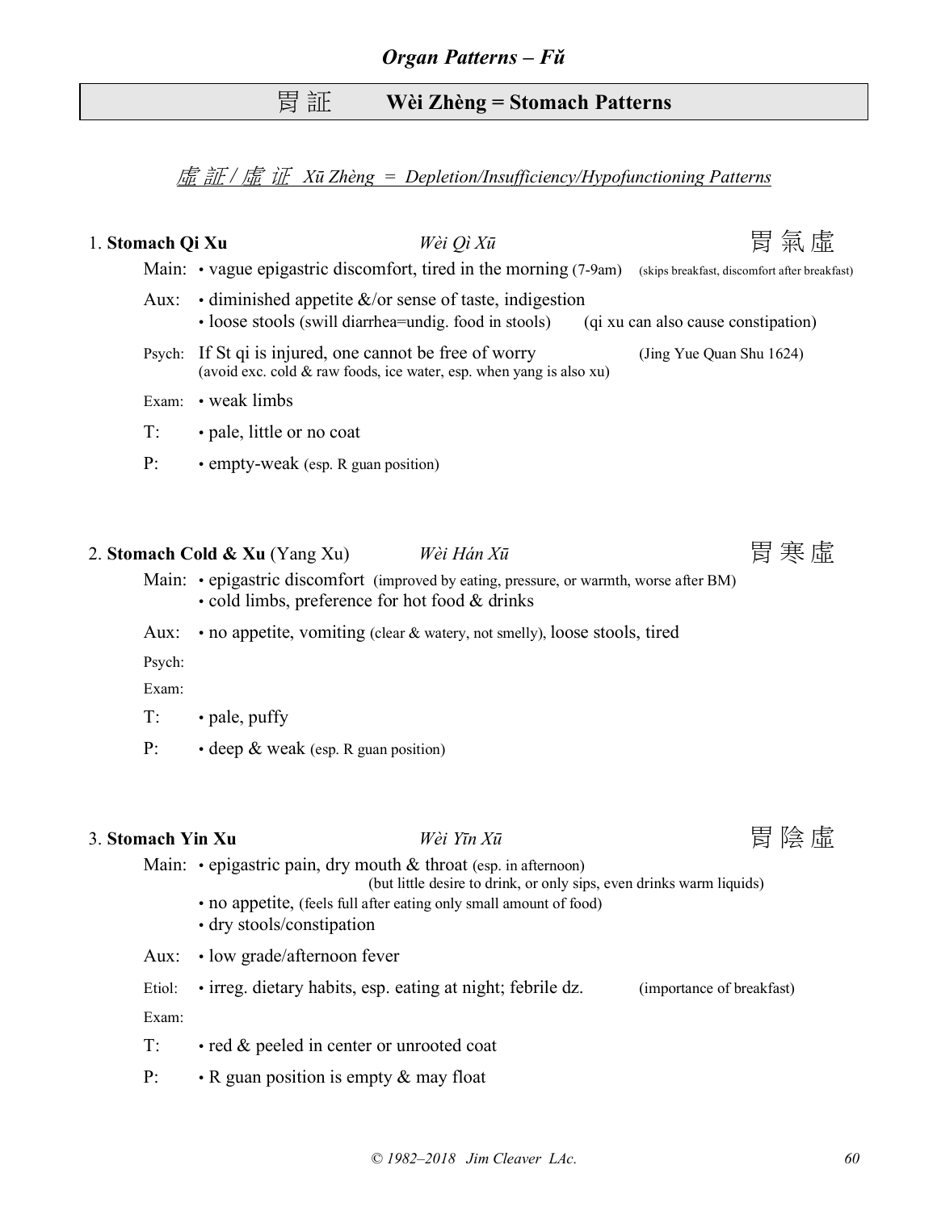## *Organ Patterns – Fǔ*

# 胃 証　Wèi Zhèng = Stomach Patterns

### *虚 証 / 虚 证 Xū Zhèng = Depletion/Insufficiency/Hypofunctioning Patterns*

**1. Stomach Qi Xu** *Wèi Qì Xū* 胃 氣 虚

Main: • vague epigastric discomfort, tired in the morning (7-9am) (skips breakfast, discomfort after breakfast)

Aux: • diminished appetite &/or sense of taste, indigestion
• loose stools (swill diarrhea=undig. food in stools) (qi xu can also cause constipation)

Psych: If St qi is injured, one cannot be free of worry (Jing Yue Quan Shu 1624)
(avoid exc. cold & raw foods, ice water, esp. when yang is also xu)

Exam: • weak limbs

T: • pale, little or no coat

P: • empty-weak (esp. R guan position)

**2. Stomach Cold & Xu** (Yang Xu) *Wèi Hán Xū* 胃 寒 虚

Main: • epigastric discomfort (improved by eating, pressure, or warmth, worse after BM)
• cold limbs, preference for hot food & drinks

Aux: • no appetite, vomiting (clear & watery, not smelly), loose stools, tired

Psych:

Exam:

T: • pale, puffy

P: • deep & weak (esp. R guan position)

**3. Stomach Yin Xu** *Wèi Yīn Xū* 胃 陰 虚

Main: • epigastric pain, dry mouth & throat (esp. in afternoon)
(but little desire to drink, or only sips, even drinks warm liquids)
• no appetite, (feels full after eating only small amount of food)
• dry stools/constipation

Aux: • low grade/afternoon fever

Etiol: • irreg. dietary habits, esp. eating at night; febrile dz. (importance of breakfast)

Exam:

T: • red & peeled in center or unrooted coat

P: • R guan position is empty & may float

© 1982–2018 Jim Cleaver LAc.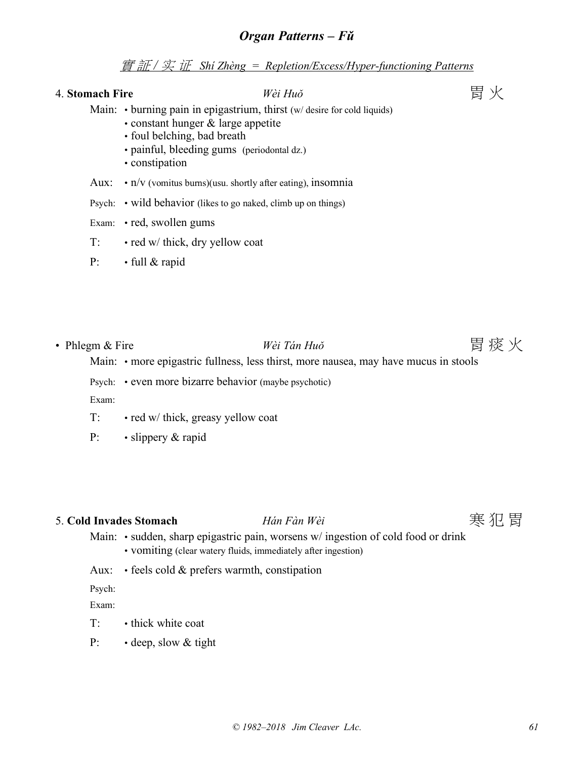## *Organ Patterns – Fǔ*

*實証 / 实证 Shí Zhèng = Repletion/Excess/Hyper-functioning Patterns*

### 4. **Stomach Fire** *Wèi Huǒ* 胃火

Main:
- burning pain in epigastrium, thirst (w/ desire for cold liquids)
- constant hunger & large appetite
- foul belching, bad breath
- painful, bleeding gums (periodontal dz.)
- constipation

Aux:
- n/v (vomitus burns)(usu. shortly after eating), insomnia

Psych:
- wild behavior (likes to go naked, climb up on things)

Exam:
- red, swollen gums

T:
- red w/ thick, dry yellow coat

P:
- full & rapid

#### • Phlegm & Fire *Wèi Tán Huǒ* 胃痰火

Main:
- more epigastric fullness, less thirst, more nausea, may have mucus in stools

Psych:
- even more bizarre behavior (maybe psychotic)

Exam:

T:
- red w/ thick, greasy yellow coat

P:
- slippery & rapid

### 5. **Cold Invades Stomach** *Hán Fàn Wèi* 寒犯胃

Main:
- sudden, sharp epigastric pain, worsens w/ ingestion of cold food or drink
- vomiting (clear watery fluids, immediately after ingestion)

Aux:
- feels cold & prefers warmth, constipation

Psych:

Exam:

T:
- thick white coat

P:
- deep, slow & tight

© 1982–2018 Jim Cleaver LAc.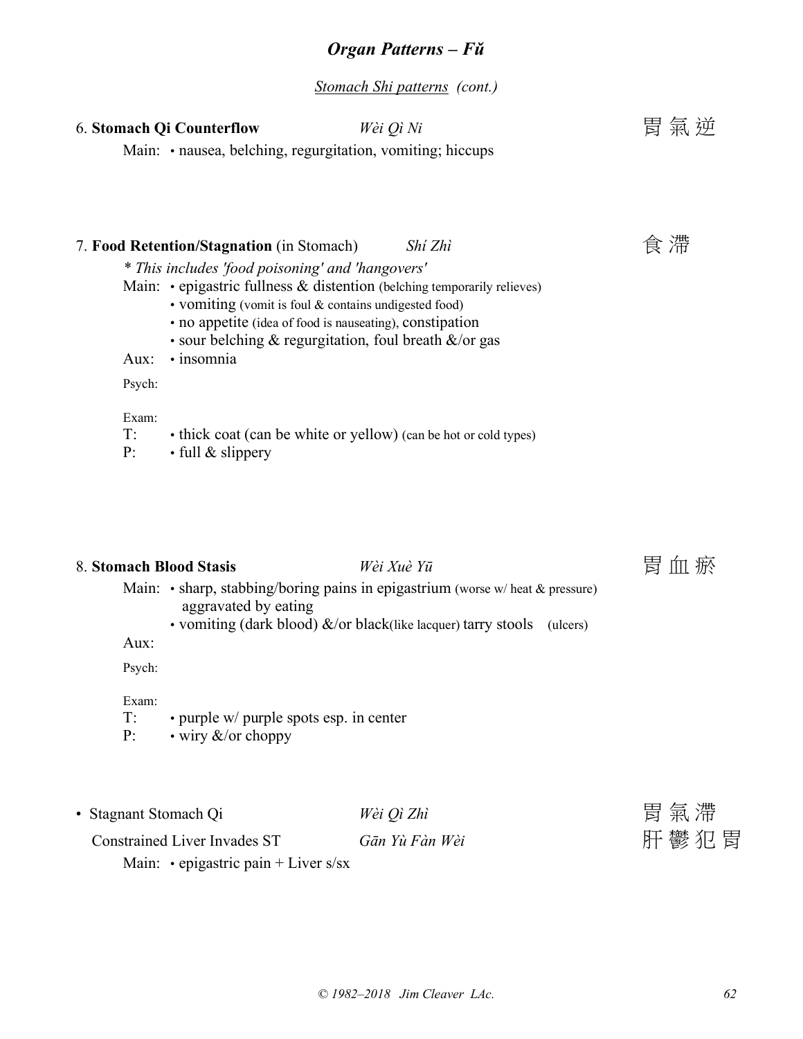## *Organ Patterns – Fǔ*

*Stomach Shi patterns (cont.)*

6. **Stomach Qi Counterflow** *Wèi Qì Ni* 胃 氣 逆

Main: • nausea, belching, regurgitation, vomiting; hiccups

7. **Food Retention/Stagnation** (in Stomach) *Shí Zhì* 食 滯

*\* This includes 'food poisoning' and 'hangovers'*

Main: • epigastric fullness & distention (belching temporarily relieves)
- vomiting (vomit is foul & contains undigested food)
- no appetite (idea of food is nauseating), constipation
- sour belching & regurgitation, foul breath &/or gas

Aux: • insomnia

Psych:

Exam:

T: • thick coat (can be white or yellow) (can be hot or cold types)

P: • full & slippery

8. **Stomach Blood Stasis** *Wèi Xuè Yū* 胃 血 瘀

Main: • sharp, stabbing/boring pains in epigastrium (worse w/ heat & pressure) aggravated by eating
- vomiting (dark blood) &/or black(like lacquer) tarry stools (ulcers)

Aux:

Psych:

Exam:

T: • purple w/ purple spots esp. in center

P: • wiry &/or choppy

• Stagnant Stomach Qi *Wèi Qì Zhì* 胃 氣 滯

Constrained Liver Invades ST *Gān Yù Fàn Wèi* 肝 鬱 犯 胃

Main: • epigastric pain + Liver s/sx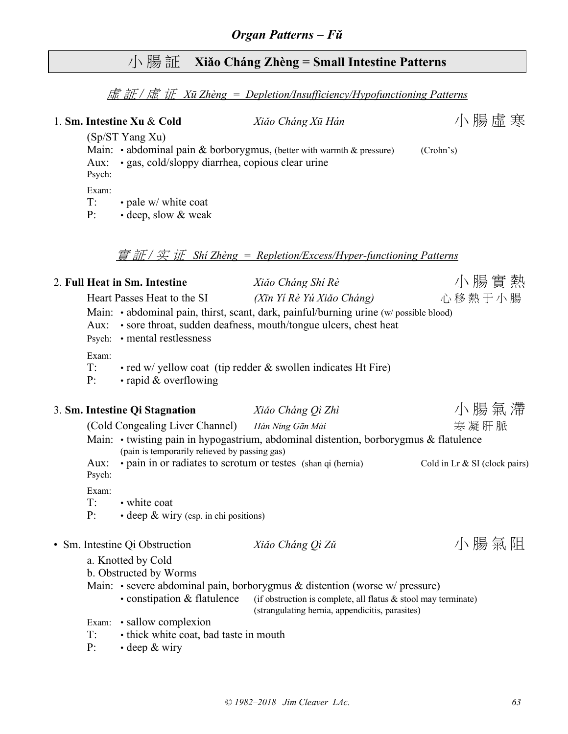## *Organ Patterns – Fǔ*

# 小腸証 Xiǎo Cháng Zhèng = Small Intestine Patterns

### *虛証 / 虚证 Xū Zhèng = Depletion/Insufficiency/Hypofunctioning Patterns*

**1. Sm. Intestine Xu & Cold** — *Xiǎo Cháng Xū Hán* — 小腸虛寒

(Sp/ST Yang Xu)

- Main: • abdominal pain & borborygmus, (better with warmth & pressure) (Crohn's)
- Aux: • gas, cold/sloppy diarrhea, copious clear urine
- Psych:

Exam:

- T: • pale w/ white coat
- P: • deep, slow & weak

### *實証 / 实证 Shí Zhèng = Repletion/Excess/Hyper-functioning Patterns*

**2. Full Heat in Sm. Intestine** — *Xiǎo Cháng Shí Rè* — 小腸實熱

Heart Passes Heat to the SI — *(Xīn Yí Rè Yú Xiǎo Cháng)* — 心移熱于小腸

- Main: • abdominal pain, thirst, scant, dark, painful/burning urine (w/ possible blood)
- Aux: • sore throat, sudden deafness, mouth/tongue ulcers, chest heat
- Psych: • mental restlessness

Exam:

- T: • red w/ yellow coat (tip redder & swollen indicates Ht Fire)
- P: • rapid & overflowing

**3. Sm. Intestine Qi Stagnation** — *Xiǎo Cháng Qì Zhì* — 小腸氣滯

(Cold Congealing Liver Channel) — *Hán Níng Gān Mài* — 寒凝肝脈

- Main: • twisting pain in hypogastrium, abdominal distention, borborygmus & flatulence (pain is temporarily relieved by passing gas)
- Aux: • pain in or radiates to scrotum or testes (shan qi (hernia) — Cold in Lr & SI (clock pairs)
- Psych:

Exam:

- T: • white coat
- P: • deep & wiry (esp. in chi positions)

• Sm. Intestine Qi Obstruction — *Xiǎo Cháng Qì Zǔ* — 小腸氣阻

a. Knotted by Cold
b. Obstructed by Worms

- Main: • severe abdominal pain, borborygmus & distention (worse w/ pressure)
  - • constipation & flatulence (if obstruction is complete, all flatus & stool may terminate) (strangulating hernia, appendicitis, parasites)
- Exam: • sallow complexion
- T: • thick white coat, bad taste in mouth
- P: • deep & wiry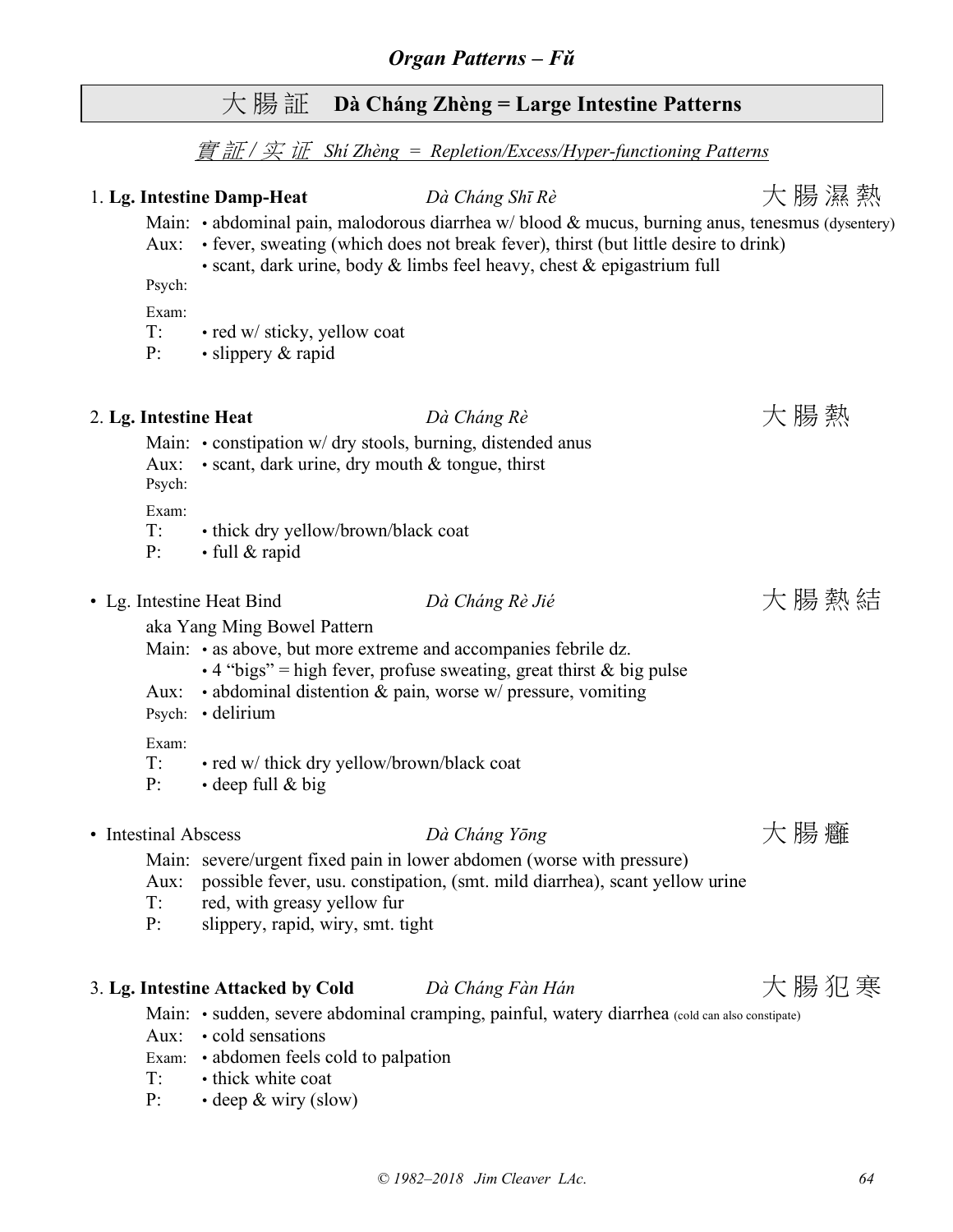## Organ Patterns – Fǔ

# 大腸証 Dà Cháng Zhèng = Large Intestine Patterns

### 實証 / 实证 *Shí Zhèng = Repletion/Excess/Hyper-functioning Patterns*

**1. Lg. Intestine Damp-Heat** — *Dà Cháng Shī Rè* — 大腸濕熱

Main: • abdominal pain, malodorous diarrhea w/ blood & mucus, burning anus, tenesmus (dysentery)
Aux: • fever, sweating (which does not break fever), thirst (but little desire to drink)
• scant, dark urine, body & limbs feel heavy, chest & epigastrium full
Psych:
Exam:
T: • red w/ sticky, yellow coat
P: • slippery & rapid

**2. Lg. Intestine Heat** — *Dà Cháng Rè* — 大腸熱

Main: • constipation w/ dry stools, burning, distended anus
Aux: • scant, dark urine, dry mouth & tongue, thirst
Psych:
Exam:
T: • thick dry yellow/brown/black coat
P: • full & rapid

• Lg. Intestine Heat Bind — *Dà Cháng Rè Jié* — 大腸熱結

aka Yang Ming Bowel Pattern
Main: • as above, but more extreme and accompanies febrile dz.
• 4 "bigs" = high fever, profuse sweating, great thirst & big pulse
Aux: • abdominal distention & pain, worse w/ pressure, vomiting
Psych: • delirium
Exam:
T: • red w/ thick dry yellow/brown/black coat
P: • deep full & big

• Intestinal Abscess — *Dà Cháng Yōng* — 大腸癰

Main: severe/urgent fixed pain in lower abdomen (worse with pressure)
Aux: possible fever, usu. constipation, (smt. mild diarrhea), scant yellow urine
T: red, with greasy yellow fur
P: slippery, rapid, wiry, smt. tight

**3. Lg. Intestine Attacked by Cold** — *Dà Cháng Fàn Hán* — 大腸犯寒

Main: • sudden, severe abdominal cramping, painful, watery diarrhea (cold can also constipate)
Aux: • cold sensations
Exam: • abdomen feels cold to palpation
T: • thick white coat
P: • deep & wiry (slow)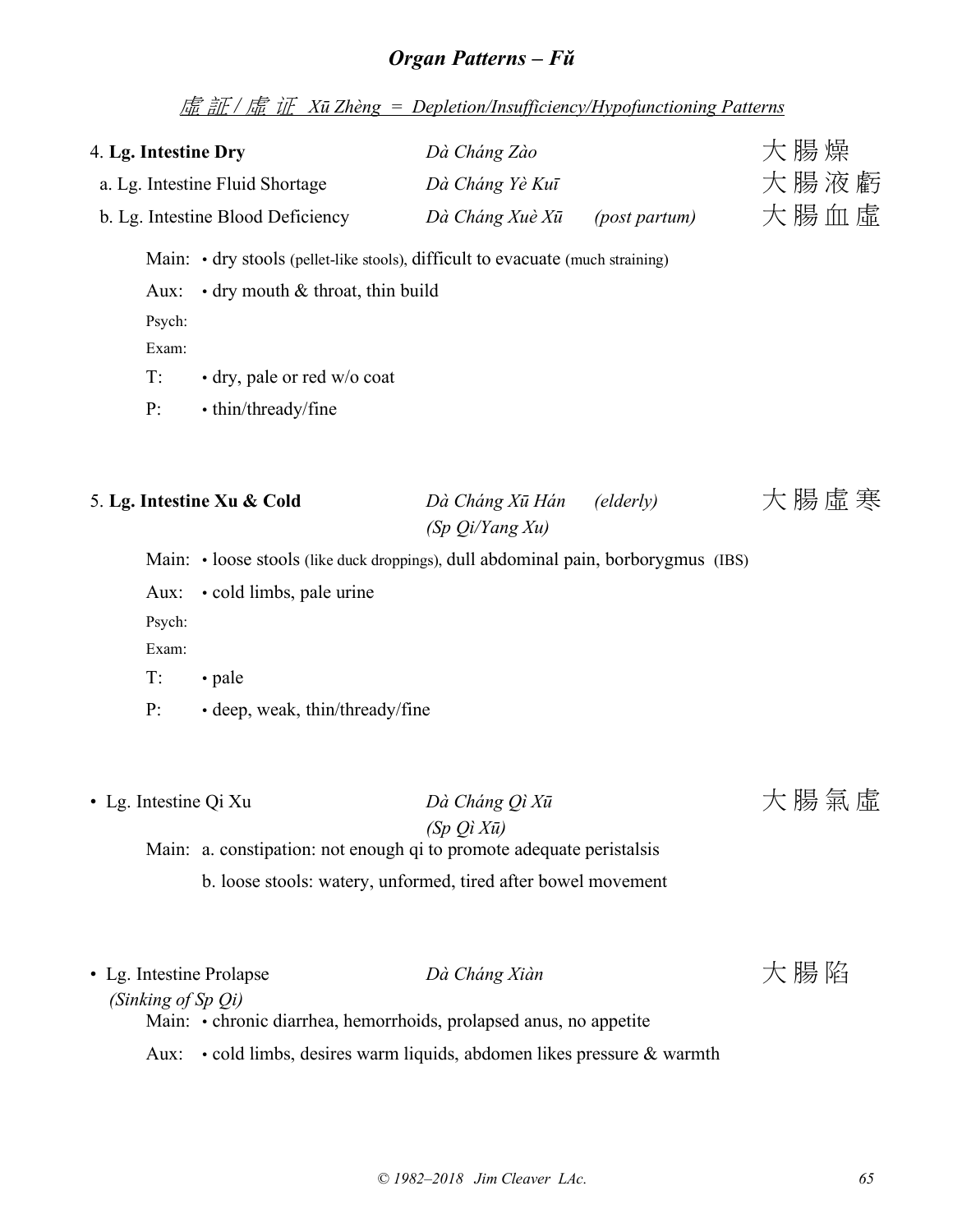## *Organ Patterns – Fǔ*

*虛証 / 虚证  Xū Zhèng  =  Depletion/Insufficiency/Hypofunctioning Patterns*

4. **Lg. Intestine Dry** — *Dà Cháng Zào* — 大腸燥
  a. Lg. Intestine Fluid Shortage — *Dà Cháng Yè Kuī* — 大腸液虧
  b. Lg. Intestine Blood Deficiency — *Dà Cháng Xuè Xū* *(post partum)* — 大腸血虛

Main: • dry stools (pellet-like stools), difficult to evacuate (much straining)

Aux: • dry mouth & throat, thin build

Psych:

Exam:

T: • dry, pale or red w/o coat

P: • thin/thready/fine

5. **Lg. Intestine Xu & Cold** — *Dà Cháng Xū Hán* *(elderly)* *(Sp Qi/Yang Xu)* — 大腸虛寒

Main: • loose stools (like duck droppings), dull abdominal pain, borborygmus (IBS)

Aux: • cold limbs, pale urine

Psych:

Exam:

T: • pale

P: • deep, weak, thin/thready/fine

• Lg. Intestine Qi Xu — *Dà Cháng Qì Xū* *(Sp Qì Xū)* — 大腸氣虛

Main: a. constipation: not enough qi to promote adequate peristalsis

b. loose stools: watery, unformed, tired after bowel movement

• Lg. Intestine Prolapse *(Sinking of Sp Qi)* — *Dà Cháng Xiàn* — 大腸陷

Main: • chronic diarrhea, hemorrhoids, prolapsed anus, no appetite

Aux: • cold limbs, desires warm liquids, abdomen likes pressure & warmth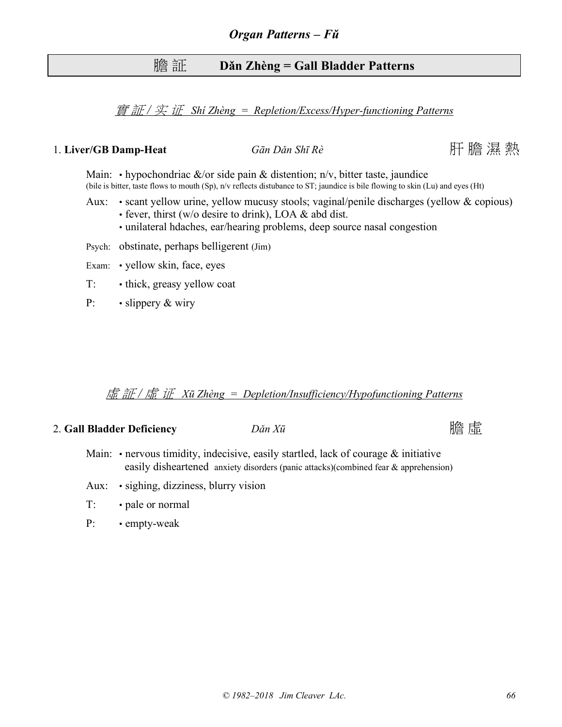## 膽証 Dǎn Zhèng = Gall Bladder Patterns

*實証 / 实 证 Shí Zhèng = Repletion/Excess/Hyper-functioning Patterns*

### 1. **Liver/GB Damp-Heat** *Gān Dǎn Shī Rè* 肝膽濕熱

Main: • hypochondriac &/or side pain & distention; n/v, bitter taste, jaundice
(bile is bitter, taste flows to mouth (Sp), n/v reflects distubance to ST; jaundice is bile flowing to skin (Lu) and eyes (Ht)

Aux: • scant yellow urine, yellow mucusy stools; vaginal/penile discharges (yellow & copious)
• fever, thirst (w/o desire to drink), LOA & abd dist.
• unilateral hdaches, ear/hearing problems, deep source nasal congestion

Psych: obstinate, perhaps belligerent (Jim)

Exam: • yellow skin, face, eyes

T: • thick, greasy yellow coat

P: • slippery & wiry

*虛証 / 虚 证 Xū Zhèng = Depletion/Insufficiency/Hypofunctioning Patterns*

### 2. **Gall Bladder Deficiency** *Dǎn Xū* 膽虛

Main: • nervous timidity, indecisive, easily startled, lack of courage & initiative
easily disheartened anxiety disorders (panic attacks)(combined fear & apprehension)

Aux: • sighing, dizziness, blurry vision

T: • pale or normal

P: • empty-weak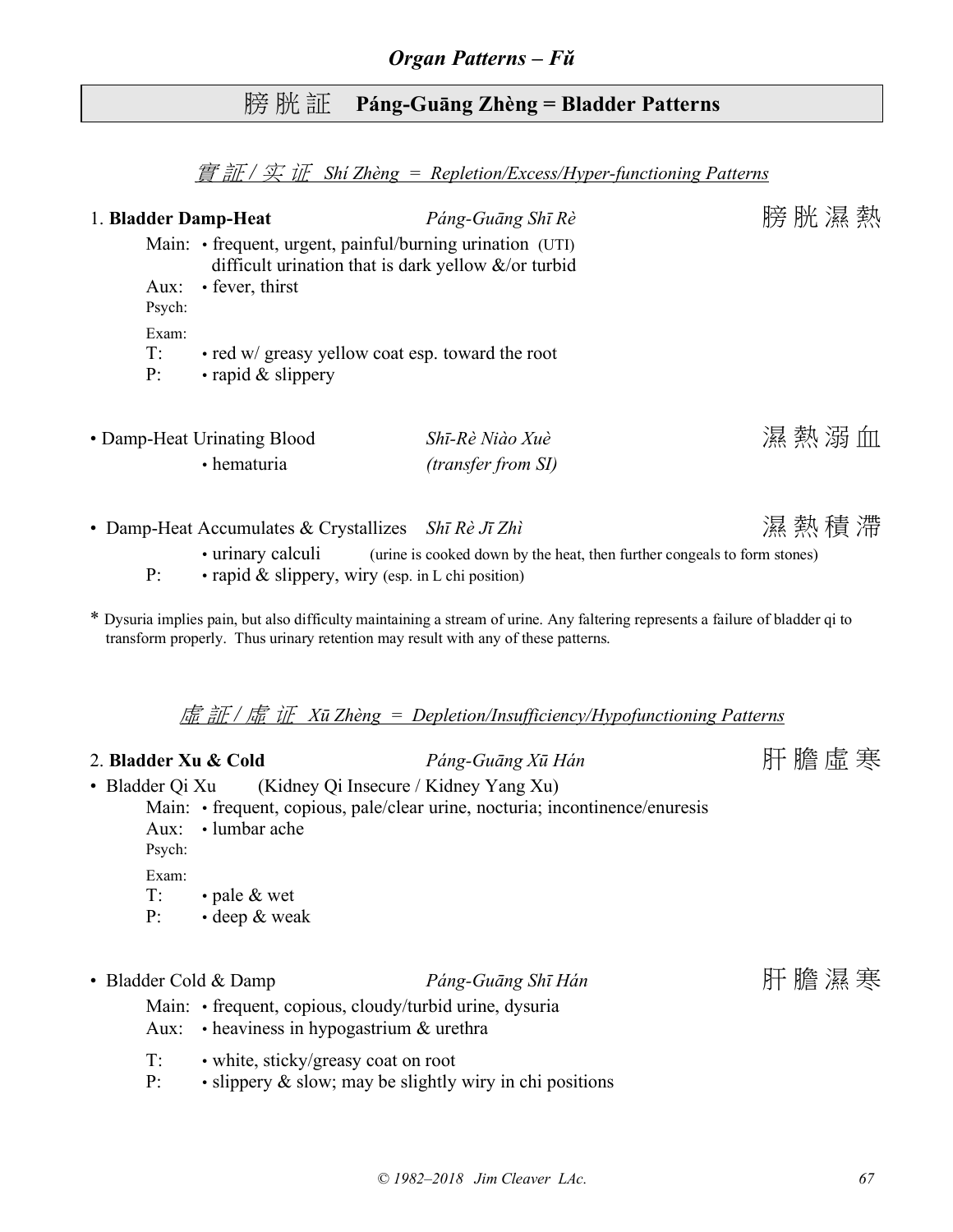## Organ Patterns – Fǔ

# 膀胱証 Páng-Guāng Zhèng = Bladder Patterns

### *實証 / 实证 Shí Zhèng = Repletion/Excess/Hyper-functioning Patterns*

1. **Bladder Damp-Heat** — *Páng-Guāng Shī Rè* — 膀胱濕熱

Main: • frequent, urgent, painful/burning urination (UTI)
difficult urination that is dark yellow &/or turbid

Aux: • fever, thirst

Psych:

Exam:

T: • red w/ greasy yellow coat esp. toward the root

P: • rapid & slippery

• Damp-Heat Urinating Blood — *Shī-Rè Niào Xuè* — 濕熱溺血

• hematuria — *(transfer from SI)*

• Damp-Heat Accumulates & Crystallizes — *Shī Rè Jī Zhì* — 濕熱積滯

• urinary calculi (urine is cooked down by the heat, then further congeals to form stones)

P: • rapid & slippery, wiry (esp. in L chi position)

* Dysuria implies pain, but also difficulty maintaining a stream of urine. Any faltering represents a failure of bladder qi to transform properly. Thus urinary retention may result with any of these patterns.

### *虛証 / 虚证 Xū Zhèng = Depletion/Insufficiency/Hypofunctioning Patterns*

2. **Bladder Xu & Cold** — *Páng-Guāng Xū Hán* — 肝膽虛寒

• Bladder Qi Xu (Kidney Qi Insecure / Kidney Yang Xu)

Main: • frequent, copious, pale/clear urine, nocturia; incontinence/enuresis

Aux: • lumbar ache

Psych:

Exam:

T: • pale & wet

P: • deep & weak

• Bladder Cold & Damp — *Páng-Guāng Shī Hán* — 肝膽濕寒

Main: • frequent, copious, cloudy/turbid urine, dysuria

Aux: • heaviness in hypogastrium & urethra

T: • white, sticky/greasy coat on root

P: • slippery & slow; may be slightly wiry in chi positions

© 1982–2018 Jim Cleaver LAc.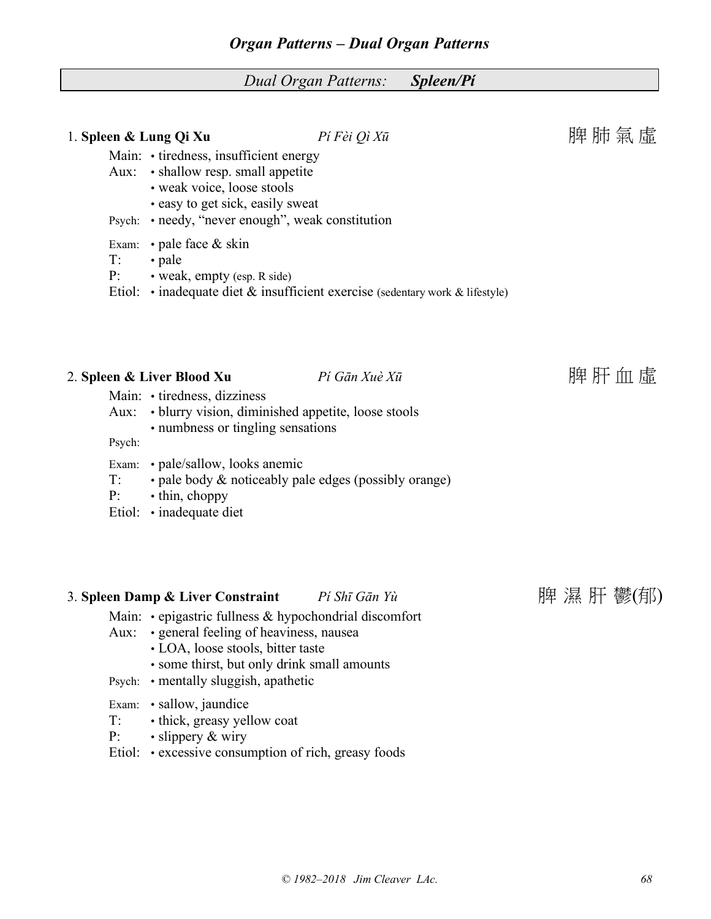## Dual Organ Patterns: ***Spleen/Pí***

### 1. **Spleen & Lung Qi Xu** — *Pí Fèi Qì Xū* — 脾肺氣虛

Main: • tiredness, insufficient energy

Aux: • shallow resp. small appetite
• weak voice, loose stools
• easy to get sick, easily sweat

Psych: • needy, "never enough", weak constitution

Exam: • pale face & skin

T: • pale

P: • weak, empty (esp. R side)

Etiol: • inadequate diet & insufficient exercise (sedentary work & lifestyle)

### 2. **Spleen & Liver Blood Xu** — *Pí Gān Xuè Xū* — 脾肝血虛

Main: • tiredness, dizziness

Aux: • blurry vision, diminished appetite, loose stools
• numbness or tingling sensations

Psych:

Exam: • pale/sallow, looks anemic

T: • pale body & noticeably pale edges (possibly orange)

P: • thin, choppy

Etiol: • inadequate diet

### 3. **Spleen Damp & Liver Constraint** — *Pí Shī Gān Yù* — 脾濕肝鬱(郁)

Main: • epigastric fullness & hypochondrial discomfort

Aux: • general feeling of heaviness, nausea
• LOA, loose stools, bitter taste
• some thirst, but only drink small amounts

Psych: • mentally sluggish, apathetic

Exam: • sallow, jaundice

T: • thick, greasy yellow coat

P: • slippery & wiry

Etiol: • excessive consumption of rich, greasy foods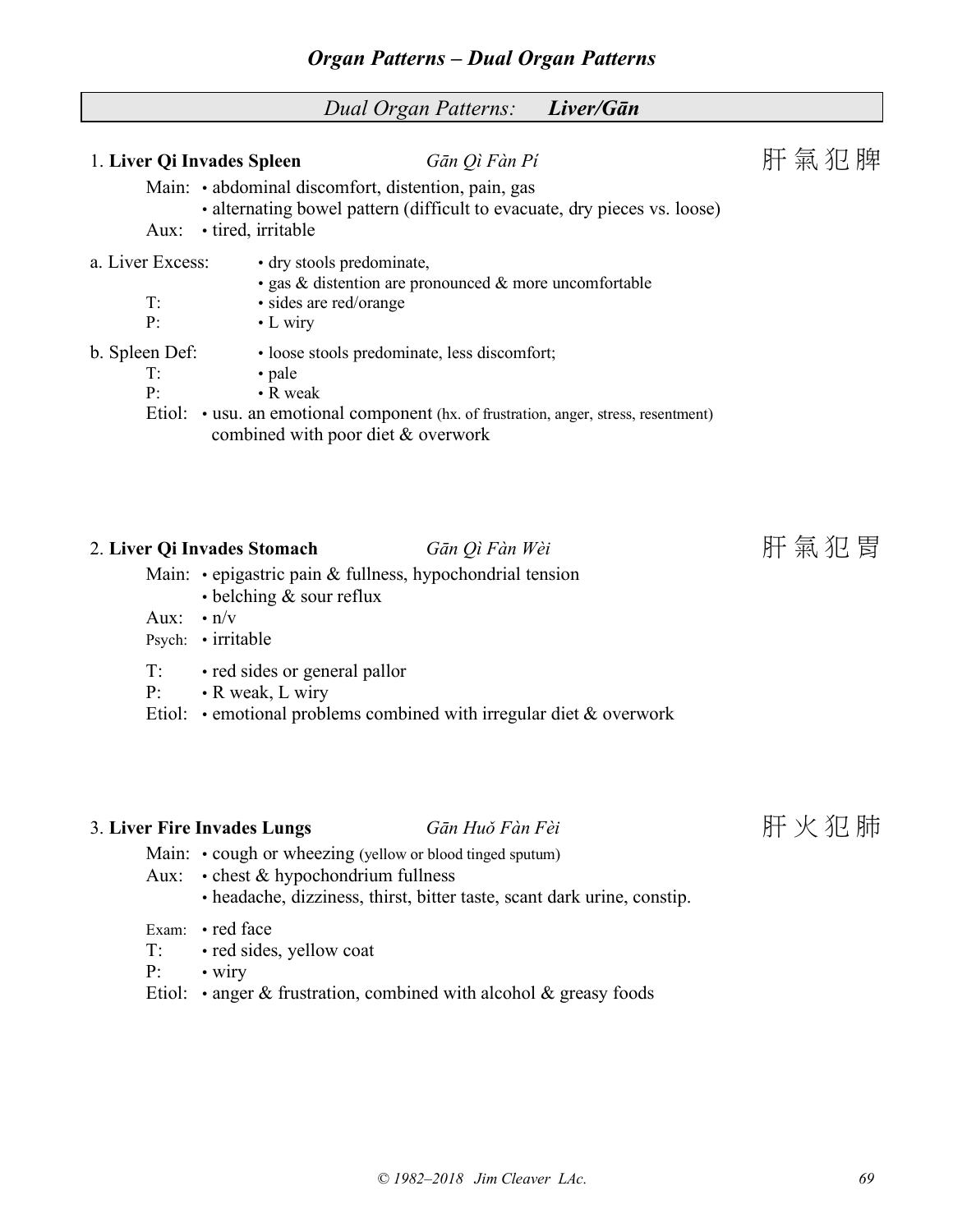## Dual Organ Patterns: ***Liver/Gān***

### 1. **Liver Qi Invades Spleen** *Gān Qì Fàn Pí* 肝氣犯脾

Main:
- abdominal discomfort, distention, pain, gas
- alternating bowel pattern (difficult to evacuate, dry pieces vs. loose)

Aux:
- tired, irritable

a. Liver Excess:
- dry stools predominate,
- gas & distention are pronounced & more uncomfortable

T:
- sides are red/orange

P:
- L wiry

b. Spleen Def:
- loose stools predominate, less discomfort;

T:
- pale

P:
- R weak

Etiol:
- usu. an emotional component (hx. of frustration, anger, stress, resentment) combined with poor diet & overwork

### 2. **Liver Qi Invades Stomach** *Gān Qì Fàn Wèi* 肝氣犯胃

Main:
- epigastric pain & fullness, hypochondrial tension
- belching & sour reflux

Aux:
- n/v

Psych:
- irritable

T:
- red sides or general pallor

P:
- R weak, L wiry

Etiol:
- emotional problems combined with irregular diet & overwork

### 3. **Liver Fire Invades Lungs** *Gān Huǒ Fàn Fèi* 肝火犯肺

Main:
- cough or wheezing (yellow or blood tinged sputum)

Aux:
- chest & hypochondrium fullness
- headache, dizziness, thirst, bitter taste, scant dark urine, constip.

Exam:
- red face

T:
- red sides, yellow coat

P:
- wiry

Etiol:
- anger & frustration, combined with alcohol & greasy foods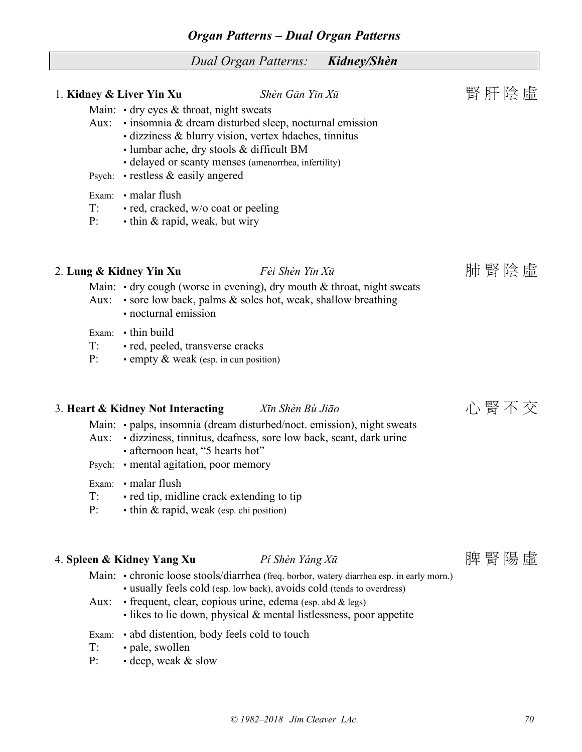## Dual Organ Patterns: ***Kidney/Shèn***

### 1. **Kidney & Liver Yin Xu** *Shèn Gān Yīn Xū* 腎肝陰虛

Main: • dry eyes & throat, night sweats
Aux: • insomnia & dream disturbed sleep, nocturnal emission
• dizziness & blurry vision, vertex hdaches, tinnitus
• lumbar ache, dry stools & difficult BM
• delayed or scanty menses (amenorrhea, infertility)
Psych: • restless & easily angered

Exam: • malar flush
T: • red, cracked, w/o coat or peeling
P: • thin & rapid, weak, but wiry

### 2. **Lung & Kidney Yin Xu** *Fèi Shèn Yīn Xū* 肺腎陰虛

Main: • dry cough (worse in evening), dry mouth & throat, night sweats
Aux: • sore low back, palms & soles hot, weak, shallow breathing
• nocturnal emission

Exam: • thin build
T: • red, peeled, transverse cracks
P: • empty & weak (esp. in cun position)

### 3. **Heart & Kidney Not Interacting** *Xīn Shèn Bù Jiāo* 心腎不交

Main: • palps, insomnia (dream disturbed/noct. emission), night sweats
Aux: • dizziness, tinnitus, deafness, sore low back, scant, dark urine
• afternoon heat, "5 hearts hot"
Psych: • mental agitation, poor memory

Exam: • malar flush
T: • red tip, midline crack extending to tip
P: • thin & rapid, weak (esp. chi position)

### 4. **Spleen & Kidney Yang Xu** *Pí Shèn Yáng Xū* 脾腎陽虛

Main: • chronic loose stools/diarrhea (freq. borbor, watery diarrhea esp. in early morn.)
• usually feels cold (esp. low back), avoids cold (tends to overdress)
Aux: • frequent, clear, copious urine, edema (esp. abd & legs)
• likes to lie down, physical & mental listlessness, poor appetite

Exam: • abd distention, body feels cold to touch
T: • pale, swollen
P: • deep, weak & slow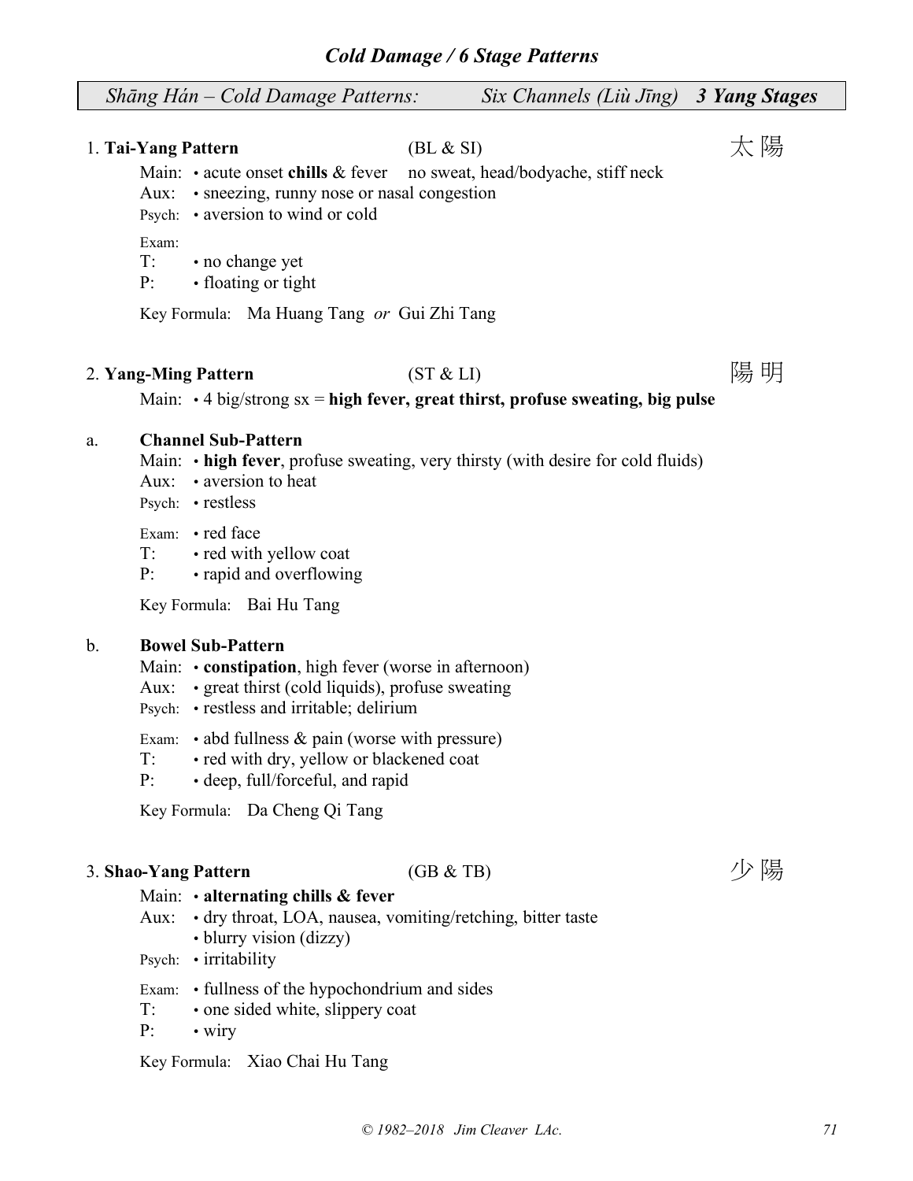## *Cold Damage / 6 Stage Patterns*

| *Shāng Hán – Cold Damage Patterns:* | *Six Channels (Liù Jīng)* **3 Yang Stages** |
|---|---|

### 1. **Tai-Yang Pattern** (BL & SI) 太陽

Main: • acute onset **chills** & fever no sweat, head/bodyache, stiff neck
Aux: • sneezing, runny nose or nasal congestion
Psych: • aversion to wind or cold

Exam:
T: • no change yet
P: • floating or tight

Key Formula: Ma Huang Tang *or* Gui Zhi Tang

### 2. **Yang-Ming Pattern** (ST & LI) 陽明

Main: • 4 big/strong sx = **high fever, great thirst, profuse sweating, big pulse**

a. **Channel Sub-Pattern**

Main: • **high fever**, profuse sweating, very thirsty (with desire for cold fluids)
Aux: • aversion to heat
Psych: • restless

Exam: • red face
T: • red with yellow coat
P: • rapid and overflowing

Key Formula: Bai Hu Tang

b. **Bowel Sub-Pattern**

Main: • **constipation**, high fever (worse in afternoon)
Aux: • great thirst (cold liquids), profuse sweating
Psych: • restless and irritable; delirium

Exam: • abd fullness & pain (worse with pressure)
T: • red with dry, yellow or blackened coat
P: • deep, full/forceful, and rapid

Key Formula: Da Cheng Qi Tang

### 3. **Shao-Yang Pattern** (GB & TB) 少陽

Main: • **alternating chills & fever**
Aux: • dry throat, LOA, nausea, vomiting/retching, bitter taste
• blurry vision (dizzy)
Psych: • irritability

Exam: • fullness of the hypochondrium and sides
T: • one sided white, slippery coat
P: • wiry

Key Formula: Xiao Chai Hu Tang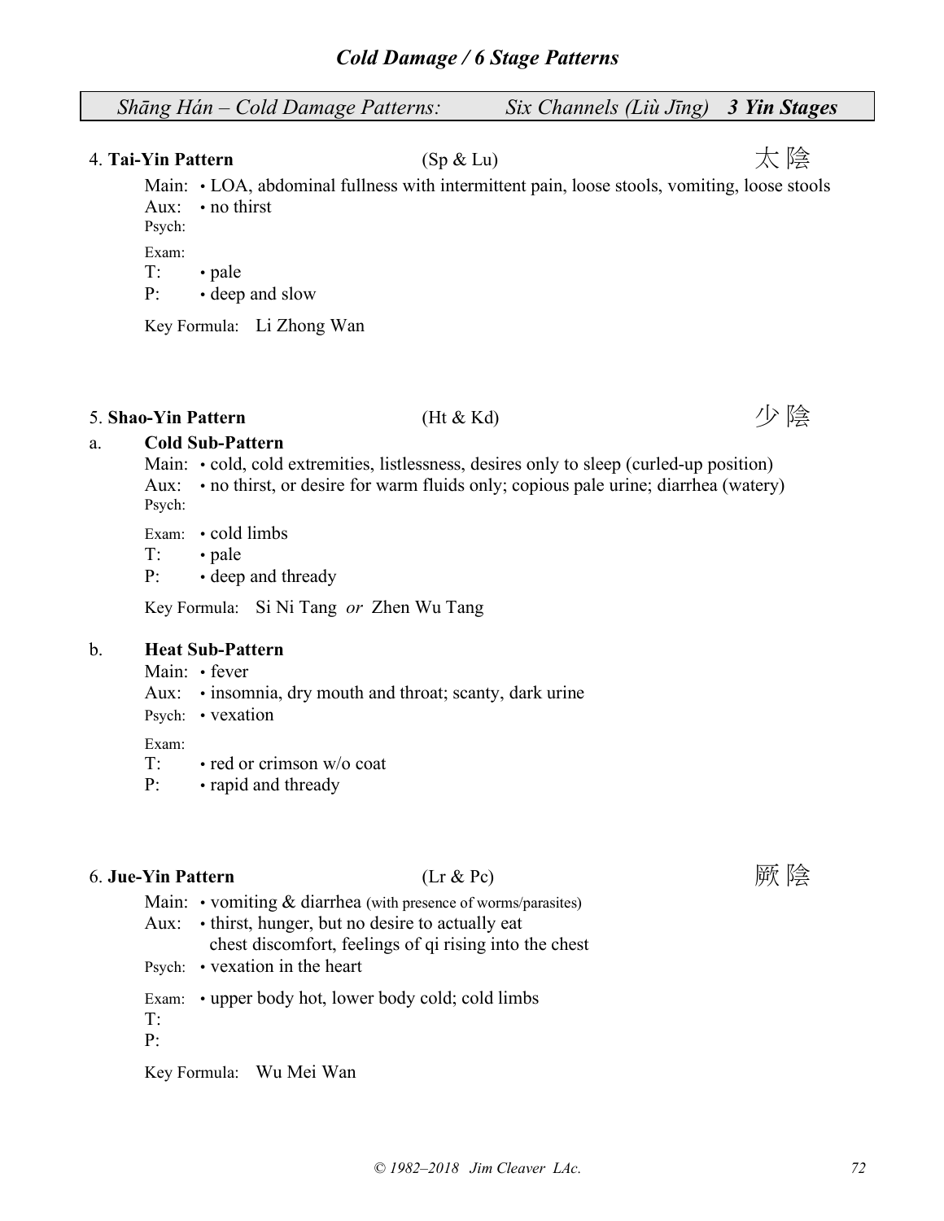## Cold Damage / 6 Stage Patterns

*Shāng Hán – Cold Damage Patterns:* *Six Channels (Liù Jīng)* ***3 Yin Stages***

### 4. **Tai-Yin Pattern** (Sp & Lu) 太陰

Main: • LOA, abdominal fullness with intermittent pain, loose stools, vomiting, loose stools
Aux: • no thirst
Psych:

Exam:
T: • pale
P: • deep and slow

Key Formula: Li Zhong Wan

### 5. **Shao-Yin Pattern** (Ht & Kd) 少陰

a. **Cold Sub-Pattern**

Main: • cold, cold extremities, listlessness, desires only to sleep (curled-up position)
Aux: • no thirst, or desire for warm fluids only; copious pale urine; diarrhea (watery)
Psych:

Exam: • cold limbs
T: • pale
P: • deep and thready

Key Formula: Si Ni Tang *or* Zhen Wu Tang

b. **Heat Sub-Pattern**

Main: • fever
Aux: • insomnia, dry mouth and throat; scanty, dark urine
Psych: • vexation

Exam:
T: • red or crimson w/o coat
P: • rapid and thready

### 6. **Jue-Yin Pattern** (Lr & Pc) 厥陰

Main: • vomiting & diarrhea (with presence of worms/parasites)
Aux: • thirst, hunger, but no desire to actually eat
chest discomfort, feelings of qi rising into the chest
Psych: • vexation in the heart

Exam: • upper body hot, lower body cold; cold limbs
T:
P:

Key Formula: Wu Mei Wan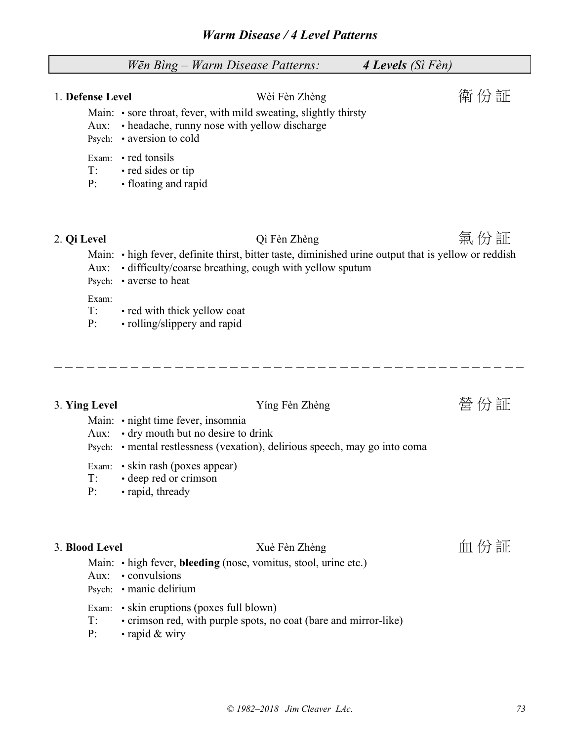## *Wēn Bìng – Warm Disease Patterns:* **4 Levels** *(Sì Fèn)*

### 1. **Defense Level** Wèi Fèn Zhèng 衛份証

Main: • sore throat, fever, with mild sweating, slightly thirsty
Aux: • headache, runny nose with yellow discharge
Psych: • aversion to cold

Exam: • red tonsils
T: • red sides or tip
P: • floating and rapid

### 2. **Qi Level** Qì Fèn Zhèng 氣份証

Main: • high fever, definite thirst, bitter taste, diminished urine output that is yellow or reddish
Aux: • difficulty/coarse breathing, cough with yellow sputum
Psych: • averse to heat

Exam:
T: • red with thick yellow coat
P: • rolling/slippery and rapid

---

### 3. **Ying Level** Yíng Fèn Zhèng 營份証

Main: • night time fever, insomnia
Aux: • dry mouth but no desire to drink
Psych: • mental restlessness (vexation), delirious speech, may go into coma

Exam: • skin rash (poxes appear)
T: • deep red or crimson
P: • rapid, thready

### 3. **Blood Level** Xuè Fèn Zhèng 血份証

Main: • high fever, **bleeding** (nose, vomitus, stool, urine etc.)
Aux: • convulsions
Psych: • manic delirium

Exam: • skin eruptions (poxes full blown)
T: • crimson red, with purple spots, no coat (bare and mirror-like)
P: • rapid & wiry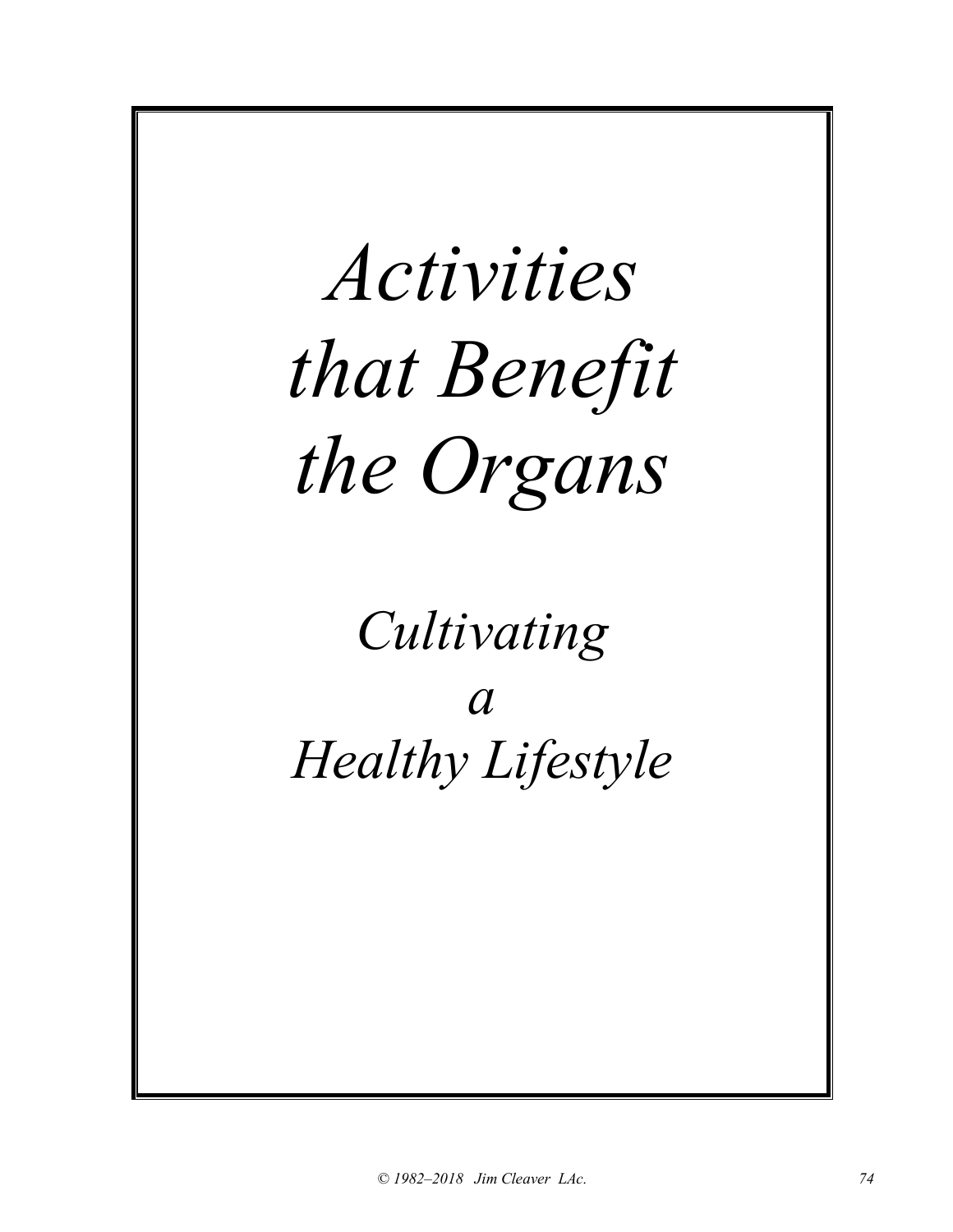# *Activities that Benefit the Organs*

## *Cultivating a Healthy Lifestyle*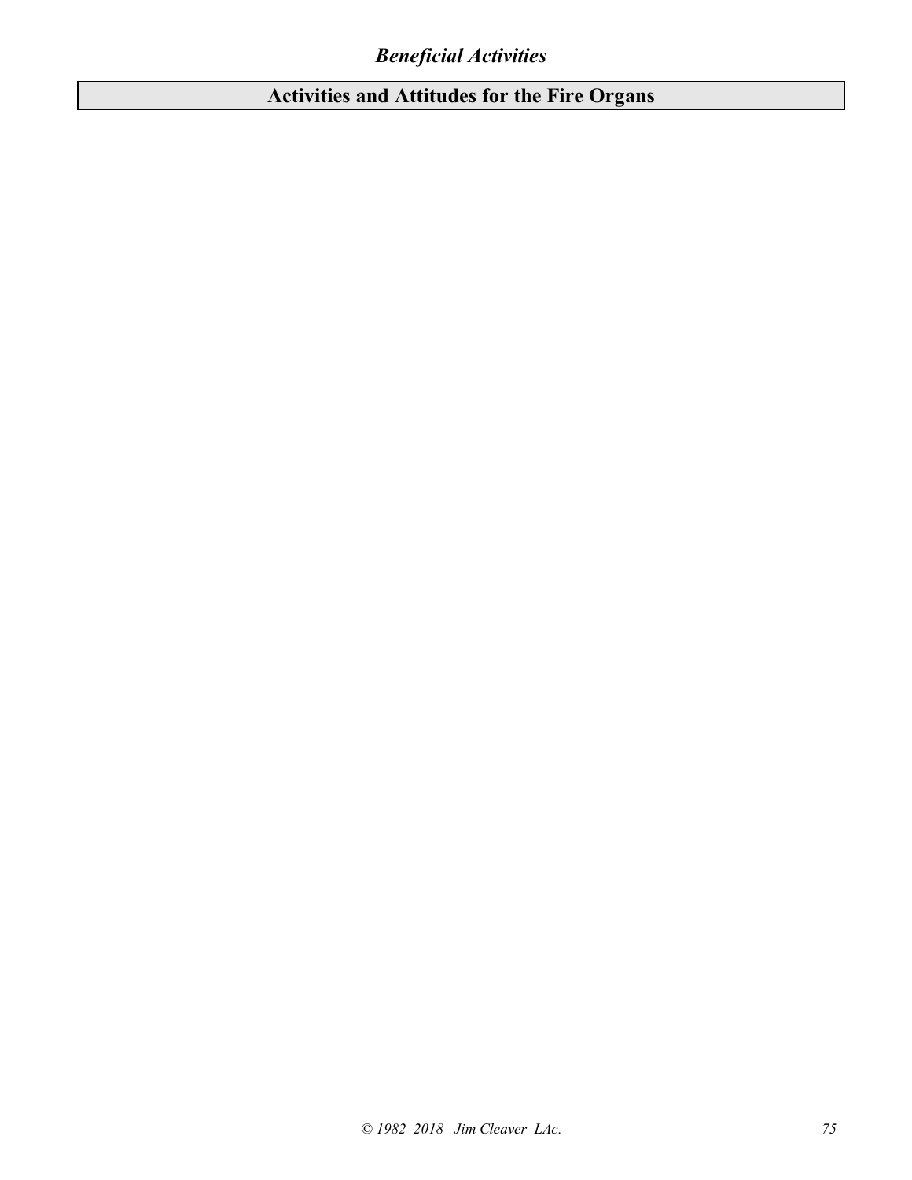## Activities and Attitudes for the Fire Organs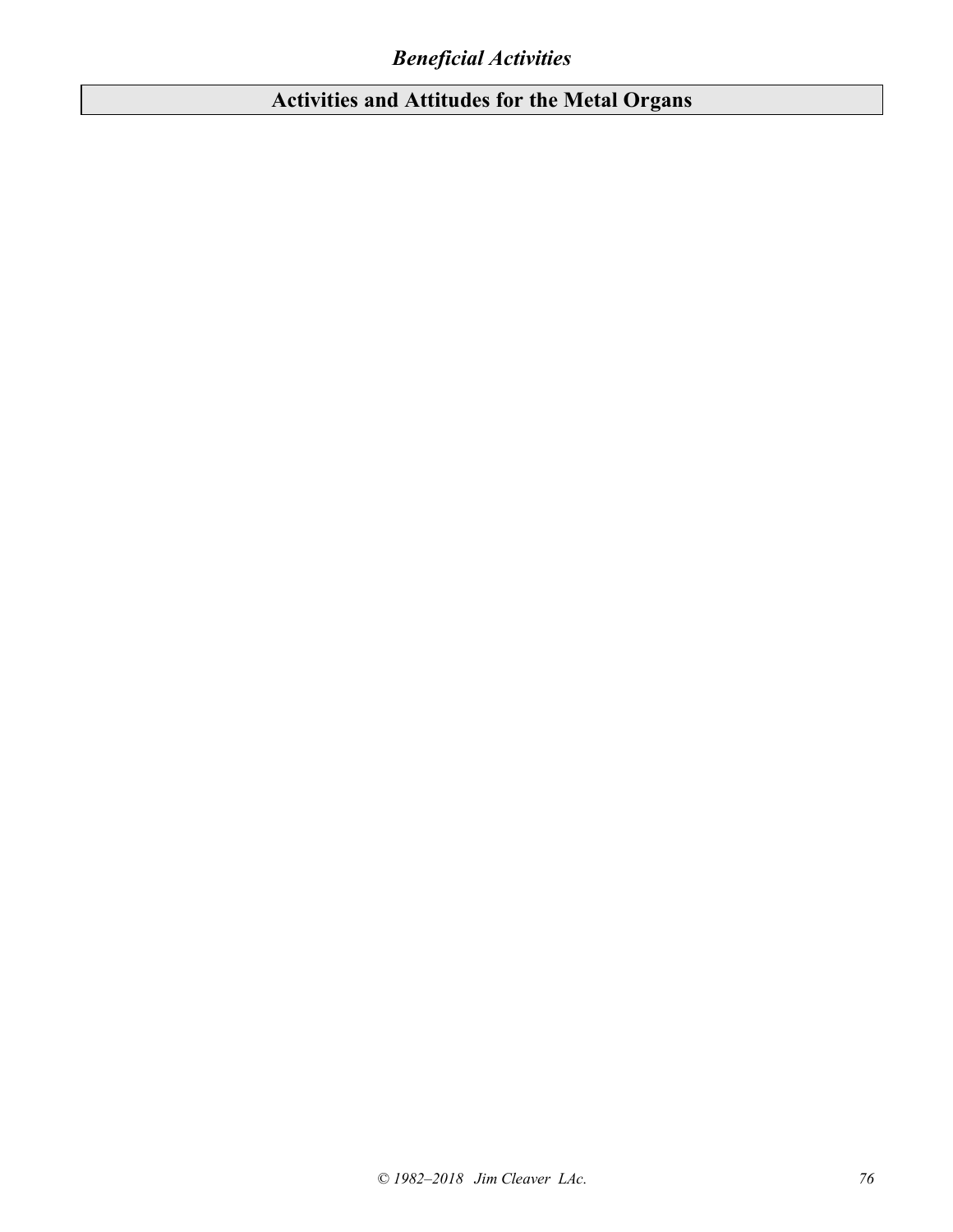## Activities and Attitudes for the Metal Organs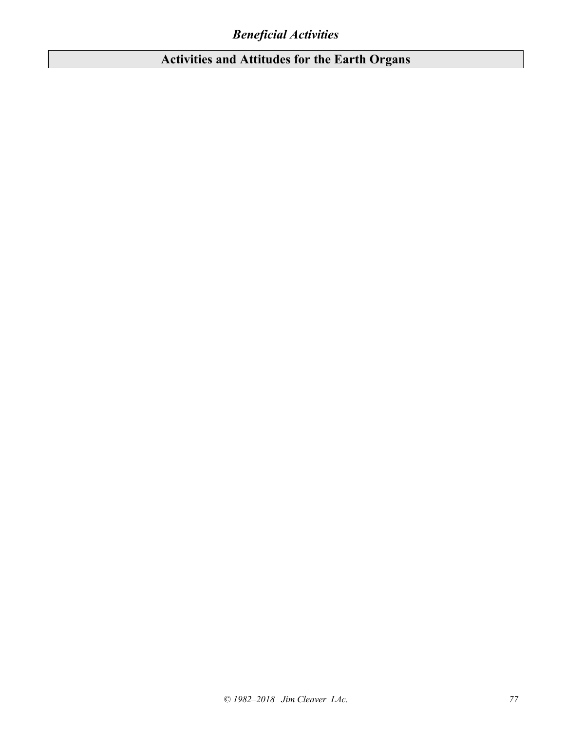## Activities and Attitudes for the Earth Organs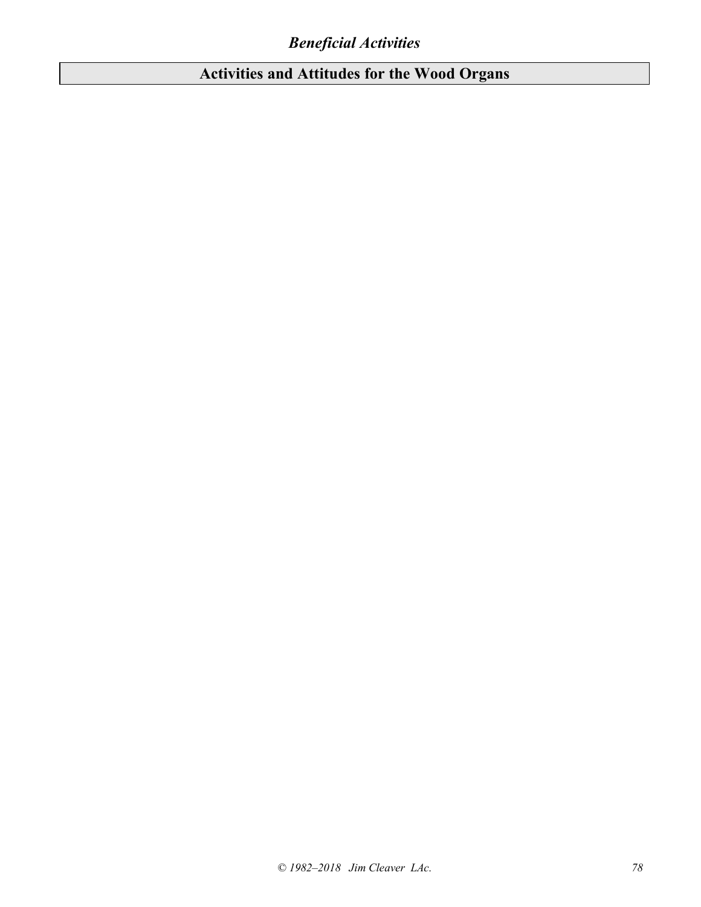# Activities and Attitudes for the Wood Organs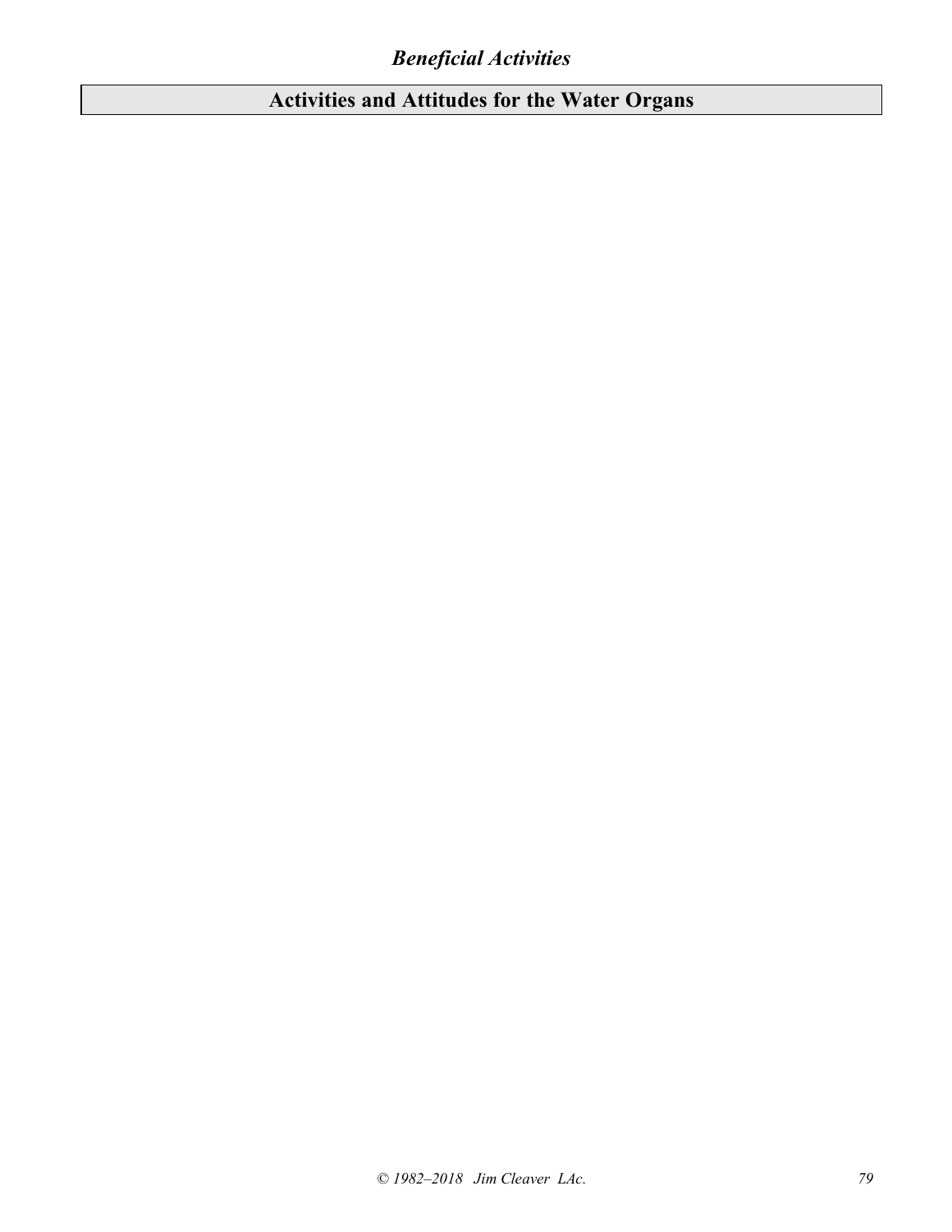## Activities and Attitudes for the Water Organs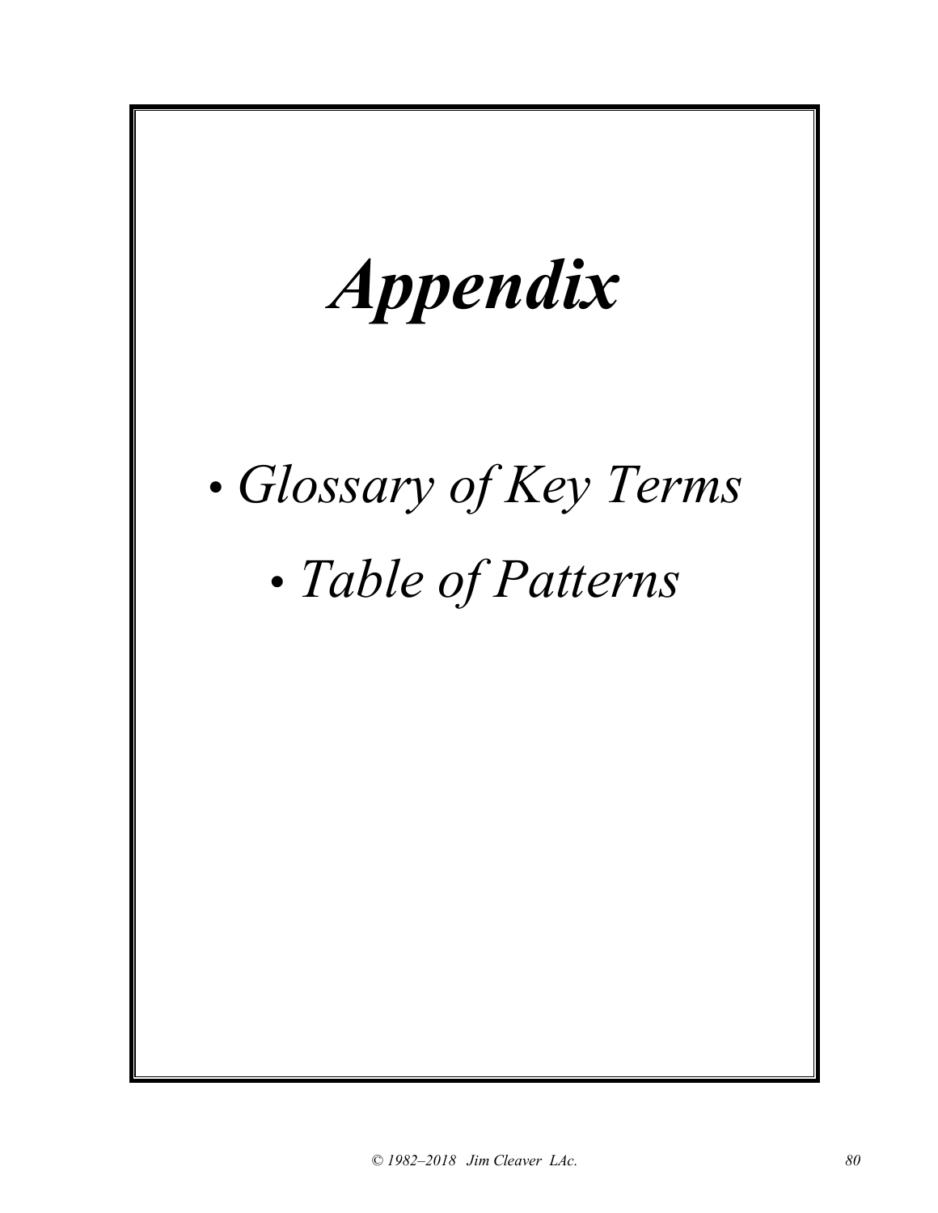# *Appendix*

- *Glossary of Key Terms*
- *Table of Patterns*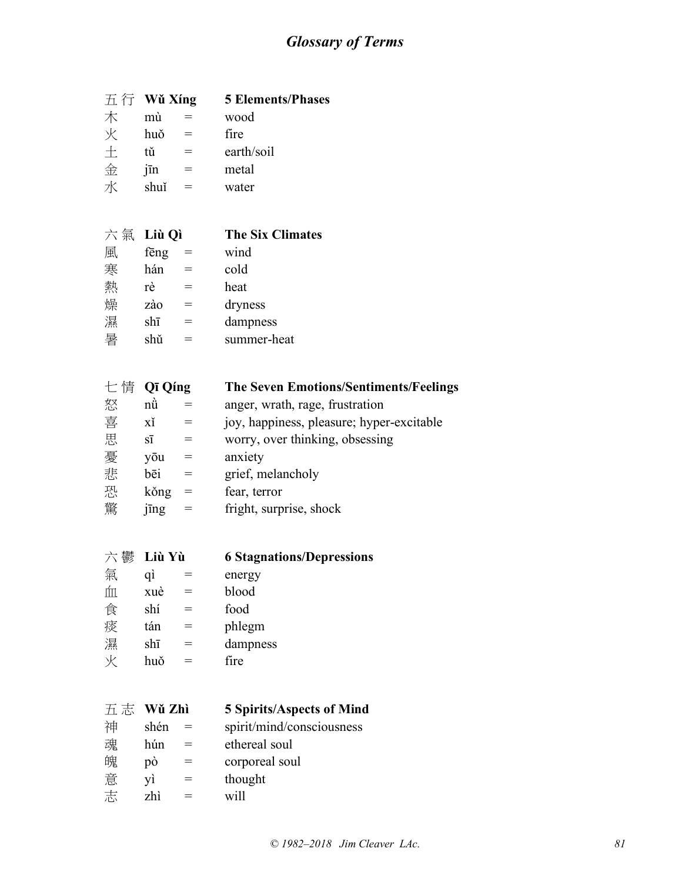# *Glossary of Terms*

| 五 行 | **Wǔ Xíng** | | **5 Elements/Phases** |
|---|---|---|---|
| 木 | mù | = | wood |
| 火 | huǒ | = | fire |
| 土 | tǔ | = | earth/soil |
| 金 | jīn | = | metal |
| 水 | shuǐ | = | water |

| 六 氣 | **Liù Qì** | | **The Six Climates** |
|---|---|---|---|
| 風 | fēng | = | wind |
| 寒 | hán | = | cold |
| 熱 | rè | = | heat |
| 燥 | zào | = | dryness |
| 濕 | shī | = | dampness |
| 暑 | shǔ | = | summer-heat |

| 七 情 | **Qī Qíng** | | **The Seven Emotions/Sentiments/Feelings** |
|---|---|---|---|
| 怒 | nǜ | = | anger, wrath, rage, frustration |
| 喜 | xǐ | = | joy, happiness, pleasure; hyper-excitable |
| 思 | sī | = | worry, over thinking, obsessing |
| 憂 | yōu | = | anxiety |
| 悲 | bēi | = | grief, melancholy |
| 恐 | kǒng | = | fear, terror |
| 驚 | jīng | = | fright, surprise, shock |

| 六 鬱 | **Liù Yù** | | **6 Stagnations/Depressions** |
|---|---|---|---|
| 氣 | qì | = | energy |
| 血 | xuè | = | blood |
| 食 | shí | = | food |
| 痰 | tán | = | phlegm |
| 濕 | shī | = | dampness |
| 火 | huǒ | = | fire |

| 五 志 | **Wǔ Zhì** | | **5 Spirits/Aspects of Mind** |
|---|---|---|---|
| 神 | shén | = | spirit/mind/consciousness |
| 魂 | hún | = | ethereal soul |
| 魄 | pò | = | corporeal soul |
| 意 | yì | = | thought |
| 志 | zhì | = | will |

*© 1982–2018 Jim Cleaver LAc.*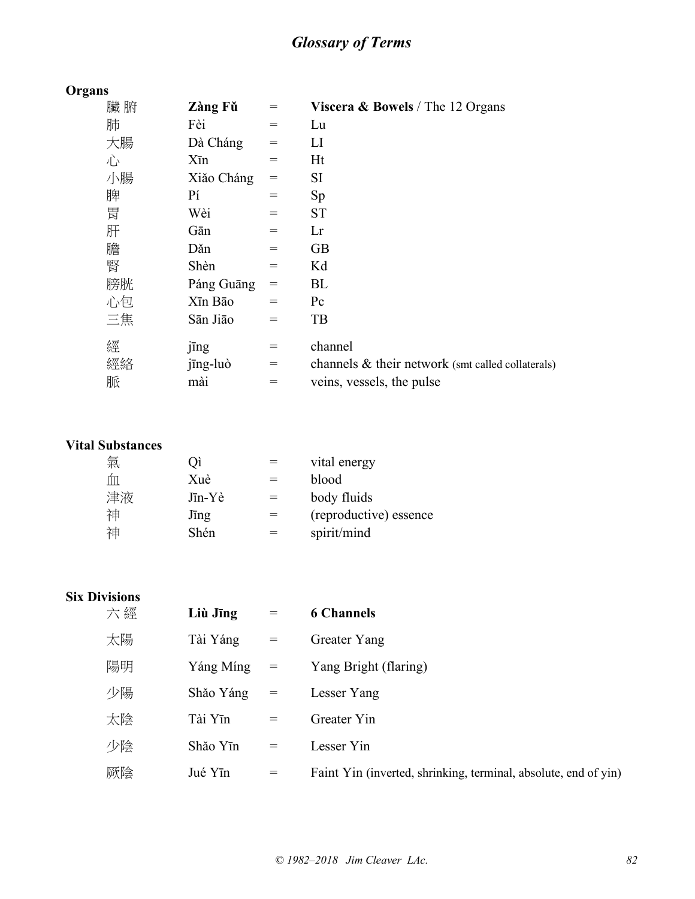# *Glossary of Terms*

**Organs**

| | | | |
|---|---|---|---|
| 臟 腑 | **Zàng Fǔ** | = | **Viscera & Bowels** / The 12 Organs |
| 肺 | Fèi | = | Lu |
| 大腸 | Dà Cháng | = | LI |
| 心 | Xīn | = | Ht |
| 小腸 | Xiǎo Cháng | = | SI |
| 脾 | Pí | = | Sp |
| 胃 | Wèi | = | ST |
| 肝 | Gān | = | Lr |
| 膽 | Dǎn | = | GB |
| 腎 | Shèn | = | Kd |
| 膀胱 | Páng Guāng | = | BL |
| 心包 | Xīn Bāo | = | Pc |
| 三焦 | Sān Jiāo | = | TB |
| 經 | jīng | = | channel |
| 經絡 | jīng-luò | = | channels & their network (smt called collaterals) |
| 脈 | mài | = | veins, vessels, the pulse |

**Vital Substances**

| | | | |
|---|---|---|---|
| 氣 | Qì | = | vital energy |
| 血 | Xuè | = | blood |
| 津液 | Jīn-Yè | = | body fluids |
| 神 | Jīng | = | (reproductive) essence |
| 神 | Shén | = | spirit/mind |

**Six Divisions**

| | | | |
|---|---|---|---|
| 六 經 | **Liù Jīng** | = | **6 Channels** |
| 太陽 | Tài Yáng | = | Greater Yang |
| 陽明 | Yáng Míng | = | Yang Bright (flaring) |
| 少陽 | Shǎo Yáng | = | Lesser Yang |
| 太陰 | Tài Yīn | = | Greater Yin |
| 少陰 | Shǎo Yīn | = | Lesser Yin |
| 厥陰 | Jué Yīn | = | Faint Yin (inverted, shrinking, terminal, absolute, end of yin) |

*© 1982–2018 Jim Cleaver LAc.*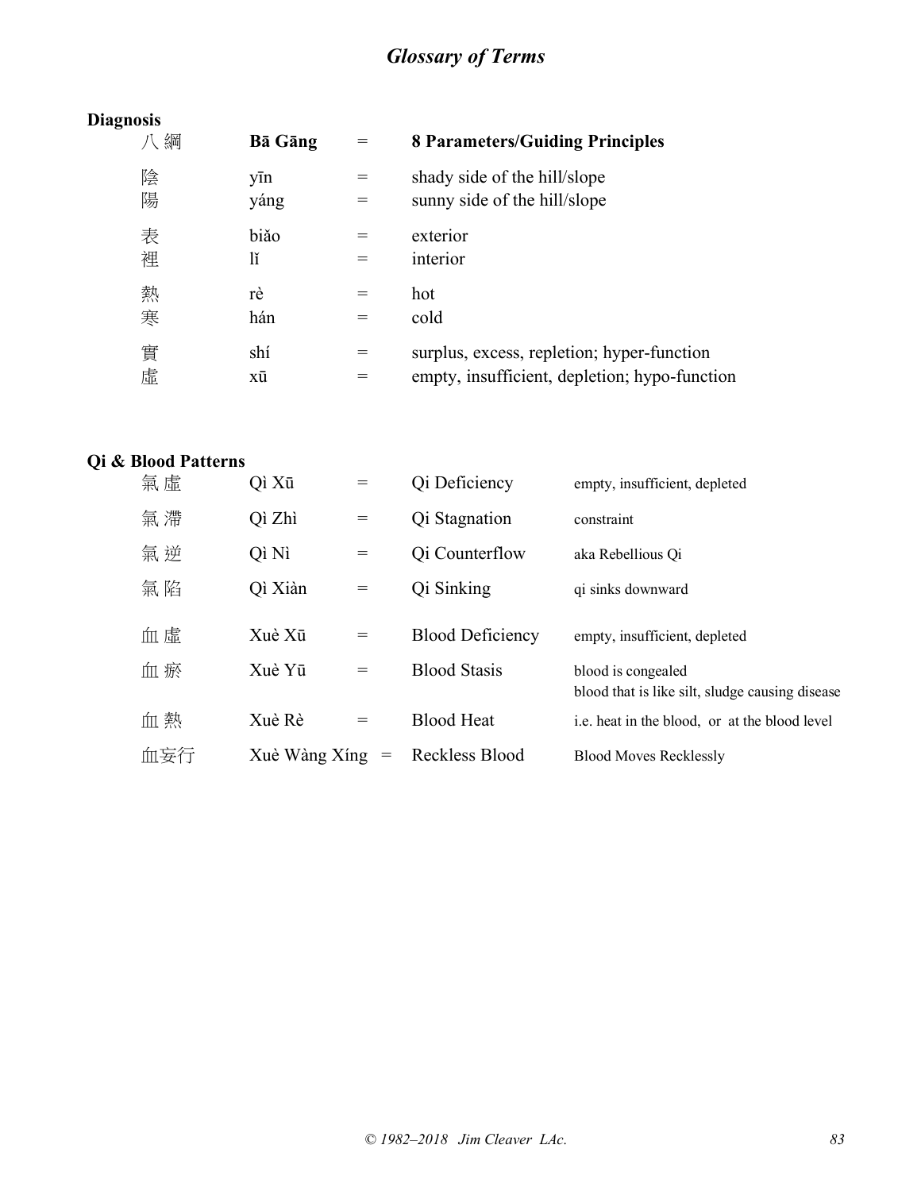# *Glossary of Terms*

**Diagnosis**

| | | | |
|---|---|---|---|
| 八 綱 | **Bā Gāng** | = | **8 Parameters/Guiding Principles** |
| 陰 | yīn | = | shady side of the hill/slope |
| 陽 | yáng | = | sunny side of the hill/slope |
| 表 | biǎo | = | exterior |
| 裡 | lǐ | = | interior |
| 熱 | rè | = | hot |
| 寒 | hán | = | cold |
| 實 | shí | = | surplus, excess, repletion; hyper-function |
| 虛 | xū | = | empty, insufficient, depletion; hypo-function |

**Qi & Blood Patterns**

| | | | | |
|---|---|---|---|---|
| 氣 虛 | Qì Xū | = | Qi Deficiency | empty, insufficient, depleted |
| 氣 滯 | Qì Zhì | = | Qi Stagnation | constraint |
| 氣 逆 | Qì Nì | = | Qi Counterflow | aka Rebellious Qi |
| 氣 陷 | Qì Xiàn | = | Qi Sinking | qi sinks downward |
| 血 虛 | Xuè Xū | = | Blood Deficiency | empty, insufficient, depleted |
| 血 瘀 | Xuè Yū | = | Blood Stasis | blood is congealed<br>blood that is like silt, sludge causing disease |
| 血 熱 | Xuè Rè | = | Blood Heat | i.e. heat in the blood, or at the blood level |
| 血妄行 | Xuè Wàng Xíng | = | Reckless Blood | Blood Moves Recklessly |

*© 1982–2018 Jim Cleaver LAc.*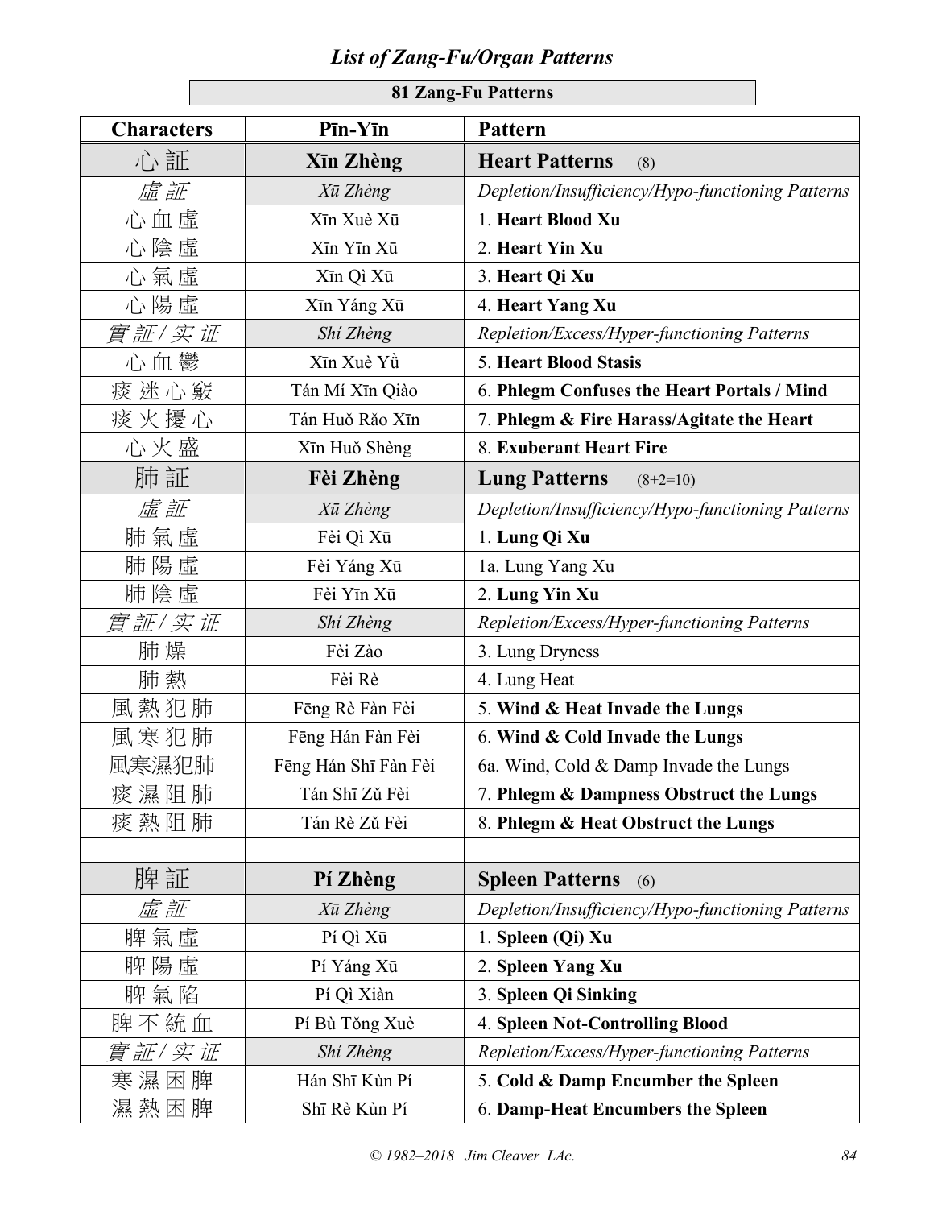## *List of Zang-Fu/Organ Patterns*

**81 Zang-Fu Patterns**

| Characters | Pīn-Yīn | Pattern |
|---|---|---|
| 心 証 | **Xīn Zhèng** | **Heart Patterns** (8) |
| *虛 証* | *Xū Zhèng* | *Depletion/Insufficiency/Hypo-functioning Patterns* |
| 心 血 虛 | Xīn Xuè Xū | 1. **Heart Blood Xu** |
| 心 陰 虛 | Xīn Yīn Xū | 2. **Heart Yin Xu** |
| 心 氣 虛 | Xīn Qì Xū | 3. **Heart Qi Xu** |
| 心 陽 虛 | Xīn Yáng Xū | 4. **Heart Yang Xu** |
| *實 証 / 实 证* | *Shí Zhèng* | *Repletion/Excess/Hyper-functioning Patterns* |
| 心 血 鬱 | Xīn Xuè Yǜ | 5. **Heart Blood Stasis** |
| 痰 迷 心 竅 | Tán Mí Xīn Qiào | 6. **Phlegm Confuses the Heart Portals / Mind** |
| 痰 火 擾 心 | Tán Huǒ Rǎo Xīn | 7. **Phlegm & Fire Harass/Agitate the Heart** |
| 心 火 盛 | Xīn Huǒ Shèng | 8. **Exuberant Heart Fire** |
| 肺 証 | **Fèi Zhèng** | **Lung Patterns** (8+2=10) |
| *虛 証* | *Xū Zhèng* | *Depletion/Insufficiency/Hypo-functioning Patterns* |
| 肺 氣 虛 | Fèi Qì Xū | 1. **Lung Qi Xu** |
| 肺 陽 虛 | Fèi Yáng Xū | 1a. Lung Yang Xu |
| 肺 陰 虛 | Fèi Yīn Xū | 2. **Lung Yin Xu** |
| *實 証 / 实 证* | *Shí Zhèng* | *Repletion/Excess/Hyper-functioning Patterns* |
| 肺 燥 | Fèi Zào | 3. Lung Dryness |
| 肺 熱 | Fèi Rè | 4. Lung Heat |
| 風 熱 犯 肺 | Fēng Rè Fàn Fèi | 5. **Wind & Heat Invade the Lungs** |
| 風 寒 犯 肺 | Fēng Hán Fàn Fèi | 6. **Wind & Cold Invade the Lungs** |
| 風寒濕犯肺 | Fēng Hán Shī Fàn Fèi | 6a. Wind, Cold & Damp Invade the Lungs |
| 痰 濕 阻 肺 | Tán Shī Zǔ Fèi | 7. **Phlegm & Dampness Obstruct the Lungs** |
| 痰 熱 阻 肺 | Tán Rè Zǔ Fèi | 8. **Phlegm & Heat Obstruct the Lungs** |
| | | |
| 脾 証 | **Pí Zhèng** | **Spleen Patterns** (6) |
| *虛 証* | *Xū Zhèng* | *Depletion/Insufficiency/Hypo-functioning Patterns* |
| 脾 氣 虛 | Pí Qì Xū | 1. **Spleen (Qi) Xu** |
| 脾 陽 虛 | Pí Yáng Xū | 2. **Spleen Yang Xu** |
| 脾 氣 陷 | Pí Qì Xiàn | 3. **Spleen Qi Sinking** |
| 脾 不 統 血 | Pí Bù Tǒng Xuè | 4. **Spleen Not-Controlling Blood** |
| *實 証 / 实 证* | *Shí Zhèng* | *Repletion/Excess/Hyper-functioning Patterns* |
| 寒 濕 困 脾 | Hán Shī Kùn Pí | 5. **Cold & Damp Encumber the Spleen** |
| 濕 熱 困 脾 | Shī Rè Kùn Pí | 6. **Damp-Heat Encumbers the Spleen** |

*© 1982–2018 Jim Cleaver LAc.*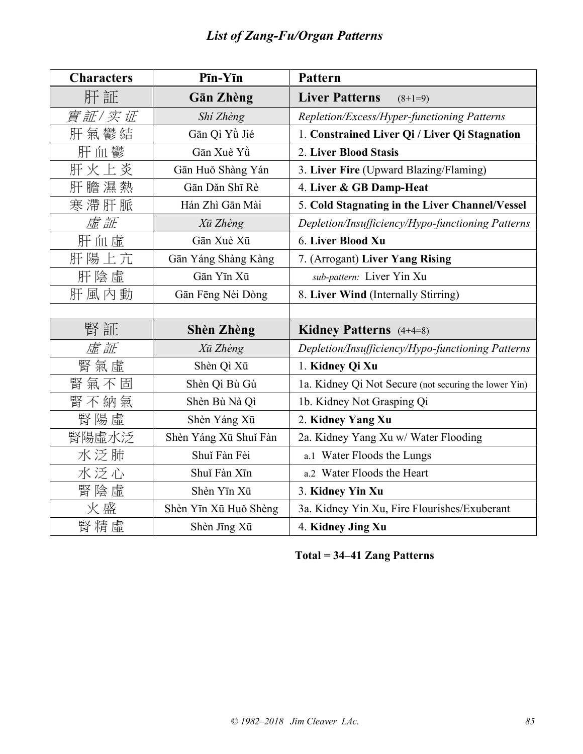# *List of Zang-Fu/Organ Patterns*

| Characters | Pīn-Yīn | Pattern |
|---|---|---|
| 肝 証 | **Gān Zhèng** | **Liver Patterns** (8+1=9) |
| *實 証 / 实 证* | *Shí Zhèng* | *Repletion/Excess/Hyper-functioning Patterns* |
| 肝 氣 鬱 結 | Gān Qì Yǜ Jié | 1. **Constrained Liver Qi / Liver Qi Stagnation** |
| 肝 血 鬱 | Gān Xuè Yǜ | 2. **Liver Blood Stasis** |
| 肝 火 上 炎 | Gān Huǒ Shàng Yán | 3. **Liver Fire** (Upward Blazing/Flaming) |
| 肝 膽 濕 熱 | Gān Dǎn Shī Rè | 4. **Liver & GB Damp-Heat** |
| 寒 滯 肝 脈 | Hán Zhì Gān Mài | 5. **Cold Stagnating in the Liver Channel/Vessel** |
| *虛 証* | *Xū Zhèng* | *Depletion/Insufficiency/Hypo-functioning Patterns* |
| 肝 血 虛 | Gān Xuè Xū | 6. **Liver Blood Xu** |
| 肝 陽 上 亢 | Gān Yáng Shàng Kàng | 7. (Arrogant) **Liver Yang Rising** |
| 肝 陰 虛 | Gān Yīn Xū | *sub-pattern:* Liver Yin Xu |
| 肝 風 內 動 | Gān Fēng Nèi Dòng | 8. **Liver Wind** (Internally Stirring) |
| | | |
| 腎 証 | **Shèn Zhèng** | **Kidney Patterns** (4+4=8) |
| *虛 証* | *Xū Zhèng* | *Depletion/Insufficiency/Hypo-functioning Patterns* |
| 腎 氣 虛 | Shèn Qì Xū | 1. **Kidney Qi Xu** |
| 腎 氣 不 固 | Shèn Qì Bù Gù | 1a. Kidney Qi Not Secure (not securing the lower Yin) |
| 腎 不 納 氣 | Shèn Bù Nà Qì | 1b. Kidney Not Grasping Qi |
| 腎 陽 虛 | Shèn Yáng Xū | 2. **Kidney Yang Xu** |
| 腎陽虛水泛 | Shèn Yáng Xū Shuǐ Fàn | 2a. Kidney Yang Xu w/ Water Flooding |
| 水 泛 肺 | Shuǐ Fàn Fèi | a.1 Water Floods the Lungs |
| 水 泛 心 | Shuǐ Fàn Xīn | a.2 Water Floods the Heart |
| 腎 陰 虛 | Shèn Yīn Xū | 3. **Kidney Yin Xu** |
| 火 盛 | Shèn Yīn Xū Huǒ Shèng | 3a. Kidney Yin Xu, Fire Flourishes/Exuberant |
| 腎 精 虛 | Shèn Jīng Xū | 4. **Kidney Jing Xu** |

**Total = 34–41 Zang Patterns**

© 1982–2018 Jim Cleaver LAc.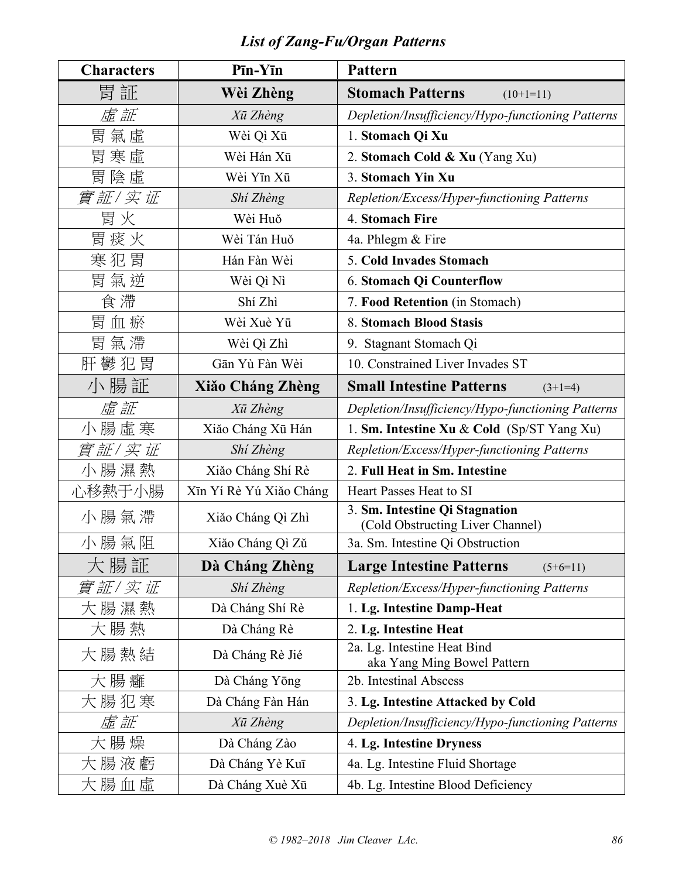## *List of Zang-Fu/Organ Patterns*

| Characters | Pīn-Yīn | Pattern |
|---|---|---|
| 胃 証 | **Wèi Zhèng** | **Stomach Patterns** (10+1=11) |
| *虛 証* | *Xū Zhèng* | *Depletion/Insufficiency/Hypo-functioning Patterns* |
| 胃 氣 虛 | Wèi Qì Xū | 1. **Stomach Qi Xu** |
| 胃 寒 虛 | Wèi Hán Xū | 2. **Stomach Cold & Xu** (Yang Xu) |
| 胃 陰 虛 | Wèi Yīn Xū | 3. **Stomach Yin Xu** |
| *實 証 / 实 证* | *Shí Zhèng* | *Repletion/Excess/Hyper-functioning Patterns* |
| 胃 火 | Wèi Huǒ | 4. **Stomach Fire** |
| 胃 痰 火 | Wèi Tán Huǒ | 4a. Phlegm & Fire |
| 寒 犯 胃 | Hán Fàn Wèi | 5. **Cold Invades Stomach** |
| 胃 氣 逆 | Wèi Qì Nì | 6. **Stomach Qi Counterflow** |
| 食 滯 | Shí Zhì | 7. **Food Retention** (in Stomach) |
| 胃 血 瘀 | Wèi Xuè Yū | 8. **Stomach Blood Stasis** |
| 胃 氣 滯 | Wèi Qì Zhì | 9. Stagnant Stomach Qi |
| 肝 鬱 犯 胃 | Gān Yù Fàn Wèi | 10. Constrained Liver Invades ST |
| 小 腸 証 | **Xiǎo Cháng Zhèng** | **Small Intestine Patterns** (3+1=4) |
| *虛 証* | *Xū Zhèng* | *Depletion/Insufficiency/Hypo-functioning Patterns* |
| 小 腸 虛 寒 | Xiǎo Cháng Xū Hán | 1. **Sm. Intestine Xu** & **Cold** (Sp/ST Yang Xu) |
| *實 証 / 实 证* | *Shí Zhèng* | *Repletion/Excess/Hyper-functioning Patterns* |
| 小 腸 濕 熱 | Xiǎo Cháng Shí Rè | 2. **Full Heat in Sm. Intestine** |
| 心移熱于小腸 | Xīn Yí Rè Yú Xiǎo Cháng | Heart Passes Heat to SI |
| 小 腸 氣 滯 | Xiǎo Cháng Qì Zhì | 3. **Sm. Intestine Qi Stagnation** (Cold Obstructing Liver Channel) |
| 小 腸 氣 阻 | Xiǎo Cháng Qì Zǔ | 3a. Sm. Intestine Qi Obstruction |
| 大 腸 証 | **Dà Cháng Zhèng** | **Large Intestine Patterns** (5+6=11) |
| *實 証 / 实 证* | *Shí Zhèng* | *Repletion/Excess/Hyper-functioning Patterns* |
| 大 腸 濕 熱 | Dà Cháng Shí Rè | 1. **Lg. Intestine Damp-Heat** |
| 大 腸 熱 | Dà Cháng Rè | 2. **Lg. Intestine Heat** |
| 大 腸 熱 結 | Dà Cháng Rè Jié | 2a. Lg. Intestine Heat Bind aka Yang Ming Bowel Pattern |
| 大 腸 癰 | Dà Cháng Yōng | 2b. Intestinal Abscess |
| 大 腸 犯 寒 | Dà Cháng Fàn Hán | 3. **Lg. Intestine Attacked by Cold** |
| *虛 証* | *Xū Zhèng* | *Depletion/Insufficiency/Hypo-functioning Patterns* |
| 大 腸 燥 | Dà Cháng Zào | 4. **Lg. Intestine Dryness** |
| 大 腸 液 虧 | Dà Cháng Yè Kuī | 4a. Lg. Intestine Fluid Shortage |
| 大 腸 血 虛 | Dà Cháng Xuè Xū | 4b. Lg. Intestine Blood Deficiency |

*© 1982–2018 Jim Cleaver LAc.*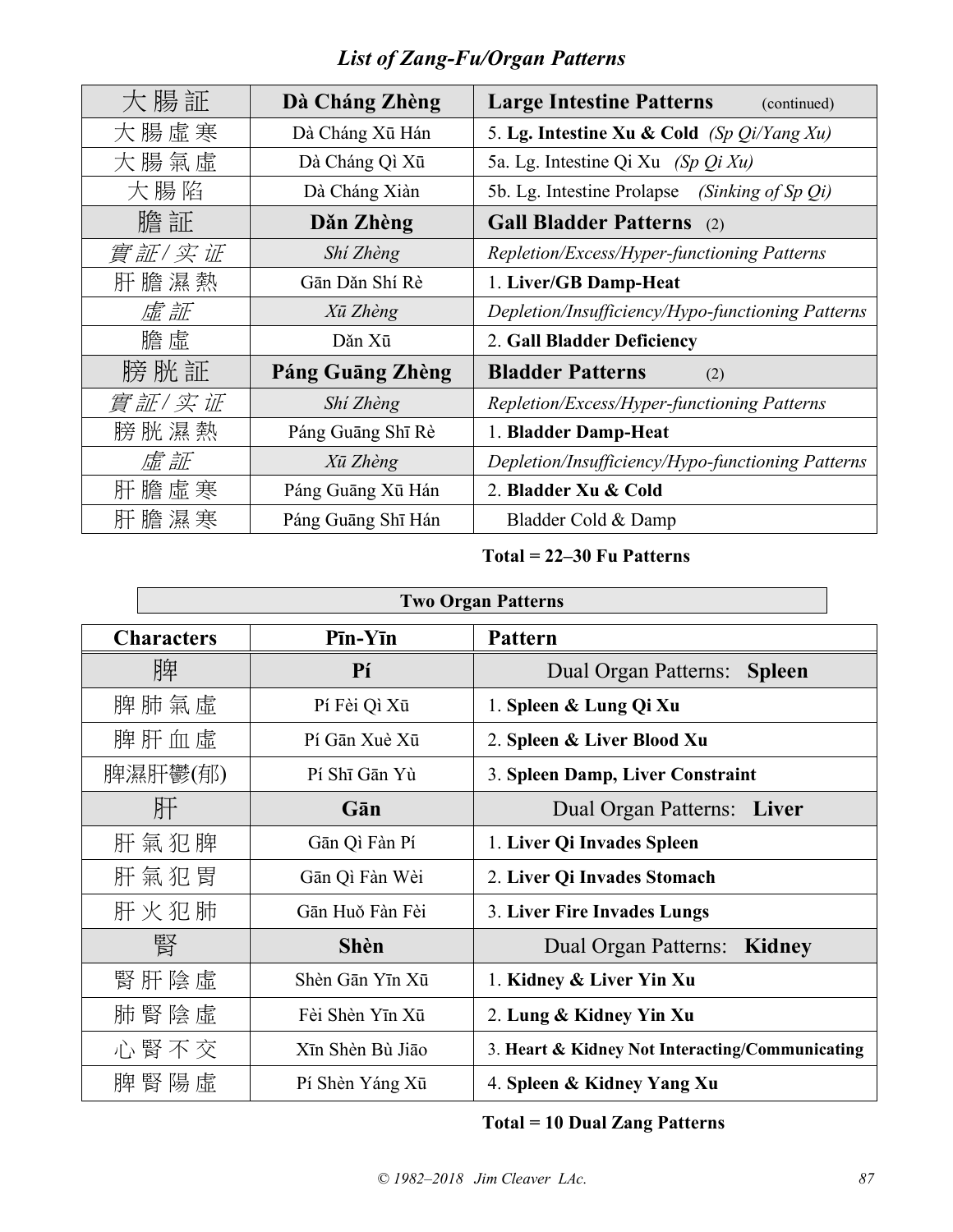## *List of Zang-Fu/Organ Patterns*

| 大 腸 証 | **Dà Cháng Zhèng** | **Large Intestine Patterns** (continued) |
|---|---|---|
| 大 腸 虛 寒 | Dà Cháng Xū Hán | 5. **Lg. Intestine Xu & Cold** *(Sp Qi/Yang Xu)* |
| 大 腸 氣 虛 | Dà Cháng Qì Xū | 5a. Lg. Intestine Qi Xu *(Sp Qi Xu)* |
| 大 腸 陷 | Dà Cháng Xiàn | 5b. Lg. Intestine Prolapse *(Sinking of Sp Qi)* |
| 膽 証 | **Dǎn Zhèng** | **Gall Bladder Patterns** (2) |
| *實 証 / 实 证* | *Shí Zhèng* | *Repletion/Excess/Hyper-functioning Patterns* |
| 肝 膽 濕 熱 | Gān Dǎn Shí Rè | 1. **Liver/GB Damp-Heat** |
| *虛 証* | *Xū Zhèng* | *Depletion/Insufficiency/Hypo-functioning Patterns* |
| 膽 虛 | Dǎn Xū | 2. **Gall Bladder Deficiency** |
| 膀 胱 証 | **Páng Guāng Zhèng** | **Bladder Patterns** (2) |
| *實 証 / 实 证* | *Shí Zhèng* | *Repletion/Excess/Hyper-functioning Patterns* |
| 膀 胱 濕 熱 | Páng Guāng Shī Rè | 1. **Bladder Damp-Heat** |
| *虛 証* | *Xū Zhèng* | *Depletion/Insufficiency/Hypo-functioning Patterns* |
| 肝 膽 虛 寒 | Páng Guāng Xū Hán | 2. **Bladder Xu & Cold** |
| 肝 膽 濕 寒 | Páng Guāng Shī Hán | Bladder Cold & Damp |

**Total = 22–30 Fu Patterns**

**Two Organ Patterns**

| Characters | Pīn-Yīn | Pattern |
|---|---|---|
| 脾 | **Pí** | Dual Organ Patterns: **Spleen** |
| 脾 肺 氣 虛 | Pí Fèi Qì Xū | 1. **Spleen & Lung Qi Xu** |
| 脾 肝 血 虛 | Pí Gān Xuè Xū | 2. **Spleen & Liver Blood Xu** |
| 脾濕肝鬱(郁) | Pí Shī Gān Yù | 3. **Spleen Damp, Liver Constraint** |
| 肝 | **Gān** | Dual Organ Patterns: **Liver** |
| 肝 氣 犯 脾 | Gān Qì Fàn Pí | 1. **Liver Qi Invades Spleen** |
| 肝 氣 犯 胃 | Gān Qì Fàn Wèi | 2. **Liver Qi Invades Stomach** |
| 肝 火 犯 肺 | Gān Huǒ Fàn Fèi | 3. **Liver Fire Invades Lungs** |
| 腎 | **Shèn** | Dual Organ Patterns: **Kidney** |
| 腎 肝 陰 虛 | Shèn Gān Yīn Xū | 1. **Kidney & Liver Yin Xu** |
| 肺 腎 陰 虛 | Fèi Shèn Yīn Xū | 2. **Lung & Kidney Yin Xu** |
| 心 腎 不 交 | Xīn Shèn Bù Jiāo | 3. **Heart & Kidney Not Interacting/Communicating** |
| 脾 腎 陽 虛 | Pí Shèn Yáng Xū | 4. **Spleen & Kidney Yang Xu** |

**Total = 10 Dual Zang Patterns**